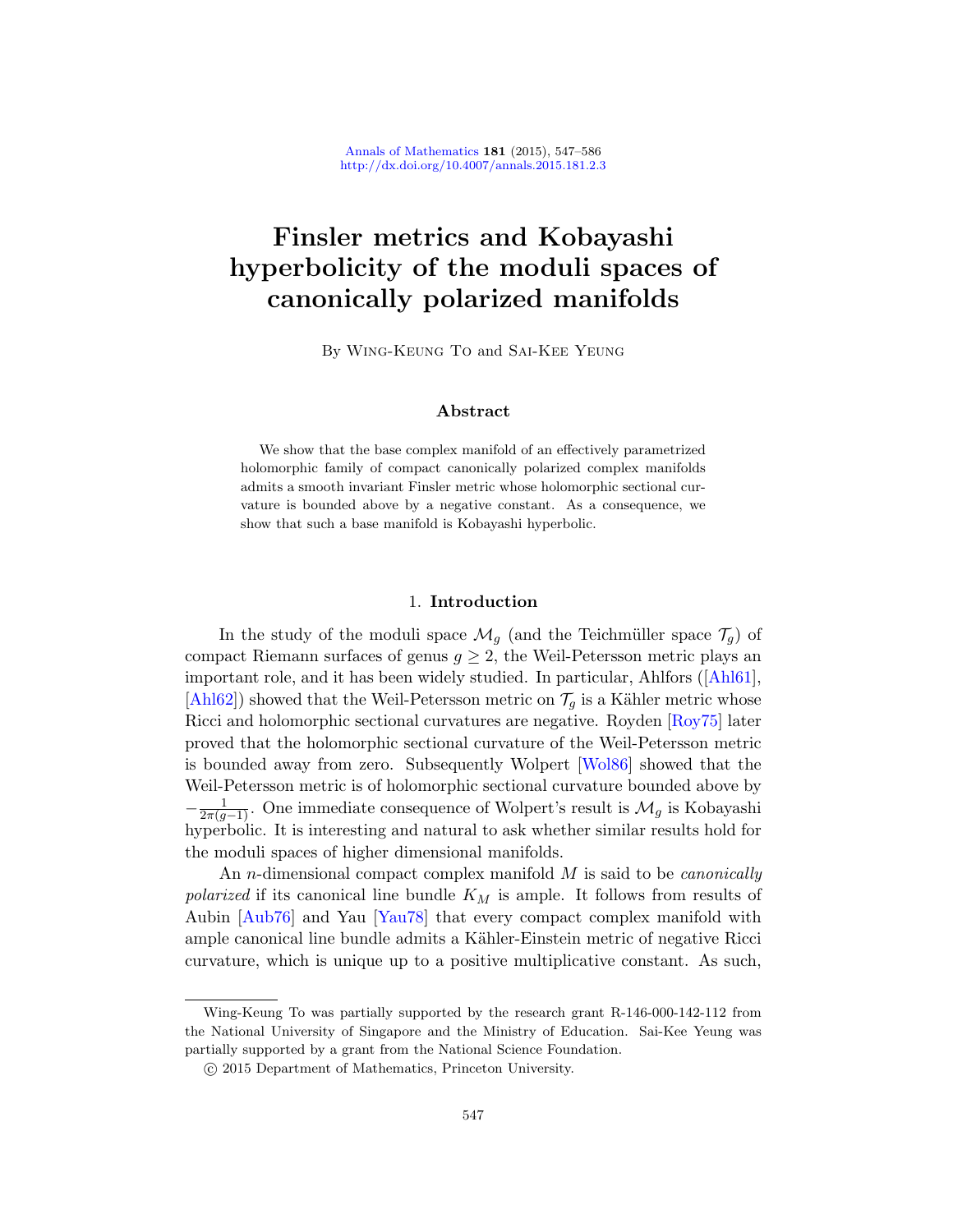# Finsler metrics and Kobayashi hyperbolicity of the moduli spaces of canonically polarized manifolds

By Wing-Keung To and Sai-Kee Yeung

## Abstract

We show that the base complex manifold of an effectively parametrized holomorphic family of compact canonically polarized complex manifolds admits a smooth invariant Finsler metric whose holomorphic sectional curvature is bounded above by a negative constant. As a consequence, we show that such a base manifold is Kobayashi hyperbolic.

## 1. Introduction

In the study of the moduli space $\mathcal{M}_g$ (and the Teichmüller space $\mathcal{T}_g$) of compact Riemann surfaces of genus $g \geq 2$, the Weil-Petersson metric plays an important role, and it has been widely studied. In particular, Ahlfors ([Ahl61], [Ahl62]) showed that the Weil-Petersson metric on $\mathcal{T}_g$ is a Kähler metric whose Ricci and holomorphic sectional curvatures are negative. Royden [Roy75] later proved that the holomorphic sectional curvature of the Weil-Petersson metric is bounded away from zero. Subsequently Wolpert [Wol86] showed that the Weil-Petersson metric is of holomorphic sectional curvature bounded above by $-\frac{1}{2\pi(g-1)}$. One immediate consequence of Wolpert's result is $\mathcal{M}_g$ is Kobayashi hyperbolic. It is interesting and natural to ask whether similar results hold for the moduli spaces of higher dimensional manifolds.

An $n$-dimensional compact complex manifold $M$ is said to be *canonically polarized* if its canonical line bundle $K_M$ is ample. It follows from results of Aubin [Aub76] and Yau [Yau78] that every compact complex manifold with ample canonical line bundle admits a Kähler-Einstein metric of negative Ricci curvature, which is unique up to a positive multiplicative constant. As such,

Wing-Keung To was partially supported by the research grant R-146-000-142-112 from the National University of Singapore and the Ministry of Education. Sai-Kee Yeung was partially supported by a grant from the National Science Foundation.

© 2015 Department of Mathematics, Princeton University.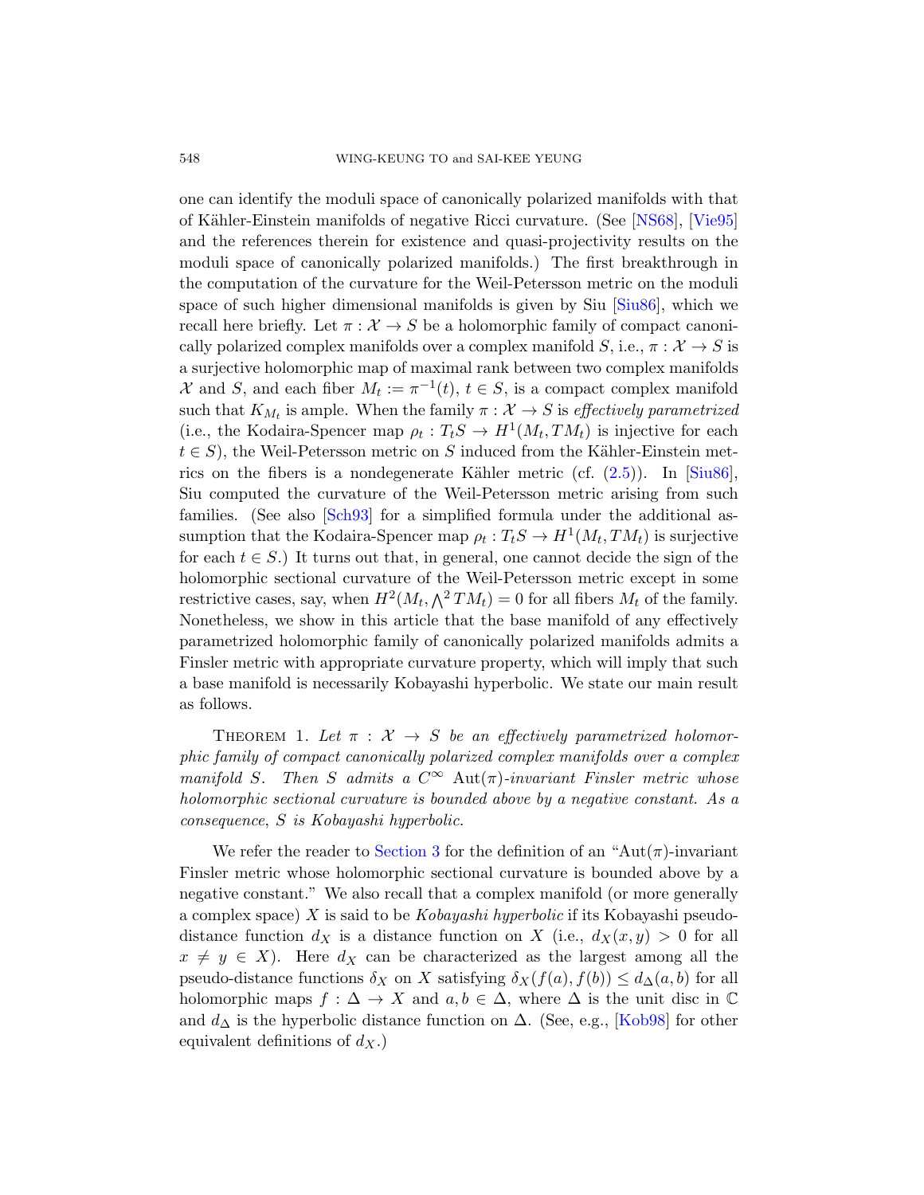one can identify the moduli space of canonically polarized manifolds with that of Kähler-Einstein manifolds of negative Ricci curvature. (See [NS68], [Vie95] and the references therein for existence and quasi-projectivity results on the moduli space of canonically polarized manifolds.) The first breakthrough in the computation of the curvature for the Weil-Petersson metric on the moduli space of such higher dimensional manifolds is given by Siu [Siu86], which we recall here briefly. Let $\pi : \mathcal{X} \to S$ be a holomorphic family of compact canonically polarized complex manifolds over a complex manifold $S$, i.e., $\pi : \mathcal{X} \to S$ is a surjective holomorphic map of maximal rank between two complex manifolds $\mathcal{X}$ and $S$, and each fiber $M_t := \pi^{-1}(t)$, $t \in S$, is a compact complex manifold such that $K_{M_t}$ is ample. When the family $\pi : \mathcal{X} \to S$ is *effectively parametrized* (i.e., the Kodaira-Spencer map $\rho_t : T_tS \to H^1(M_t, TM_t)$ is injective for each $t \in S$), the Weil-Petersson metric on $S$ induced from the Kähler-Einstein metrics on the fibers is a nondegenerate Kähler metric (cf. (2.5)). In [Siu86], Siu computed the curvature of the Weil-Petersson metric arising from such families. (See also [Sch93] for a simplified formula under the additional assumption that the Kodaira-Spencer map $\rho_t : T_tS \to H^1(M_t, TM_t)$ is surjective for each $t \in S$.) It turns out that, in general, one cannot decide the sign of the holomorphic sectional curvature of the Weil-Petersson metric except in some restrictive cases, say, when $H^2(M_t, \bigwedge^2 TM_t) = 0$ for all fibers $M_t$ of the family. Nonetheless, we show in this article that the base manifold of any effectively parametrized holomorphic family of canonically polarized manifolds admits a Finsler metric with appropriate curvature property, which will imply that such a base manifold is necessarily Kobayashi hyperbolic. We state our main result as follows.

Theorem 1. *Let $\pi : \mathcal{X} \to S$ be an effectively parametrized holomorphic family of compact canonically polarized complex manifolds over a complex manifold $S$. Then $S$ admits a $C^\infty$ $\mathrm{Aut}(\pi)$-invariant Finsler metric whose holomorphic sectional curvature is bounded above by a negative constant. As a consequence, $S$ is Kobayashi hyperbolic.*

We refer the reader to Section 3 for the definition of an "$\mathrm{Aut}(\pi)$-invariant Finsler metric whose holomorphic sectional curvature is bounded above by a negative constant." We also recall that a complex manifold (or more generally a complex space) $X$ is said to be *Kobayashi hyperbolic* if its Kobayashi pseudo-distance function $d_X$ is a distance function on $X$ (i.e., $d_X(x, y) > 0$ for all $x \neq y \in X$). Here $d_X$ can be characterized as the largest among all the pseudo-distance functions $\delta_X$ on $X$ satisfying $\delta_X(f(a), f(b)) \leq d_\Delta(a, b)$ for all holomorphic maps $f : \Delta \to X$ and $a, b \in \Delta$, where $\Delta$ is the unit disc in $\mathbb{C}$ and $d_\Delta$ is the hyperbolic distance function on $\Delta$. (See, e.g., [Kob98] for other equivalent definitions of $d_X$.)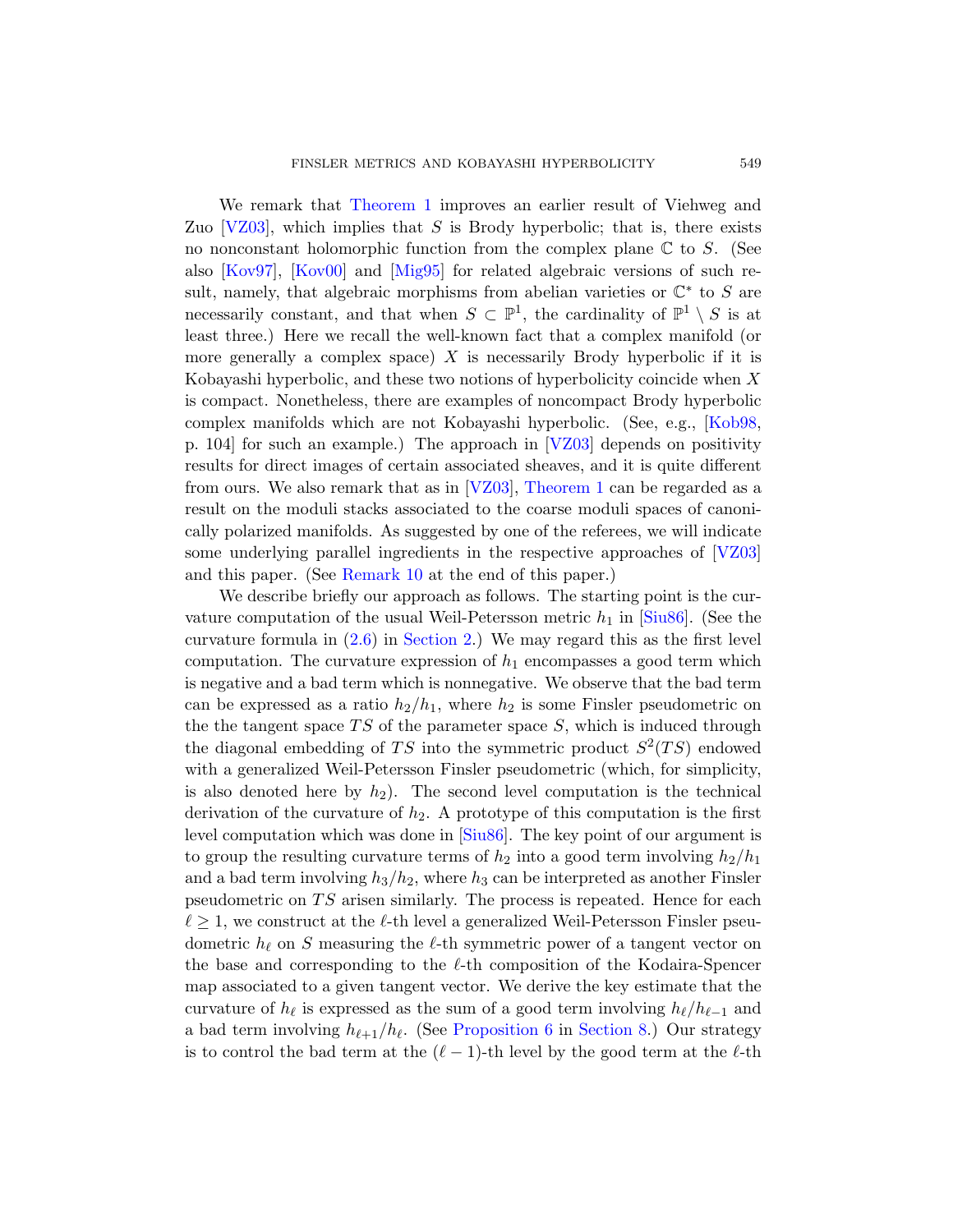We remark that Theorem 1 improves an earlier result of Viehweg and Zuo [VZ03], which implies that $S$ is Brody hyperbolic; that is, there exists no nonconstant holomorphic function from the complex plane $\mathbb{C}$ to $S$. (See also [Kov97], [Kov00] and [Mig95] for related algebraic versions of such result, namely, that algebraic morphisms from abelian varieties or $\mathbb{C}^*$ to $S$ are necessarily constant, and that when $S \subset \mathbb{P}^1$, the cardinality of $\mathbb{P}^1 \setminus S$ is at least three.) Here we recall the well-known fact that a complex manifold (or more generally a complex space) $X$ is necessarily Brody hyperbolic if it is Kobayashi hyperbolic, and these two notions of hyperbolicity coincide when $X$ is compact. Nonetheless, there are examples of noncompact Brody hyperbolic complex manifolds which are not Kobayashi hyperbolic. (See, e.g., [Kob98, p. 104] for such an example.) The approach in [VZ03] depends on positivity results for direct images of certain associated sheaves, and it is quite different from ours. We also remark that as in [VZ03], Theorem 1 can be regarded as a result on the moduli stacks associated to the coarse moduli spaces of canonically polarized manifolds. As suggested by one of the referees, we will indicate some underlying parallel ingredients in the respective approaches of [VZ03] and this paper. (See Remark 10 at the end of this paper.)

We describe briefly our approach as follows. The starting point is the curvature computation of the usual Weil-Petersson metric $h_1$ in [Siu86]. (See the curvature formula in (2.6) in Section 2.) We may regard this as the first level computation. The curvature expression of $h_1$ encompasses a good term which is negative and a bad term which is nonnegative. We observe that the bad term can be expressed as a ratio $h_2/h_1$, where $h_2$ is some Finsler pseudometric on the the tangent space $TS$ of the parameter space $S$, which is induced through the diagonal embedding of $TS$ into the symmetric product $S^2(TS)$ endowed with a generalized Weil-Petersson Finsler pseudometric (which, for simplicity, is also denoted here by $h_2$). The second level computation is the technical derivation of the curvature of $h_2$. A prototype of this computation is the first level computation which was done in [Siu86]. The key point of our argument is to group the resulting curvature terms of $h_2$ into a good term involving $h_2/h_1$ and a bad term involving $h_3/h_2$, where $h_3$ can be interpreted as another Finsler pseudometric on $TS$ arisen similarly. The process is repeated. Hence for each $\ell \geq 1$, we construct at the $\ell$-th level a generalized Weil-Petersson Finsler pseudometric $h_\ell$ on $S$ measuring the $\ell$-th symmetric power of a tangent vector on the base and corresponding to the $\ell$-th composition of the Kodaira-Spencer map associated to a given tangent vector. We derive the key estimate that the curvature of $h_\ell$ is expressed as the sum of a good term involving $h_\ell/h_{\ell-1}$ and a bad term involving $h_{\ell+1}/h_\ell$. (See Proposition 6 in Section 8.) Our strategy is to control the bad term at the $(\ell-1)$-th level by the good term at the $\ell$-th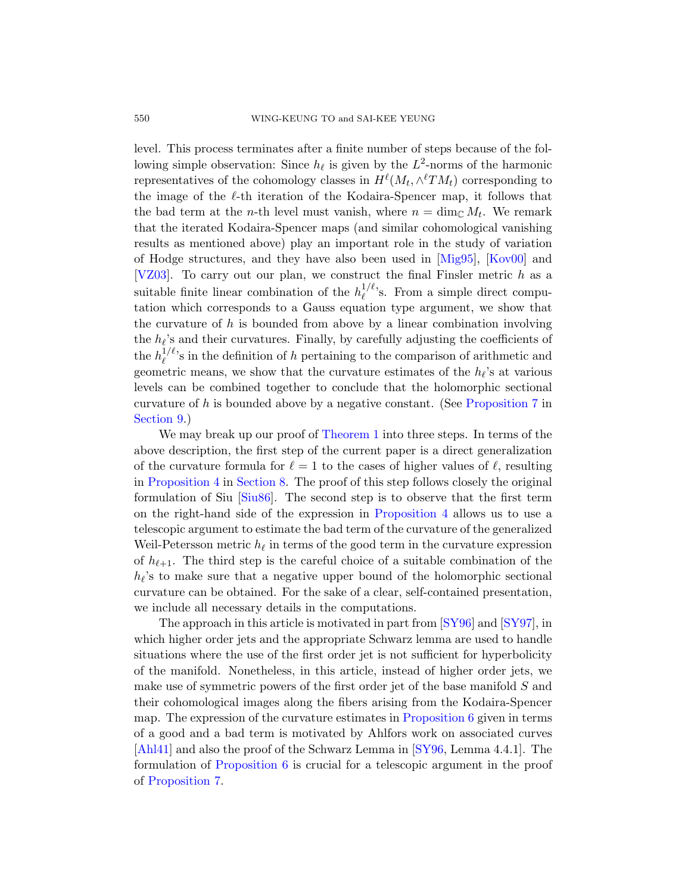level. This process terminates after a finite number of steps because of the following simple observation: Since $h_\ell$ is given by the $L^2$-norms of the harmonic representatives of the cohomology classes in $H^\ell(M_t, \wedge^\ell TM_t)$ corresponding to the image of the $\ell$-th iteration of the Kodaira-Spencer map, it follows that the bad term at the $n$-th level must vanish, where $n = \dim_{\mathbb{C}} M_t$. We remark that the iterated Kodaira-Spencer maps (and similar cohomological vanishing results as mentioned above) play an important role in the study of variation of Hodge structures, and they have also been used in [Mig95], [Kov00] and [VZ03]. To carry out our plan, we construct the final Finsler metric $h$ as a suitable finite linear combination of the $h_\ell^{1/\ell}$'s. From a simple direct computation which corresponds to a Gauss equation type argument, we show that the curvature of $h$ is bounded from above by a linear combination involving the $h_\ell$'s and their curvatures. Finally, by carefully adjusting the coefficients of the $h_\ell^{1/\ell}$'s in the definition of $h$ pertaining to the comparison of arithmetic and geometric means, we show that the curvature estimates of the $h_\ell$'s at various levels can be combined together to conclude that the holomorphic sectional curvature of $h$ is bounded above by a negative constant. (See Proposition 7 in Section 9.)

We may break up our proof of Theorem 1 into three steps. In terms of the above description, the first step of the current paper is a direct generalization of the curvature formula for $\ell = 1$ to the cases of higher values of $\ell$, resulting in Proposition 4 in Section 8. The proof of this step follows closely the original formulation of Siu [Siu86]. The second step is to observe that the first term on the right-hand side of the expression in Proposition 4 allows us to use a telescopic argument to estimate the bad term of the curvature of the generalized Weil-Petersson metric $h_\ell$ in terms of the good term in the curvature expression of $h_{\ell+1}$. The third step is the careful choice of a suitable combination of the $h_\ell$'s to make sure that a negative upper bound of the holomorphic sectional curvature can be obtained. For the sake of a clear, self-contained presentation, we include all necessary details in the computations.

The approach in this article is motivated in part from [SY96] and [SY97], in which higher order jets and the appropriate Schwarz lemma are used to handle situations where the use of the first order jet is not sufficient for hyperbolicity of the manifold. Nonetheless, in this article, instead of higher order jets, we make use of symmetric powers of the first order jet of the base manifold $S$ and their cohomological images along the fibers arising from the Kodaira-Spencer map. The expression of the curvature estimates in Proposition 6 given in terms of a good and a bad term is motivated by Ahlfors work on associated curves [Ahl41] and also the proof of the Schwarz Lemma in [SY96, Lemma 4.4.1]. The formulation of Proposition 6 is crucial for a telescopic argument in the proof of Proposition 7.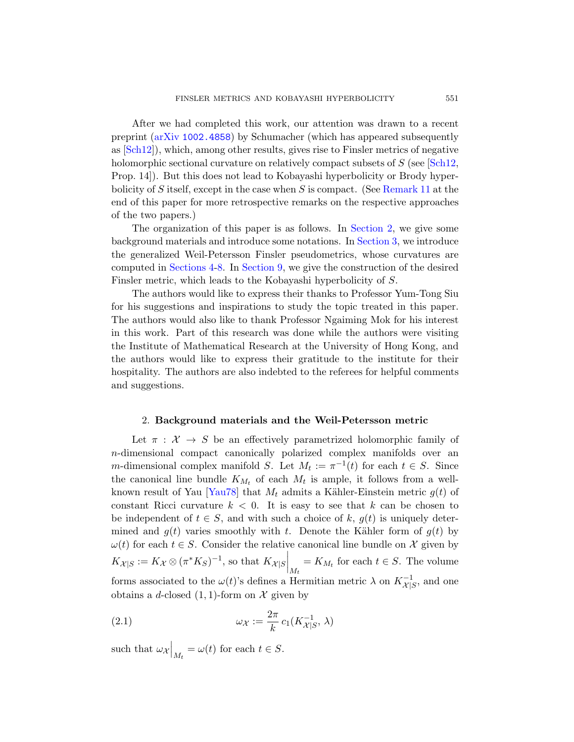After we had completed this work, our attention was drawn to a recent preprint (arXiv 1002.4858) by Schumacher (which has appeared subsequently as [Sch12]), which, among other results, gives rise to Finsler metrics of negative holomorphic sectional curvature on relatively compact subsets of $S$ (see [Sch12, Prop. 14]). But this does not lead to Kobayashi hyperbolicity or Brody hyperbolicity of $S$ itself, except in the case when $S$ is compact. (See Remark 11 at the end of this paper for more retrospective remarks on the respective approaches of the two papers.)

The organization of this paper is as follows. In Section 2, we give some background materials and introduce some notations. In Section 3, we introduce the generalized Weil-Petersson Finsler pseudometrics, whose curvatures are computed in Sections 4-8. In Section 9, we give the construction of the desired Finsler metric, which leads to the Kobayashi hyperbolicity of $S$.

The authors would like to express their thanks to Professor Yum-Tong Siu for his suggestions and inspirations to study the topic treated in this paper. The authors would also like to thank Professor Ngaiming Mok for his interest in this work. Part of this research was done while the authors were visiting the Institute of Mathematical Research at the University of Hong Kong, and the authors would like to express their gratitude to the institute for their hospitality. The authors are also indebted to the referees for helpful comments and suggestions.

## 2. Background materials and the Weil-Petersson metric

Let $\pi : \mathcal{X} \to S$ be an effectively parametrized holomorphic family of $n$-dimensional compact canonically polarized complex manifolds over an $m$-dimensional complex manifold $S$. Let $M_t := \pi^{-1}(t)$ for each $t \in S$. Since the canonical line bundle $K_{M_t}$ of each $M_t$ is ample, it follows from a well-known result of Yau [Yau78] that $M_t$ admits a Kähler-Einstein metric $g(t)$ of constant Ricci curvature $k < 0$. It is easy to see that $k$ can be chosen to be independent of $t \in S$, and with such a choice of $k$, $g(t)$ is uniquely determined and $g(t)$ varies smoothly with $t$. Denote the Kähler form of $g(t)$ by $\omega(t)$ for each $t \in S$. Consider the relative canonical line bundle on $\mathcal{X}$ given by $K_{\mathcal{X}|S} := K_{\mathcal{X}} \otimes (\pi^* K_S)^{-1}$, so that $K_{\mathcal{X}|S}\Big|_{M_t} = K_{M_t}$ for each $t \in S$. The volume forms associated to the $\omega(t)$'s defines a Hermitian metric $\lambda$ on $K^{-1}_{\mathcal{X}|S}$, and one obtains a $d$-closed $(1,1)$-form on $\mathcal{X}$ given by

$$\omega_{\mathcal{X}} := \frac{2\pi}{k}\, c_1(K^{-1}_{\mathcal{X}|S},\, \lambda) \tag{2.1}$$

such that $\omega_{\mathcal{X}}\Big|_{M_t} = \omega(t)$ for each $t \in S$.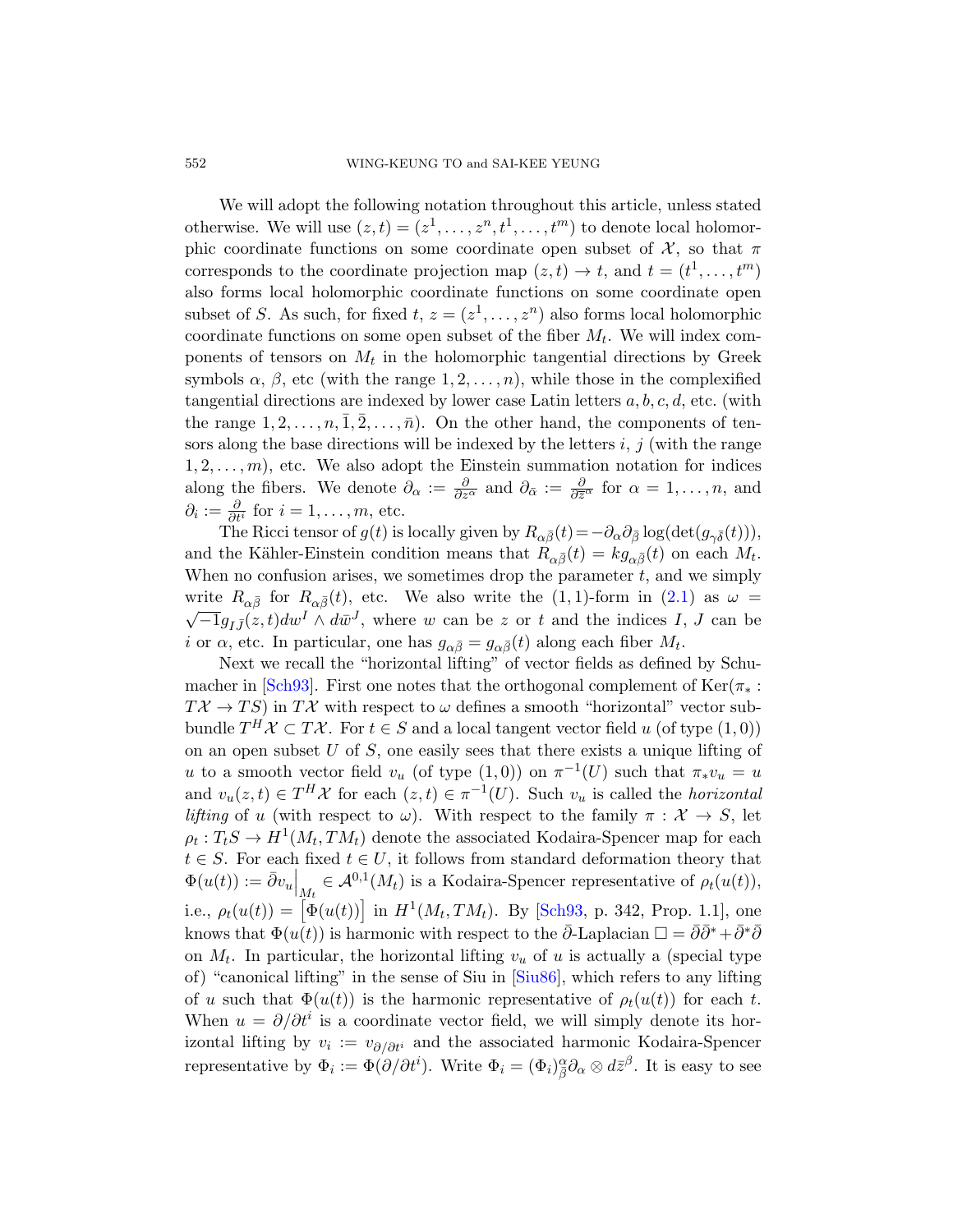We will adopt the following notation throughout this article, unless stated otherwise. We will use $(z,t) = (z^1, \dots, z^n, t^1, \dots, t^m)$ to denote local holomorphic coordinate functions on some coordinate open subset of $\mathcal{X}$, so that $\pi$ corresponds to the coordinate projection map $(z,t) \to t$, and $t = (t^1, \dots, t^m)$ also forms local holomorphic coordinate functions on some coordinate open subset of $S$. As such, for fixed $t$, $z = (z^1, \dots, z^n)$ also forms local holomorphic coordinate functions on some open subset of the fiber $M_t$. We will index components of tensors on $M_t$ in the holomorphic tangential directions by Greek symbols $\alpha$, $\beta$, etc (with the range $1, 2, \dots, n$), while those in the complexified tangential directions are indexed by lower case Latin letters $a, b, c, d$, etc. (with the range $1, 2, \dots, n, \bar{1}, \bar{2}, \dots, \bar{n}$). On the other hand, the components of tensors along the base directions will be indexed by the letters $i$, $j$ (with the range $1, 2, \dots, m$), etc. We also adopt the Einstein summation notation for indices along the fibers. We denote $\partial_\alpha := \frac{\partial}{\partial z^\alpha}$ and $\partial_{\bar{\alpha}} := \frac{\partial}{\partial \bar{z}^\alpha}$ for $\alpha = 1, \dots, n$, and $\partial_i := \frac{\partial}{\partial t^i}$ for $i = 1, \dots, m$, etc.

The Ricci tensor of $g(t)$ is locally given by $R_{\alpha\bar{\beta}}(t) = -\partial_\alpha \partial_{\bar{\beta}} \log(\det(g_{\gamma\bar{\delta}}(t)))$, and the Kähler-Einstein condition means that $R_{\alpha\bar{\beta}}(t) = k g_{\alpha\bar{\beta}}(t)$ on each $M_t$. When no confusion arises, we sometimes drop the parameter $t$, and we simply write $R_{\alpha\bar{\beta}}$ for $R_{\alpha\bar{\beta}}(t)$, etc. We also write the $(1,1)$-form in (2.1) as $\omega = \sqrt{-1} g_{I\bar{J}}(z,t) dw^I \wedge d\bar{w}^J$, where $w$ can be $z$ or $t$ and the indices $I$, $J$ can be $i$ or $\alpha$, etc. In particular, one has $g_{\alpha\bar{\beta}} = g_{\alpha\bar{\beta}}(t)$ along each fiber $M_t$.

Next we recall the "horizontal lifting" of vector fields as defined by Schumacher in [Sch93]. First one notes that the orthogonal complement of $\mathrm{Ker}(\pi_* : T\mathcal{X} \to TS)$ in $T\mathcal{X}$ with respect to $\omega$ defines a smooth "horizontal" vector subbundle $T^H\mathcal{X} \subset T\mathcal{X}$. For $t \in S$ and a local tangent vector field $u$ (of type $(1,0)$) on an open subset $U$ of $S$, one easily sees that there exists a unique lifting of $u$ to a smooth vector field $v_u$ (of type $(1,0)$) on $\pi^{-1}(U)$ such that $\pi_* v_u = u$ and $v_u(z,t) \in T^H\mathcal{X}$ for each $(z,t) \in \pi^{-1}(U)$. Such $v_u$ is called the *horizontal lifting* of $u$ (with respect to $\omega$). With respect to the family $\pi : \mathcal{X} \to S$, let $\rho_t : T_t S \to H^1(M_t, TM_t)$ denote the associated Kodaira-Spencer map for each $t \in S$. For each fixed $t \in U$, it follows from standard deformation theory that $\Phi(u(t)) := \bar{\partial} v_u \big|_{M_t} \in \mathcal{A}^{0,1}(M_t)$ is a Kodaira-Spencer representative of $\rho_t(u(t))$, i.e., $\rho_t(u(t)) = \big[\Phi(u(t))\big]$ in $H^1(M_t, TM_t)$. By [Sch93, p. 342, Prop. 1.1], one knows that $\Phi(u(t))$ is harmonic with respect to the $\bar{\partial}$-Laplacian $\Box = \bar{\partial}\bar{\partial}^* + \bar{\partial}^*\bar{\partial}$ on $M_t$. In particular, the horizontal lifting $v_u$ of $u$ is actually a (special type of) "canonical lifting" in the sense of Siu in [Siu86], which refers to any lifting of $u$ such that $\Phi(u(t))$ is the harmonic representative of $\rho_t(u(t))$ for each $t$. When $u = \partial/\partial t^i$ is a coordinate vector field, we will simply denote its horizontal lifting by $v_i := v_{\partial/\partial t^i}$ and the associated harmonic Kodaira-Spencer representative by $\Phi_i := \Phi(\partial/\partial t^i)$. Write $\Phi_i = (\Phi_i)^\alpha_{\bar{\beta}} \partial_\alpha \otimes d\bar{z}^\beta$. It is easy to see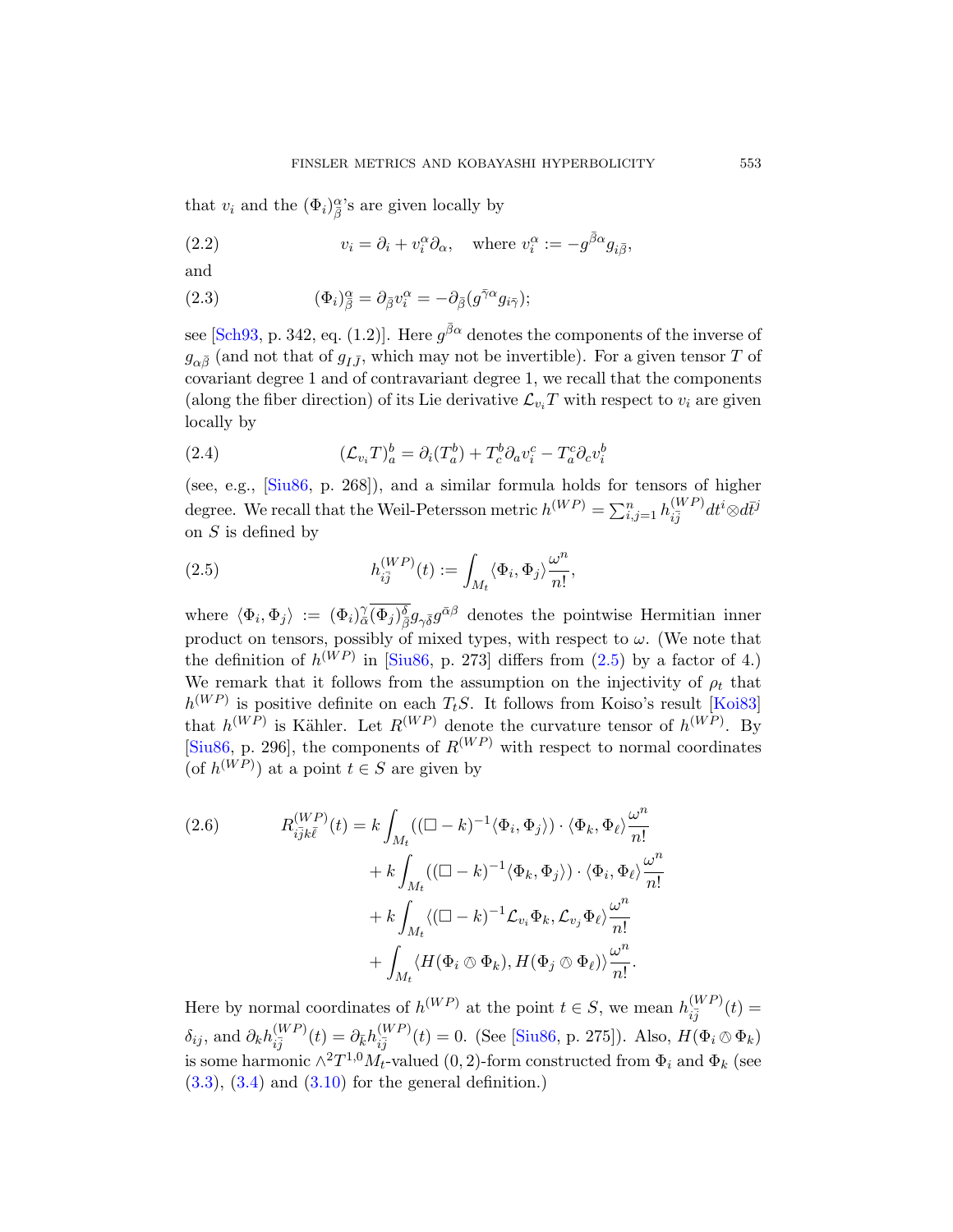that $v_i$ and the $(\Phi_i)^{\alpha}_{\bar\beta}$'s are given locally by

$$v_i = \partial_i + v_i^{\alpha}\partial_{\alpha}, \quad \text{where } v_i^{\alpha} := -g^{\bar\beta\alpha}g_{i\bar\beta}, \tag{2.2}$$

and

$$(\Phi_i)^{\alpha}_{\bar\beta} = \partial_{\bar\beta} v_i^{\alpha} = -\partial_{\bar\beta}(g^{\bar\gamma\alpha}g_{i\bar\gamma}); \tag{2.3}$$

see [Sch93, p. 342, eq. (1.2)]. Here $g^{\bar\beta\alpha}$ denotes the components of the inverse of $g_{\alpha\bar\beta}$ (and not that of $g_{I\bar J}$, which may not be invertible). For a given tensor $T$ of covariant degree 1 and of contravariant degree 1, we recall that the components (along the fiber direction) of its Lie derivative $\mathcal{L}_{v_i}T$ with respect to $v_i$ are given locally by

$$(\mathcal{L}_{v_i}T)^b_a = \partial_i(T^b_a) + T^b_c\partial_a v_i^c - T^c_a\partial_c v_i^b \tag{2.4}$$

(see, e.g., [Siu86, p. 268]), and a similar formula holds for tensors of higher degree. We recall that the Weil-Petersson metric $h^{(WP)} = \sum_{i,j=1}^n h^{(WP)}_{i\bar j}dt^i\otimes d\bar t^j$ on $S$ is defined by

$$h^{(WP)}_{i\bar j}(t) := \int_{M_t}\langle\Phi_i,\Phi_j\rangle\frac{\omega^n}{n!}, \tag{2.5}$$

where $\langle\Phi_i,\Phi_j\rangle := (\Phi_i)^{\gamma}_{\bar\alpha}\overline{(\Phi_j)^{\delta}_{\bar\beta}}g_{\gamma\bar\delta}g^{\bar\alpha\beta}$ denotes the pointwise Hermitian inner product on tensors, possibly of mixed types, with respect to $\omega$. (We note that the definition of $h^{(WP)}$ in [Siu86, p. 273] differs from (2.5) by a factor of 4.) We remark that it follows from the assumption on the injectivity of $\rho_t$ that $h^{(WP)}$ is positive definite on each $T_tS$. It follows from Koiso's result [Koi83] that $h^{(WP)}$ is Kähler. Let $R^{(WP)}$ denote the curvature tensor of $h^{(WP)}$. By [Siu86, p. 296], the components of $R^{(WP)}$ with respect to normal coordinates (of $h^{(WP)}$) at a point $t\in S$ are given by

$$\begin{aligned}
R^{(WP)}_{i\bar j k\bar\ell}(t) &= k\int_{M_t}((\Box-k)^{-1}\langle\Phi_i,\Phi_j\rangle)\cdot\langle\Phi_k,\Phi_\ell\rangle\frac{\omega^n}{n!}\\
&\quad + k\int_{M_t}((\Box-k)^{-1}\langle\Phi_k,\Phi_j\rangle)\cdot\langle\Phi_i,\Phi_\ell\rangle\frac{\omega^n}{n!}\\
&\quad + k\int_{M_t}\langle(\Box-k)^{-1}\mathcal{L}_{v_i}\Phi_k,\mathcal{L}_{v_j}\Phi_\ell\rangle\frac{\omega^n}{n!}\\
&\quad + \int_{M_t}\langle H(\Phi_i\owedge\Phi_k),H(\Phi_j\owedge\Phi_\ell)\rangle\frac{\omega^n}{n!}.
\end{aligned} \tag{2.6}$$

Here by normal coordinates of $h^{(WP)}$ at the point $t\in S$, we mean $h^{(WP)}_{i\bar j}(t) = \delta_{ij}$, and $\partial_k h^{(WP)}_{i\bar j}(t) = \partial_{\bar k}h^{(WP)}_{i\bar j}(t) = 0$. (See [Siu86, p. 275]). Also, $H(\Phi_i\owedge\Phi_k)$ is some harmonic $\wedge^2T^{1,0}M_t$-valued $(0,2)$-form constructed from $\Phi_i$ and $\Phi_k$ (see (3.3), (3.4) and (3.10) for the general definition.)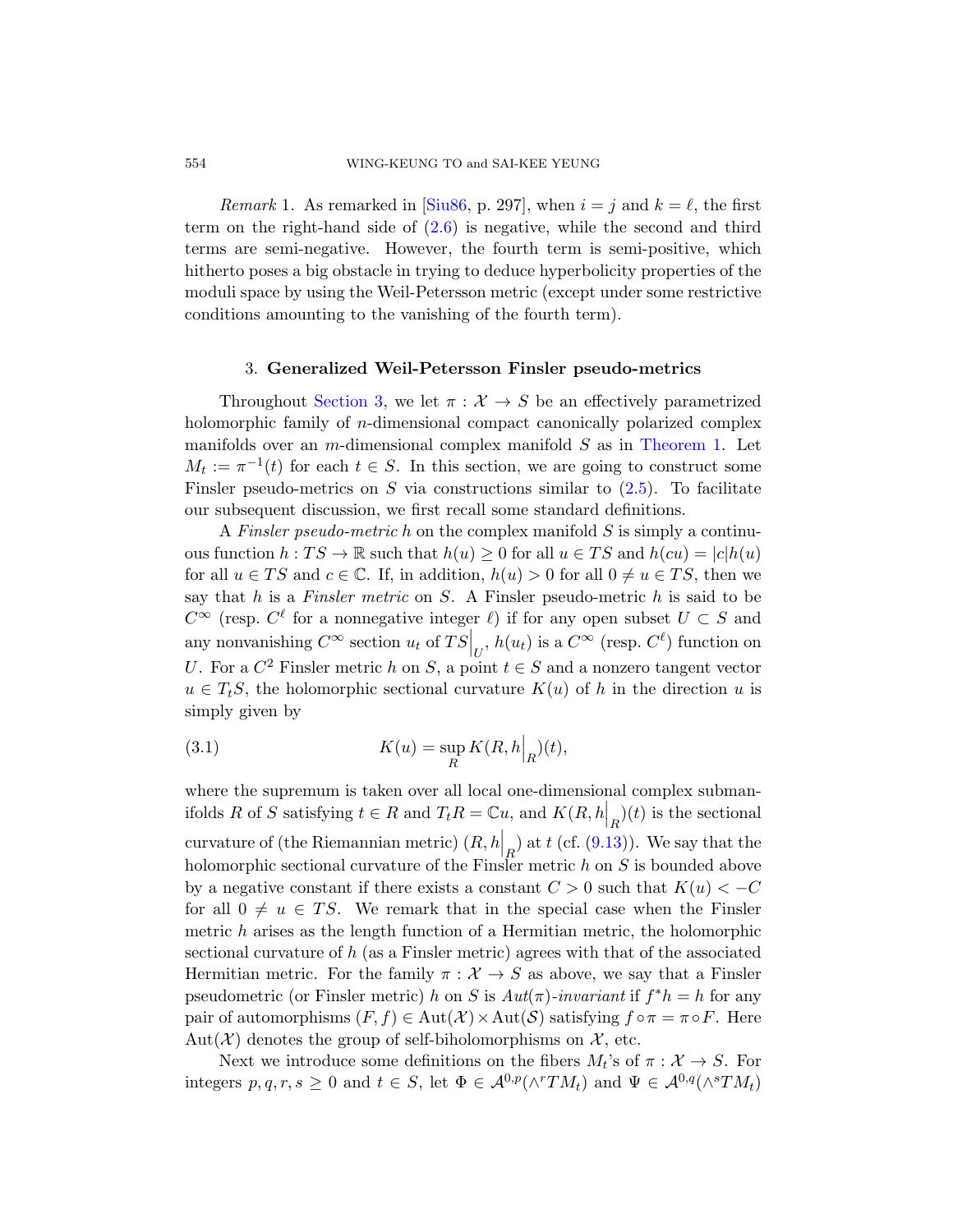*Remark* 1. As remarked in [Siu86, p. 297], when $i = j$ and $k = \ell$, the first term on the right-hand side of (2.6) is negative, while the second and third terms are semi-negative. However, the fourth term is semi-positive, which hitherto poses a big obstacle in trying to deduce hyperbolicity properties of the moduli space by using the Weil-Petersson metric (except under some restrictive conditions amounting to the vanishing of the fourth term).

## 3. Generalized Weil-Petersson Finsler pseudo-metrics

Throughout Section 3, we let $\pi : \mathcal{X} \to S$ be an effectively parametrized holomorphic family of $n$-dimensional compact canonically polarized complex manifolds over an $m$-dimensional complex manifold $S$ as in Theorem 1. Let $M_t := \pi^{-1}(t)$ for each $t \in S$. In this section, we are going to construct some Finsler pseudo-metrics on $S$ via constructions similar to (2.5). To facilitate our subsequent discussion, we first recall some standard definitions.

A *Finsler pseudo-metric* $h$ on the complex manifold $S$ is simply a continuous function $h : TS \to \mathbb{R}$ such that $h(u) \geq 0$ for all $u \in TS$ and $h(cu) = |c|h(u)$ for all $u \in TS$ and $c \in \mathbb{C}$. If, in addition, $h(u) > 0$ for all $0 \neq u \in TS$, then we say that $h$ is a *Finsler metric* on $S$. A Finsler pseudo-metric $h$ is said to be $C^\infty$ (resp. $C^\ell$ for a nonnegative integer $\ell$) if for any open subset $U \subset S$ and any nonvanishing $C^\infty$ section $u_t$ of $TS\big|_U$, $h(u_t)$ is a $C^\infty$ (resp. $C^\ell$) function on $U$. For a $C^2$ Finsler metric $h$ on $S$, a point $t \in S$ and a nonzero tangent vector $u \in T_tS$, the holomorphic sectional curvature $K(u)$ of $h$ in the direction $u$ is simply given by

$$K(u) = \sup_R K(R, h\big|_R)(t), \tag{3.1}$$

where the supremum is taken over all local one-dimensional complex submanifolds $R$ of $S$ satisfying $t \in R$ and $T_tR = \mathbb{C}u$, and $K(R, h\big|_R)(t)$ is the sectional curvature of (the Riemannian metric) $(R, h\big|_R)$ at $t$ (cf. (9.13)). We say that the holomorphic sectional curvature of the Finsler metric $h$ on $S$ is bounded above by a negative constant if there exists a constant $C > 0$ such that $K(u) < -C$ for all $0 \neq u \in TS$. We remark that in the special case when the Finsler metric $h$ arises as the length function of a Hermitian metric, the holomorphic sectional curvature of $h$ (as a Finsler metric) agrees with that of the associated Hermitian metric. For the family $\pi : \mathcal{X} \to S$ as above, we say that a Finsler pseudometric (or Finsler metric) $h$ on $S$ is *Aut*$(\pi)$*-invariant* if $f^*h = h$ for any pair of automorphisms $(F, f) \in \mathrm{Aut}(\mathcal{X}) \times \mathrm{Aut}(\mathcal{S})$ satisfying $f \circ \pi = \pi \circ F$. Here $\mathrm{Aut}(\mathcal{X})$ denotes the group of self-biholomorphisms on $\mathcal{X}$, etc.

Next we introduce some definitions on the fibers $M_t$'s of $\pi : \mathcal{X} \to S$. For integers $p, q, r, s \geq 0$ and $t \in S$, let $\Phi \in \mathcal{A}^{0,p}(\wedge^r TM_t)$ and $\Psi \in \mathcal{A}^{0,q}(\wedge^s TM_t)$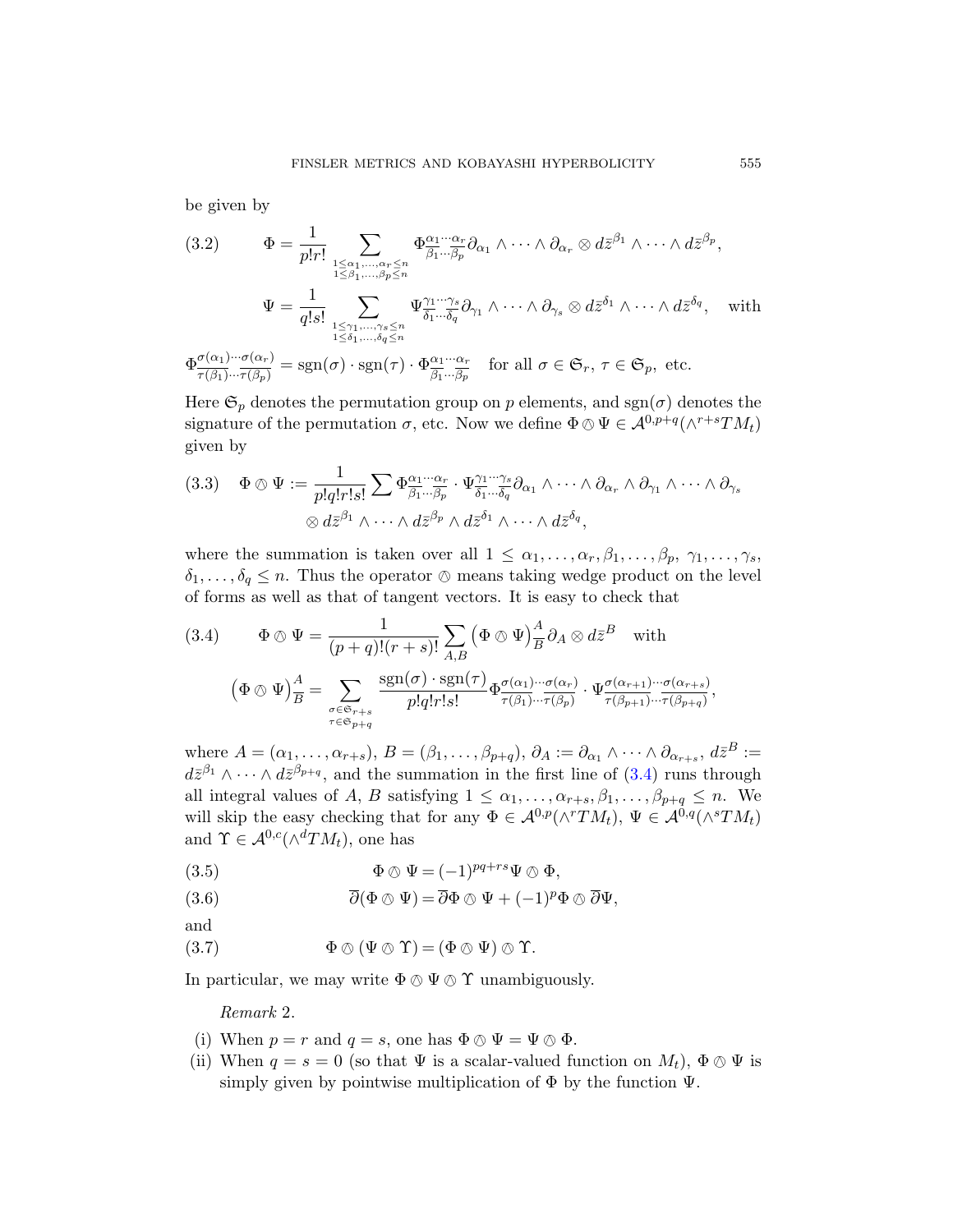be given by

$$
\Phi = \frac{1}{p!r!} \sum_{\substack{1 \le \alpha_1, \ldots, \alpha_r \le n \\ 1 \le \beta_1, \ldots, \beta_p \le n}} \Phi^{\alpha_1 \cdots \alpha_r}_{\overline{\beta_1} \cdots \overline{\beta_p}} \partial_{\alpha_1} \wedge \cdots \wedge \partial_{\alpha_r} \otimes d\bar{z}^{\beta_1} \wedge \cdots \wedge d\bar{z}^{\beta_p}, \tag{3.2}
$$

$$
\Psi = \frac{1}{q!s!} \sum_{\substack{1 \le \gamma_1, \ldots, \gamma_s \le n \\ 1 \le \delta_1, \ldots, \delta_q \le n}} \Psi^{\gamma_1 \cdots \gamma_s}_{\overline{\delta_1} \cdots \overline{\delta_q}} \partial_{\gamma_1} \wedge \cdots \wedge \partial_{\gamma_s} \otimes d\bar{z}^{\delta_1} \wedge \cdots \wedge d\bar{z}^{\delta_q}, \quad \text{with}
$$

$$
\Phi^{\sigma(\alpha_1) \cdots \sigma(\alpha_r)}_{\overline{\tau(\beta_1)} \cdots \overline{\tau(\beta_p)}} = \operatorname{sgn}(\sigma) \cdot \operatorname{sgn}(\tau) \cdot \Phi^{\alpha_1 \cdots \alpha_r}_{\overline{\beta_1} \cdots \overline{\beta_p}} \quad \text{for all } \sigma \in \mathfrak{S}_r,\ \tau \in \mathfrak{S}_p, \text{ etc.}
$$

Here $\mathfrak{S}_p$ denotes the permutation group on $p$ elements, and $\operatorname{sgn}(\sigma)$ denotes the signature of the permutation $\sigma$, etc. Now we define $\Phi \owedge \Psi \in \mathcal{A}^{0,p+q}(\wedge^{r+s} TM_t)$ given by

$$
\Phi \owedge \Psi := \frac{1}{p!q!r!s!} \sum \Phi^{\alpha_1 \cdots \alpha_r}_{\overline{\beta_1} \cdots \overline{\beta_p}} \cdot \Psi^{\gamma_1 \cdots \gamma_s}_{\overline{\delta_1} \cdots \overline{\delta_q}} \partial_{\alpha_1} \wedge \cdots \wedge \partial_{\alpha_r} \wedge \partial_{\gamma_1} \wedge \cdots \wedge \partial_{\gamma_s} \otimes d\bar{z}^{\beta_1} \wedge \cdots \wedge d\bar{z}^{\beta_p} \wedge d\bar{z}^{\delta_1} \wedge \cdots \wedge d\bar{z}^{\delta_q}, \tag{3.3}
$$

where the summation is taken over all $1 \le \alpha_1, \ldots, \alpha_r, \beta_1, \ldots, \beta_p, \gamma_1, \ldots, \gamma_s, \delta_1, \ldots, \delta_q \le n$. Thus the operator $\owedge$ means taking wedge product on the level of forms as well as that of tangent vectors. It is easy to check that

$$
\Phi \owedge \Psi = \frac{1}{(p+q)!(r+s)!} \sum_{A,B} \big( \Phi \owedge \Psi \big)^A_{\overline{B}} \partial_A \otimes d\bar{z}^B \quad \text{with} \tag{3.4}
$$

$$
\big( \Phi \owedge \Psi \big)^A_{\overline{B}} = \sum_{\substack{\sigma \in \mathfrak{S}_{r+s} \\ \tau \in \mathfrak{S}_{p+q}}} \frac{\operatorname{sgn}(\sigma) \cdot \operatorname{sgn}(\tau)}{p!q!r!s!} \Phi^{\sigma(\alpha_1) \cdots \sigma(\alpha_r)}_{\overline{\tau(\beta_1)} \cdots \overline{\tau(\beta_p)}} \cdot \Psi^{\sigma(\alpha_{r+1}) \cdots \sigma(\alpha_{r+s})}_{\overline{\tau(\beta_{p+1})} \cdots \overline{\tau(\beta_{p+q})}},
$$

where $A = (\alpha_1, \ldots, \alpha_{r+s})$, $B = (\beta_1, \ldots, \beta_{p+q})$, $\partial_A := \partial_{\alpha_1} \wedge \cdots \wedge \partial_{\alpha_{r+s}}$, $d\bar{z}^B := d\bar{z}^{\beta_1} \wedge \cdots \wedge d\bar{z}^{\beta_{p+q}}$, and the summation in the first line of (3.4) runs through all integral values of $A$, $B$ satisfying $1 \le \alpha_1, \ldots, \alpha_{r+s}, \beta_1, \ldots, \beta_{p+q} \le n$. We will skip the easy checking that for any $\Phi \in \mathcal{A}^{0,p}(\wedge^r TM_t)$, $\Psi \in \mathcal{A}^{0,q}(\wedge^s TM_t)$ and $\Upsilon \in \mathcal{A}^{0,c}(\wedge^d TM_t)$, one has

$$
\Phi \owedge \Psi = (-1)^{pq+rs} \Psi \owedge \Phi, \tag{3.5}
$$

$$
\overline{\partial}(\Phi \owedge \Psi) = \overline{\partial}\Phi \owedge \Psi + (-1)^p \Phi \owedge \overline{\partial}\Psi, \tag{3.6}
$$

and

$$
\Phi \owedge (\Psi \owedge \Upsilon) = (\Phi \owedge \Psi) \owedge \Upsilon. \tag{3.7}
$$

In particular, we may write $\Phi \owedge \Psi \owedge \Upsilon$ unambiguously.

*Remark* 2.

(i) When $p = r$ and $q = s$, one has $\Phi \owedge \Psi = \Psi \owedge \Phi$.

(ii) When $q = s = 0$ (so that $\Psi$ is a scalar-valued function on $M_t$), $\Phi \owedge \Psi$ is simply given by pointwise multiplication of $\Phi$ by the function $\Psi$.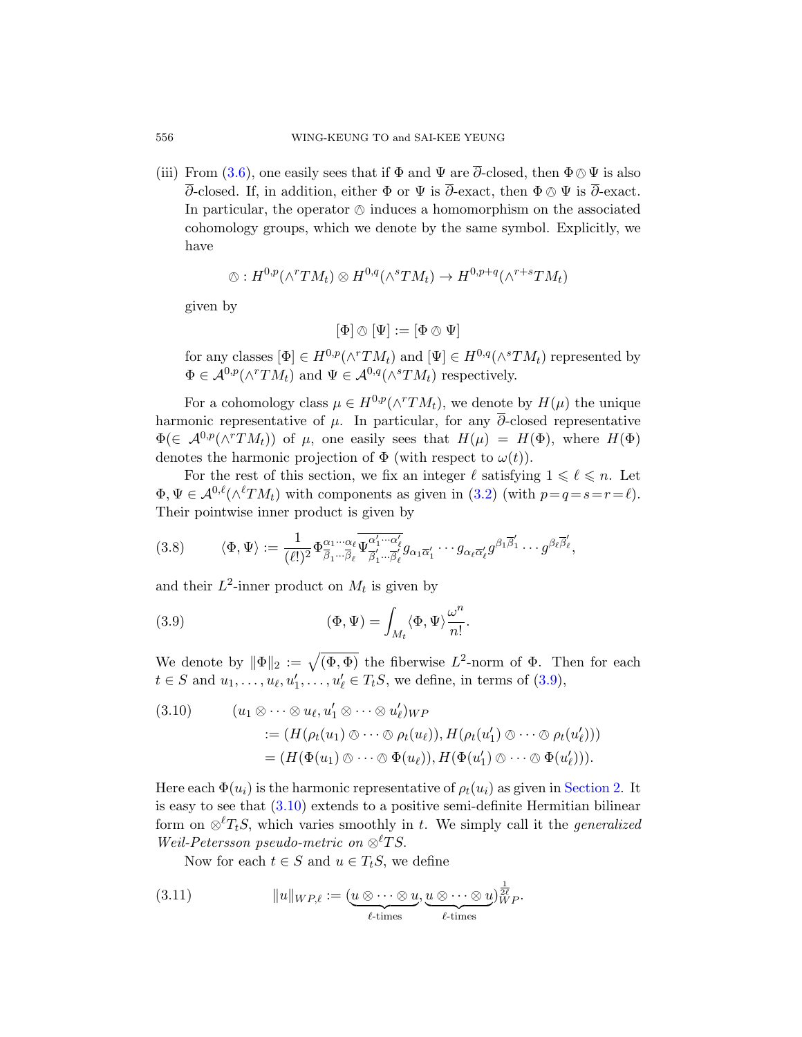(iii) From (3.6), one easily sees that if $\Phi$ and $\Psi$ are $\overline{\partial}$-closed, then $\Phi \owedge \Psi$ is also $\overline{\partial}$-closed. If, in addition, either $\Phi$ or $\Psi$ is $\overline{\partial}$-exact, then $\Phi \owedge \Psi$ is $\overline{\partial}$-exact. In particular, the operator $\owedge$ induces a homomorphism on the associated cohomology groups, which we denote by the same symbol. Explicitly, we have

$$\owedge : H^{0,p}(\wedge^r TM_t) \otimes H^{0,q}(\wedge^s TM_t) \to H^{0,p+q}(\wedge^{r+s} TM_t)$$

given by

$$[\Phi] \owedge [\Psi] := [\Phi \owedge \Psi]$$

for any classes $[\Phi] \in H^{0,p}(\wedge^r TM_t)$ and $[\Psi] \in H^{0,q}(\wedge^s TM_t)$ represented by $\Phi \in \mathcal{A}^{0,p}(\wedge^r TM_t)$ and $\Psi \in \mathcal{A}^{0,q}(\wedge^s TM_t)$ respectively.

For a cohomology class $\mu \in H^{0,p}(\wedge^r TM_t)$, we denote by $H(\mu)$ the unique harmonic representative of $\mu$. In particular, for any $\overline{\partial}$-closed representative $\Phi(\in \mathcal{A}^{0,p}(\wedge^r TM_t))$ of $\mu$, one easily sees that $H(\mu) = H(\Phi)$, where $H(\Phi)$ denotes the harmonic projection of $\Phi$ (with respect to $\omega(t)$).

For the rest of this section, we fix an integer $\ell$ satisfying $1 \leqslant \ell \leqslant n$. Let $\Phi, \Psi \in \mathcal{A}^{0,\ell}(\wedge^\ell TM_t)$ with components as given in (3.2) (with $p=q=s=r=\ell$). Their pointwise inner product is given by

$$\langle \Phi, \Psi \rangle := \frac{1}{(\ell!)^2} \Phi^{\alpha_1 \cdots \alpha_\ell}_{\overline{\beta}_1 \cdots \overline{\beta}_\ell} \overline{\Psi^{\alpha'_1 \cdots \alpha'_\ell}_{\overline{\beta}'_1 \cdots \overline{\beta}'_\ell}} g_{\alpha_1 \overline{\alpha}'_1} \cdots g_{\alpha_\ell \overline{\alpha}'_\ell} g^{\beta_1 \overline{\beta}'_1} \cdots g^{\beta_\ell \overline{\beta}'_\ell}, \tag{3.8}$$

and their $L^2$-inner product on $M_t$ is given by

$$(\Phi, \Psi) = \int_{M_t} \langle \Phi, \Psi \rangle \frac{\omega^n}{n!}. \tag{3.9}$$

We denote by $\|\Phi\|_2 := \sqrt{(\Phi, \Phi)}$ the fiberwise $L^2$-norm of $\Phi$. Then for each $t \in S$ and $u_1, \ldots, u_\ell, u'_1, \ldots, u'_\ell \in T_t S$, we define, in terms of (3.9),

$$\begin{aligned}
(u_1 \otimes \cdots \otimes u_\ell, u'_1 \otimes \cdots \otimes u'_\ell)_{WP} & \\
:= (H(\rho_t(u_1) \owedge \cdots \owedge \rho_t(u_\ell)), & H(\rho_t(u'_1) \owedge \cdots \owedge \rho_t(u'_\ell))) \\
= (H(\Phi(u_1) \owedge \cdots \owedge \Phi(u_\ell)), & H(\Phi(u'_1) \owedge \cdots \owedge \Phi(u'_\ell))).
\end{aligned} \tag{3.10}$$

Here each $\Phi(u_i)$ is the harmonic representative of $\rho_t(u_i)$ as given in Section 2. It is easy to see that (3.10) extends to a positive semi-definite Hermitian bilinear form on $\otimes^\ell T_t S$, which varies smoothly in $t$. We simply call it the *generalized Weil-Petersson pseudo-metric on* $\otimes^\ell TS$.

Now for each $t \in S$ and $u \in T_t S$, we define

$$\|u\|_{WP,\ell} := (\underbrace{u \otimes \cdots \otimes u}_{\ell\text{-times}}, \underbrace{u \otimes \cdots \otimes u}_{\ell\text{-times}})^{\frac{1}{2\ell}}_{WP}. \tag{3.11}$$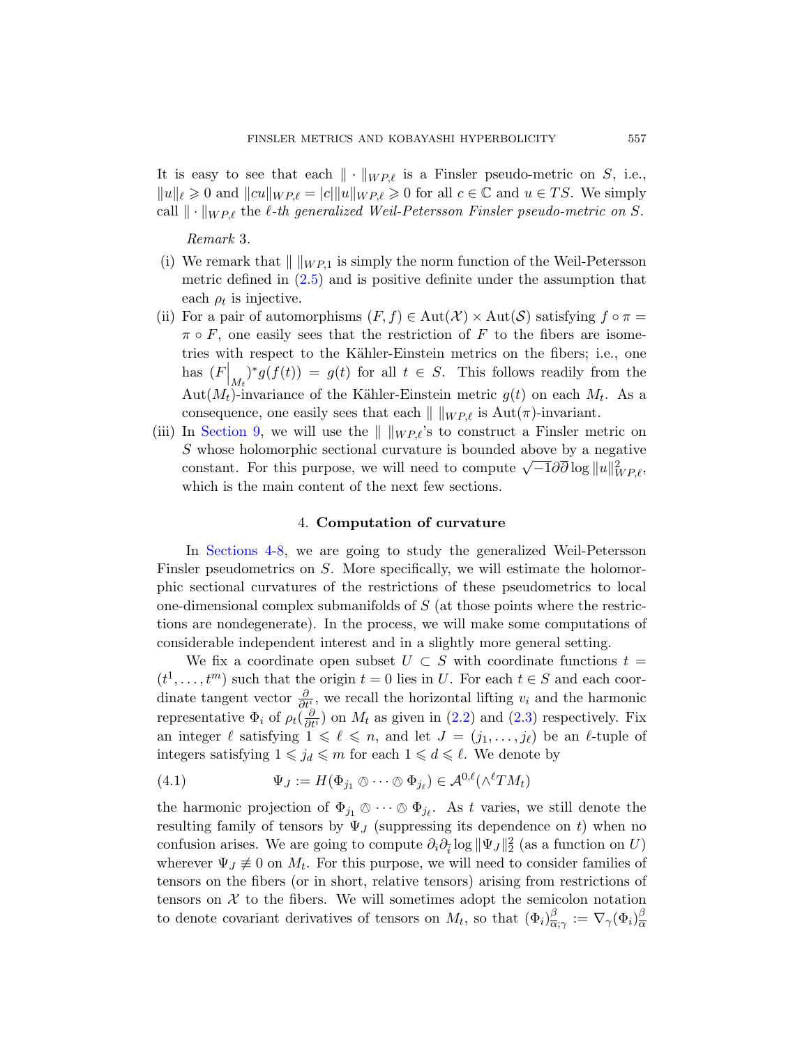It is easy to see that each $\| \cdot \|_{WP,\ell}$ is a Finsler pseudo-metric on $S$, i.e., $\|u\|_\ell \geqslant 0$ and $\|cu\|_{WP,\ell} = |c|\|u\|_{WP,\ell} \geqslant 0$ for all $c \in \mathbb{C}$ and $u \in TS$. We simply call $\| \cdot \|_{WP,\ell}$ the *$\ell$-th generalized Weil-Petersson Finsler pseudo-metric on $S$.*

*Remark* 3.

(i) We remark that $\| \, \|_{WP,1}$ is simply the norm function of the Weil-Petersson metric defined in (2.5) and is positive definite under the assumption that each $\rho_t$ is injective.

(ii) For a pair of automorphisms $(F, f) \in \mathrm{Aut}(\mathcal{X}) \times \mathrm{Aut}(\mathcal{S})$ satisfying $f \circ \pi = \pi \circ F$, one easily sees that the restriction of $F$ to the fibers are isometries with respect to the Kähler-Einstein metrics on the fibers; i.e., one has $(F\Big|_{M_t})^* g(f(t)) = g(t)$ for all $t \in S$. This follows readily from the $\mathrm{Aut}(M_t)$-invariance of the Kähler-Einstein metric $g(t)$ on each $M_t$. As a consequence, one easily sees that each $\| \, \|_{WP,\ell}$ is $\mathrm{Aut}(\pi)$-invariant.

(iii) In Section 9, we will use the $\| \, \|_{WP,\ell}$'s to construct a Finsler metric on $S$ whose holomorphic sectional curvature is bounded above by a negative constant. For this purpose, we will need to compute $\sqrt{-1}\partial\overline{\partial} \log \|u\|^2_{WP,\ell}$, which is the main content of the next few sections.

## 4. Computation of curvature

In Sections 4-8, we are going to study the generalized Weil-Petersson Finsler pseudometrics on $S$. More specifically, we will estimate the holomorphic sectional curvatures of the restrictions of these pseudometrics to local one-dimensional complex submanifolds of $S$ (at those points where the restrictions are nondegenerate). In the process, we will make some computations of considerable independent interest and in a slightly more general setting.

We fix a coordinate open subset $U \subset S$ with coordinate functions $t = (t^1, \ldots, t^m)$ such that the origin $t = 0$ lies in $U$. For each $t \in S$ and each coordinate tangent vector $\frac{\partial}{\partial t^i}$, we recall the horizontal lifting $v_i$ and the harmonic representative $\Phi_i$ of $\rho_t(\frac{\partial}{\partial t^i})$ on $M_t$ as given in (2.2) and (2.3) respectively. Fix an integer $\ell$ satisfying $1 \leqslant \ell \leqslant n$, and let $J = (j_1, \ldots, j_\ell)$ be an $\ell$-tuple of integers satisfying $1 \leqslant j_d \leqslant m$ for each $1 \leqslant d \leqslant \ell$. We denote by

$$\Psi_J := H(\Phi_{j_1} \owedge \cdots \owedge \Phi_{j_\ell}) \in \mathcal{A}^{0,\ell}(\wedge^\ell TM_t) \tag{4.1}$$

the harmonic projection of $\Phi_{j_1} \owedge \cdots \owedge \Phi_{j_\ell}$. As $t$ varies, we still denote the resulting family of tensors by $\Psi_J$ (suppressing its dependence on $t$) when no confusion arises. We are going to compute $\partial_i \partial_{\overline{i}} \log \|\Psi_J\|_2^2$ (as a function on $U$) wherever $\Psi_J \not\equiv 0$ on $M_t$. For this purpose, we will need to consider families of tensors on the fibers (or in short, relative tensors) arising from restrictions of tensors on $\mathcal{X}$ to the fibers. We will sometimes adopt the semicolon notation to denote covariant derivatives of tensors on $M_t$, so that $(\Phi_i)^\beta_{\overline{\alpha};\gamma} := \nabla_\gamma (\Phi_i)^\beta_{\overline{\alpha}}$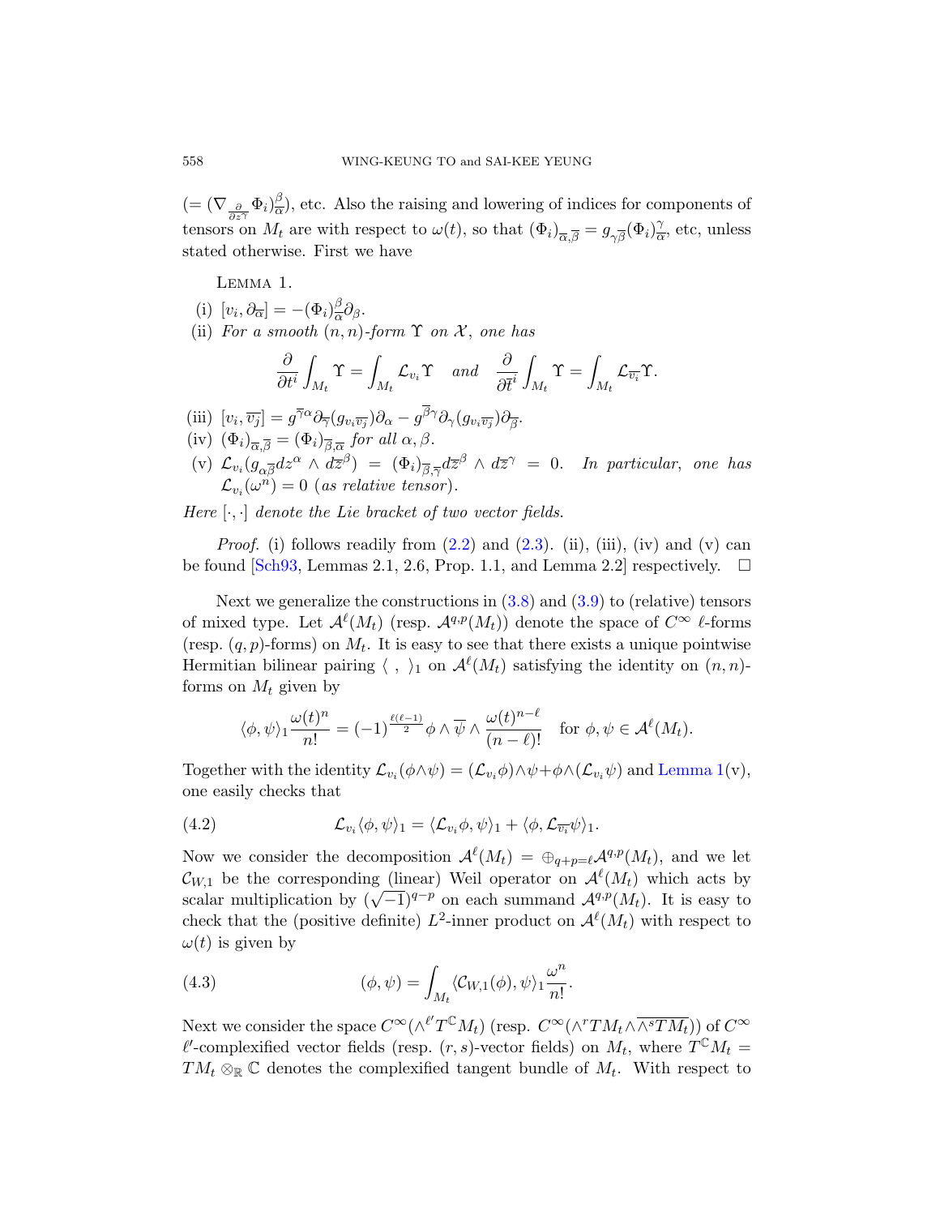$(= (\nabla_{\frac{\partial}{\partial z^{\gamma}}} \Phi_i)^{\beta}_{\overline{\alpha}})$, etc. Also the raising and lowering of indices for components of tensors on $M_t$ are with respect to $\omega(t)$, so that $(\Phi_i)_{\overline{\alpha},\overline{\beta}} = g_{\gamma\overline{\beta}}(\Phi_i)^{\gamma}_{\overline{\alpha}}$, etc, unless stated otherwise. First we have

LEMMA 1.

(i) $[v_i, \partial_{\overline{\alpha}}] = -(\Phi_i)^{\beta}_{\overline{\alpha}}\partial_{\beta}$.

(ii) *For a smooth $(n,n)$-form $\Upsilon$ on $\mathcal{X}$, one has*

$$\frac{\partial}{\partial t^i}\int_{M_t}\Upsilon = \int_{M_t}\mathcal{L}_{v_i}\Upsilon \quad \text{and} \quad \frac{\partial}{\partial \overline{t}^i}\int_{M_t}\Upsilon = \int_{M_t}\mathcal{L}_{\overline{v_i}}\Upsilon.$$

(iii) $[v_i, \overline{v_j}] = g^{\overline{\gamma}\alpha}\partial_{\overline{\gamma}}(g_{v_i\overline{v_j}})\partial_{\alpha} - g^{\overline{\beta}\gamma}\partial_{\gamma}(g_{v_i\overline{v_j}})\partial_{\overline{\beta}}$.

(iv) $(\Phi_i)_{\overline{\alpha},\overline{\beta}} = (\Phi_i)_{\overline{\beta},\overline{\alpha}}$ *for all* $\alpha, \beta$.

(v) $\mathcal{L}_{v_i}(g_{\alpha\overline{\beta}}dz^{\alpha}\wedge d\overline{z}^{\beta}) = (\Phi_i)_{\overline{\beta},\overline{\gamma}}d\overline{z}^{\beta}\wedge d\overline{z}^{\gamma} = 0$. *In particular, one has* $\mathcal{L}_{v_i}(\omega^n) = 0$ *(as relative tensor).*

*Here* $[\cdot,\cdot]$ *denote the Lie bracket of two vector fields.*

*Proof.* (i) follows readily from (2.2) and (2.3). (ii), (iii), (iv) and (v) can be found [Sch93, Lemmas 2.1, 2.6, Prop. 1.1, and Lemma 2.2] respectively. □

Next we generalize the constructions in (3.8) and (3.9) to (relative) tensors of mixed type. Let $\mathcal{A}^{\ell}(M_t)$ (resp. $\mathcal{A}^{q,p}(M_t)$) denote the space of $C^{\infty}$ $\ell$-forms (resp. $(q,p)$-forms) on $M_t$. It is easy to see that there exists a unique pointwise Hermitian bilinear pairing $\langle\ ,\ \rangle_1$ on $\mathcal{A}^{\ell}(M_t)$ satisfying the identity on $(n,n)$-forms on $M_t$ given by

$$\langle\phi,\psi\rangle_1\frac{\omega(t)^n}{n!} = (-1)^{\frac{\ell(\ell-1)}{2}}\phi\wedge\overline{\psi}\wedge\frac{\omega(t)^{n-\ell}}{(n-\ell)!} \quad \text{for } \phi,\psi\in\mathcal{A}^{\ell}(M_t).$$

Together with the identity $\mathcal{L}_{v_i}(\phi\wedge\psi) = (\mathcal{L}_{v_i}\phi)\wedge\psi + \phi\wedge(\mathcal{L}_{v_i}\psi)$ and Lemma 1(v), one easily checks that

$$\mathcal{L}_{v_i}\langle\phi,\psi\rangle_1 = \langle\mathcal{L}_{v_i}\phi,\psi\rangle_1 + \langle\phi,\mathcal{L}_{\overline{v_i}}\psi\rangle_1. \tag{4.2}$$

Now we consider the decomposition $\mathcal{A}^{\ell}(M_t) = \oplus_{q+p=\ell}\mathcal{A}^{q,p}(M_t)$, and we let $\mathcal{C}_{W,1}$ be the corresponding (linear) Weil operator on $\mathcal{A}^{\ell}(M_t)$ which acts by scalar multiplication by $(\sqrt{-1})^{q-p}$ on each summand $\mathcal{A}^{q,p}(M_t)$. It is easy to check that the (positive definite) $L^2$-inner product on $\mathcal{A}^{\ell}(M_t)$ with respect to $\omega(t)$ is given by

$$(\phi,\psi) = \int_{M_t}\langle\mathcal{C}_{W,1}(\phi),\psi\rangle_1\frac{\omega^n}{n!}. \tag{4.3}$$

Next we consider the space $C^{\infty}(\wedge^{\ell'}T^{\mathbb{C}}M_t)$ (resp. $C^{\infty}(\wedge^r TM_t\wedge\overline{\wedge^s TM_t})$) of $C^{\infty}$ $\ell'$-complexified vector fields (resp. $(r,s)$-vector fields) on $M_t$, where $T^{\mathbb{C}}M_t = TM_t\otimes_{\mathbb{R}}\mathbb{C}$ denotes the complexified tangent bundle of $M_t$. With respect to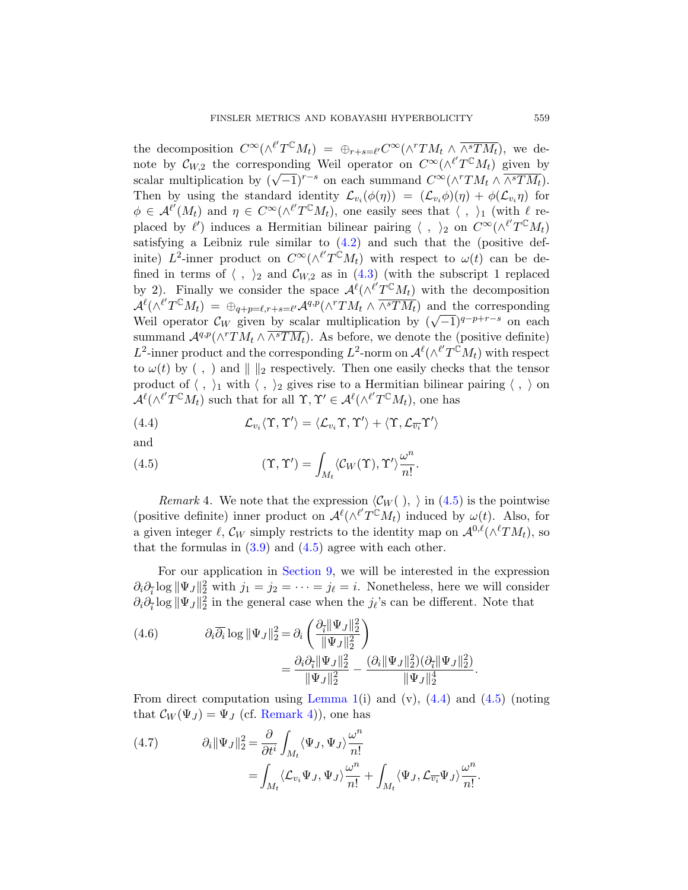the decomposition $C^\infty(\wedge^{\ell'} T^{\mathbb{C}} M_t) = \oplus_{r+s=\ell'} C^\infty(\wedge^r TM_t \wedge \overline{\wedge^s TM_t})$, we denote by $\mathcal{C}_{W,2}$ the corresponding Weil operator on $C^\infty(\wedge^{\ell'} T^{\mathbb{C}} M_t)$ given by scalar multiplication by $(\sqrt{-1})^{r-s}$ on each summand $C^\infty(\wedge^r TM_t \wedge \overline{\wedge^s TM_t})$. Then by using the standard identity $\mathcal{L}_{v_i}(\phi(\eta)) = (\mathcal{L}_{v_i}\phi)(\eta) + \phi(\mathcal{L}_{v_i}\eta)$ for $\phi \in \mathcal{A}^{\ell'}(M_t)$ and $\eta \in C^\infty(\wedge^{\ell'} T^{\mathbb{C}} M_t)$, one easily sees that $\langle\ ,\ \rangle_1$ (with $\ell$ replaced by $\ell'$) induces a Hermitian bilinear pairing $\langle\ ,\ \rangle_2$ on $C^\infty(\wedge^{\ell'} T^{\mathbb{C}} M_t)$ satisfying a Leibniz rule similar to (4.2) and such that the (positive definite) $L^2$-inner product on $C^\infty(\wedge^{\ell'} T^{\mathbb{C}} M_t)$ with respect to $\omega(t)$ can be defined in terms of $\langle\ ,\ \rangle_2$ and $\mathcal{C}_{W,2}$ as in (4.3) (with the subscript 1 replaced by 2). Finally we consider the space $\mathcal{A}^\ell(\wedge^{\ell'} T^{\mathbb{C}} M_t)$ with the decomposition $\mathcal{A}^\ell(\wedge^{\ell'} T^{\mathbb{C}} M_t) = \oplus_{q+p=\ell, r+s=\ell'} \mathcal{A}^{q,p}(\wedge^r TM_t \wedge \overline{\wedge^s TM_t})$ and the corresponding Weil operator $\mathcal{C}_W$ given by scalar multiplication by $(\sqrt{-1})^{q-p+r-s}$ on each summand $\mathcal{A}^{q,p}(\wedge^r TM_t \wedge \overline{\wedge^s TM_t})$. As before, we denote the (positive definite) $L^2$-inner product and the corresponding $L^2$-norm on $\mathcal{A}^\ell(\wedge^{\ell'} T^{\mathbb{C}} M_t)$ with respect to $\omega(t)$ by $(\ ,\ )$ and $\|\ \|_2$ respectively. Then one easily checks that the tensor product of $\langle\ ,\ \rangle_1$ with $\langle\ ,\ \rangle_2$ gives rise to a Hermitian bilinear pairing $\langle\ ,\ \rangle$ on $\mathcal{A}^\ell(\wedge^{\ell'} T^{\mathbb{C}} M_t)$ such that for all $\Upsilon, \Upsilon' \in \mathcal{A}^\ell(\wedge^{\ell'} T^{\mathbb{C}} M_t)$, one has

$$\mathcal{L}_{v_i}\langle \Upsilon, \Upsilon'\rangle = \langle \mathcal{L}_{v_i}\Upsilon, \Upsilon'\rangle + \langle \Upsilon, \mathcal{L}_{\overline{v_i}}\Upsilon'\rangle \tag{4.4}$$

and

$$(\Upsilon, \Upsilon') = \int_{M_t} \langle \mathcal{C}_W(\Upsilon), \Upsilon'\rangle \frac{\omega^n}{n!}. \tag{4.5}$$

*Remark* 4. We note that the expression $\langle \mathcal{C}_W(\ ),\ \rangle$ in (4.5) is the pointwise (positive definite) inner product on $\mathcal{A}^\ell(\wedge^{\ell'} T^{\mathbb{C}} M_t)$ induced by $\omega(t)$. Also, for a given integer $\ell$, $\mathcal{C}_W$ simply restricts to the identity map on $\mathcal{A}^{0,\ell}(\wedge^\ell TM_t)$, so that the formulas in (3.9) and (4.5) agree with each other.

For our application in Section 9, we will be interested in the expression $\partial_i \partial_{\bar{i}} \log \|\Psi_J\|_2^2$ with $j_1 = j_2 = \cdots = j_\ell = i$. Nonetheless, here we will consider $\partial_i \partial_{\bar{i}} \log \|\Psi_J\|_2^2$ in the general case when the $j_\ell$'s can be different. Note that

$$\begin{aligned} \partial_i \overline{\partial_i} \log \|\Psi_J\|_2^2 &= \partial_i \left( \frac{\partial_{\bar{i}} \|\Psi_J\|_2^2}{\|\Psi_J\|_2^2} \right) \\ &= \frac{\partial_i \partial_{\bar{i}} \|\Psi_J\|_2^2}{\|\Psi_J\|_2^2} - \frac{(\partial_i \|\Psi_J\|_2^2)(\partial_{\bar{i}} \|\Psi_J\|_2^2)}{\|\Psi_J\|_2^4}. \end{aligned} \tag{4.6}$$

From direct computation using Lemma 1(i) and (v), (4.4) and (4.5) (noting that $\mathcal{C}_W(\Psi_J) = \Psi_J$ (cf. Remark 4)), one has

$$\begin{aligned} \partial_i \|\Psi_J\|_2^2 &= \frac{\partial}{\partial t^i} \int_{M_t} \langle \Psi_J, \Psi_J \rangle \frac{\omega^n}{n!} \\ &= \int_{M_t} \langle \mathcal{L}_{v_i} \Psi_J, \Psi_J \rangle \frac{\omega^n}{n!} + \int_{M_t} \langle \Psi_J, \mathcal{L}_{\overline{v_i}} \Psi_J \rangle \frac{\omega^n}{n!}. \end{aligned} \tag{4.7}$$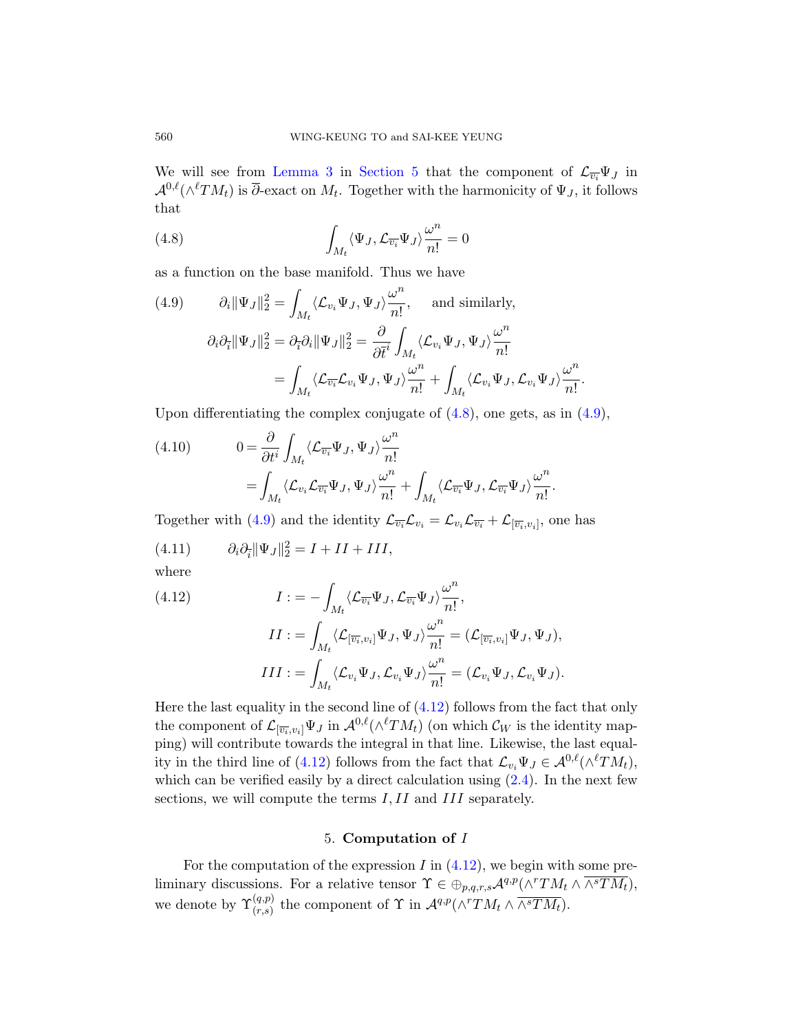We will see from Lemma 3 in Section 5 that the component of $\mathcal{L}_{\overline{v_i}}\Psi_J$ in $\mathcal{A}^{0,\ell}(\wedge^\ell TM_t)$ is $\overline{\partial}$-exact on $M_t$. Together with the harmonicity of $\Psi_J$, it follows that

$$\int_{M_t}\langle \Psi_J, \mathcal{L}_{\overline{v_i}}\Psi_J\rangle \frac{\omega^n}{n!} = 0 \tag{4.8}$$

as a function on the base manifold. Thus we have

$$\partial_i \|\Psi_J\|_2^2 = \int_{M_t}\langle \mathcal{L}_{v_i}\Psi_J, \Psi_J\rangle \frac{\omega^n}{n!}, \quad \text{and similarly,} \tag{4.9}$$

$$\begin{aligned}
\partial_i\partial_{\overline{i}}\|\Psi_J\|_2^2 = \partial_{\overline{i}}\partial_i\|\Psi_J\|_2^2 &= \frac{\partial}{\partial \overline{t}^i}\int_{M_t}\langle \mathcal{L}_{v_i}\Psi_J, \Psi_J\rangle \frac{\omega^n}{n!} \\
&= \int_{M_t}\langle \mathcal{L}_{\overline{v_i}}\mathcal{L}_{v_i}\Psi_J, \Psi_J\rangle \frac{\omega^n}{n!} + \int_{M_t}\langle \mathcal{L}_{v_i}\Psi_J, \mathcal{L}_{v_i}\Psi_J\rangle \frac{\omega^n}{n!}.
\end{aligned}$$

Upon differentiating the complex conjugate of (4.8), one gets, as in (4.9),

$$\begin{aligned}
0 &= \frac{\partial}{\partial t^i}\int_{M_t}\langle \mathcal{L}_{\overline{v_i}}\Psi_J, \Psi_J\rangle \frac{\omega^n}{n!} \\
&= \int_{M_t}\langle \mathcal{L}_{v_i}\mathcal{L}_{\overline{v_i}}\Psi_J, \Psi_J\rangle \frac{\omega^n}{n!} + \int_{M_t}\langle \mathcal{L}_{\overline{v_i}}\Psi_J, \mathcal{L}_{\overline{v_i}}\Psi_J\rangle \frac{\omega^n}{n!}.
\end{aligned} \tag{4.10}$$

Together with (4.9) and the identity $\mathcal{L}_{\overline{v_i}}\mathcal{L}_{v_i} = \mathcal{L}_{v_i}\mathcal{L}_{\overline{v_i}} + \mathcal{L}_{[\overline{v_i}, v_i]}$, one has

$$\partial_i\partial_{\overline{i}}\|\Psi_J\|_2^2 = I + II + III, \tag{4.11}$$

where

$$\begin{aligned}
I &:= -\int_{M_t}\langle \mathcal{L}_{\overline{v_i}}\Psi_J, \mathcal{L}_{\overline{v_i}}\Psi_J\rangle \frac{\omega^n}{n!}, \\
II &:= \int_{M_t}\langle \mathcal{L}_{[\overline{v_i}, v_i]}\Psi_J, \Psi_J\rangle \frac{\omega^n}{n!} = (\mathcal{L}_{[\overline{v_i}, v_i]}\Psi_J, \Psi_J), \\
III &:= \int_{M_t}\langle \mathcal{L}_{v_i}\Psi_J, \mathcal{L}_{v_i}\Psi_J\rangle \frac{\omega^n}{n!} = (\mathcal{L}_{v_i}\Psi_J, \mathcal{L}_{v_i}\Psi_J).
\end{aligned} \tag{4.12}$$

Here the last equality in the second line of (4.12) follows from the fact that only the component of $\mathcal{L}_{[\overline{v_i}, v_i]}\Psi_J$ in $\mathcal{A}^{0,\ell}(\wedge^\ell TM_t)$ (on which $\mathcal{C}_W$ is the identity mapping) will contribute towards the integral in that line. Likewise, the last equality in the third line of (4.12) follows from the fact that $\mathcal{L}_{v_i}\Psi_J \in \mathcal{A}^{0,\ell}(\wedge^\ell TM_t)$, which can be verified easily by a direct calculation using (2.4). In the next few sections, we will compute the terms $I, II$ and $III$ separately.

## 5. Computation of $I$

For the computation of the expression $I$ in (4.12), we begin with some preliminary discussions. For a relative tensor $\Upsilon \in \oplus_{p,q,r,s}\mathcal{A}^{q,p}(\wedge^r TM_t \wedge \overline{\wedge^s TM_t})$, we denote by $\Upsilon^{(q,p)}_{(r,s)}$ the component of $\Upsilon$ in $\mathcal{A}^{q,p}(\wedge^r TM_t \wedge \overline{\wedge^s TM_t})$.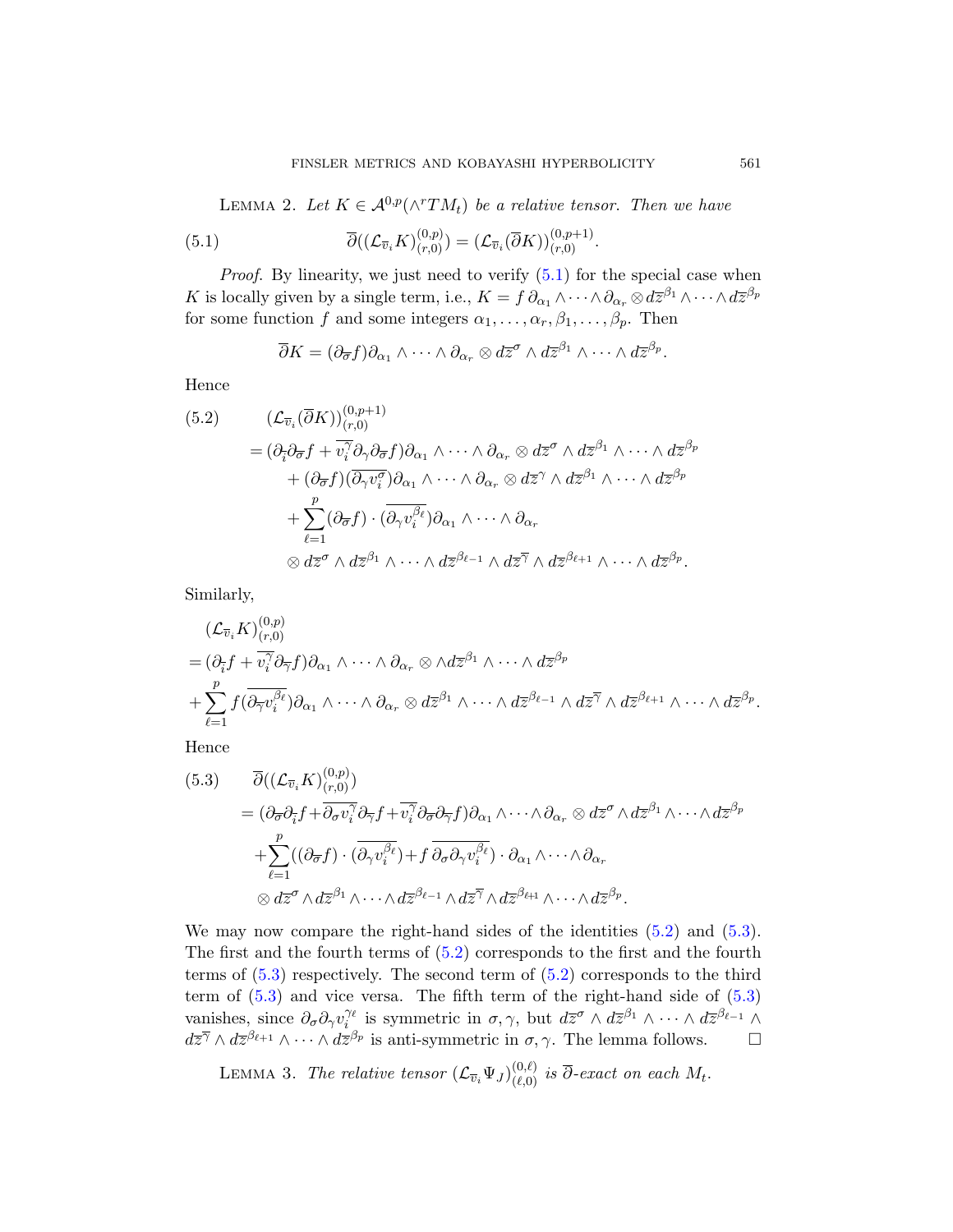LEMMA 2. *Let $K \in \mathcal{A}^{0,p}(\wedge^r TM_t)$ be a relative tensor. Then we have*

$$\overline{\partial}((\mathcal{L}_{\overline{v}_i} K)^{(0,p)}_{(r,0)}) = (\mathcal{L}_{\overline{v}_i}(\overline{\partial} K))^{(0,p+1)}_{(r,0)}. \tag{5.1}$$

*Proof.* By linearity, we just need to verify (5.1) for the special case when $K$ is locally given by a single term, i.e., $K = f\,\partial_{\alpha_1} \wedge \cdots \wedge \partial_{\alpha_r} \otimes d\overline{z}^{\beta_1} \wedge \cdots \wedge d\overline{z}^{\beta_p}$ for some function $f$ and some integers $\alpha_1, \ldots, \alpha_r, \beta_1, \ldots, \beta_p$. Then

$$\overline{\partial} K = (\partial_{\overline{\sigma}} f)\partial_{\alpha_1} \wedge \cdots \wedge \partial_{\alpha_r} \otimes d\overline{z}^{\sigma} \wedge d\overline{z}^{\beta_1} \wedge \cdots \wedge d\overline{z}^{\beta_p}.$$

Hence

$$\begin{aligned}
&(\mathcal{L}_{\overline{v}_i}(\overline{\partial} K))^{(0,p+1)}_{(r,0)} \\
&= (\partial_{\overline{i}}\partial_{\overline{\sigma}} f + \overline{v_i^{\gamma}}\partial_{\gamma}\partial_{\overline{\sigma}} f)\partial_{\alpha_1} \wedge \cdots \wedge \partial_{\alpha_r} \otimes d\overline{z}^{\sigma} \wedge d\overline{z}^{\beta_1} \wedge \cdots \wedge d\overline{z}^{\beta_p} \\
&\quad + (\partial_{\overline{\sigma}} f)(\overline{\partial_{\gamma} v_i^{\sigma}})\partial_{\alpha_1} \wedge \cdots \wedge \partial_{\alpha_r} \otimes d\overline{z}^{\gamma} \wedge d\overline{z}^{\beta_1} \wedge \cdots \wedge d\overline{z}^{\beta_p} \\
&\quad + \sum_{\ell=1}^{p} (\partial_{\overline{\sigma}} f) \cdot (\overline{\partial_{\gamma} v_i^{\beta_\ell}})\partial_{\alpha_1} \wedge \cdots \wedge \partial_{\alpha_r} \\
&\quad\quad \otimes d\overline{z}^{\sigma} \wedge d\overline{z}^{\beta_1} \wedge \cdots \wedge d\overline{z}^{\beta_{\ell-1}} \wedge d\overline{z}^{\overline{\gamma}} \wedge d\overline{z}^{\beta_{\ell+1}} \wedge \cdots \wedge d\overline{z}^{\beta_p}.
\end{aligned} \tag{5.2}$$

Similarly,

$$\begin{aligned}
&(\mathcal{L}_{\overline{v}_i} K)^{(0,p)}_{(r,0)} \\
&= (\partial_{\overline{i}} f + \overline{v_i^{\gamma}}\partial_{\overline{\gamma}} f)\partial_{\alpha_1} \wedge \cdots \wedge \partial_{\alpha_r} \otimes \wedge d\overline{z}^{\beta_1} \wedge \cdots \wedge d\overline{z}^{\beta_p} \\
&+ \sum_{\ell=1}^{p} f(\overline{\partial_{\overline{\gamma}} v_i^{\beta_\ell}})\partial_{\alpha_1} \wedge \cdots \wedge \partial_{\alpha_r} \otimes d\overline{z}^{\beta_1} \wedge \cdots \wedge d\overline{z}^{\beta_{\ell-1}} \wedge d\overline{z}^{\overline{\gamma}} \wedge d\overline{z}^{\beta_{\ell+1}} \wedge \cdots \wedge d\overline{z}^{\beta_p}.
\end{aligned}$$

Hence

$$\begin{aligned}
&\overline{\partial}((\mathcal{L}_{\overline{v}_i} K)^{(0,p)}_{(r,0)}) \\
&= (\partial_{\overline{\sigma}}\partial_{\overline{i}} f + \overline{\partial_{\sigma} v_i^{\gamma}}\partial_{\overline{\gamma}} f + \overline{v_i^{\gamma}}\partial_{\overline{\sigma}}\partial_{\overline{\gamma}} f)\partial_{\alpha_1} \wedge \cdots \wedge \partial_{\alpha_r} \otimes d\overline{z}^{\sigma} \wedge d\overline{z}^{\beta_1} \wedge \cdots \wedge d\overline{z}^{\beta_p} \\
&\quad + \sum_{\ell=1}^{p} ((\partial_{\overline{\sigma}} f) \cdot (\overline{\partial_{\gamma} v_i^{\beta_\ell}}) + f\,\overline{\partial_{\sigma}\partial_{\gamma} v_i^{\beta_\ell}}) \cdot \partial_{\alpha_1} \wedge \cdots \wedge \partial_{\alpha_r} \\
&\quad\quad \otimes d\overline{z}^{\sigma} \wedge d\overline{z}^{\beta_1} \wedge \cdots \wedge d\overline{z}^{\beta_{\ell-1}} \wedge d\overline{z}^{\overline{\gamma}} \wedge d\overline{z}^{\beta_{\ell+1}} \wedge \cdots \wedge d\overline{z}^{\beta_p}.
\end{aligned} \tag{5.3}$$

We may now compare the right-hand sides of the identities (5.2) and (5.3). The first and the fourth terms of (5.2) corresponds to the first and the fourth terms of (5.3) respectively. The second term of (5.2) corresponds to the third term of (5.3) and vice versa. The fifth term of the right-hand side of (5.3) vanishes, since $\partial_{\sigma}\partial_{\gamma} v_i^{\gamma_\ell}$ is symmetric in $\sigma, \gamma$, but $d\overline{z}^{\sigma} \wedge d\overline{z}^{\beta_1} \wedge \cdots \wedge d\overline{z}^{\beta_{\ell-1}} \wedge d\overline{z}^{\overline{\gamma}} \wedge d\overline{z}^{\beta_{\ell+1}} \wedge \cdots \wedge d\overline{z}^{\beta_p}$ is anti-symmetric in $\sigma, \gamma$. The lemma follows. $\square$

LEMMA 3. *The relative tensor $(\mathcal{L}_{\overline{v}_i}\Psi_J)^{(0,\ell)}_{(\ell,0)}$ is $\overline{\partial}$-exact on each $M_t$.*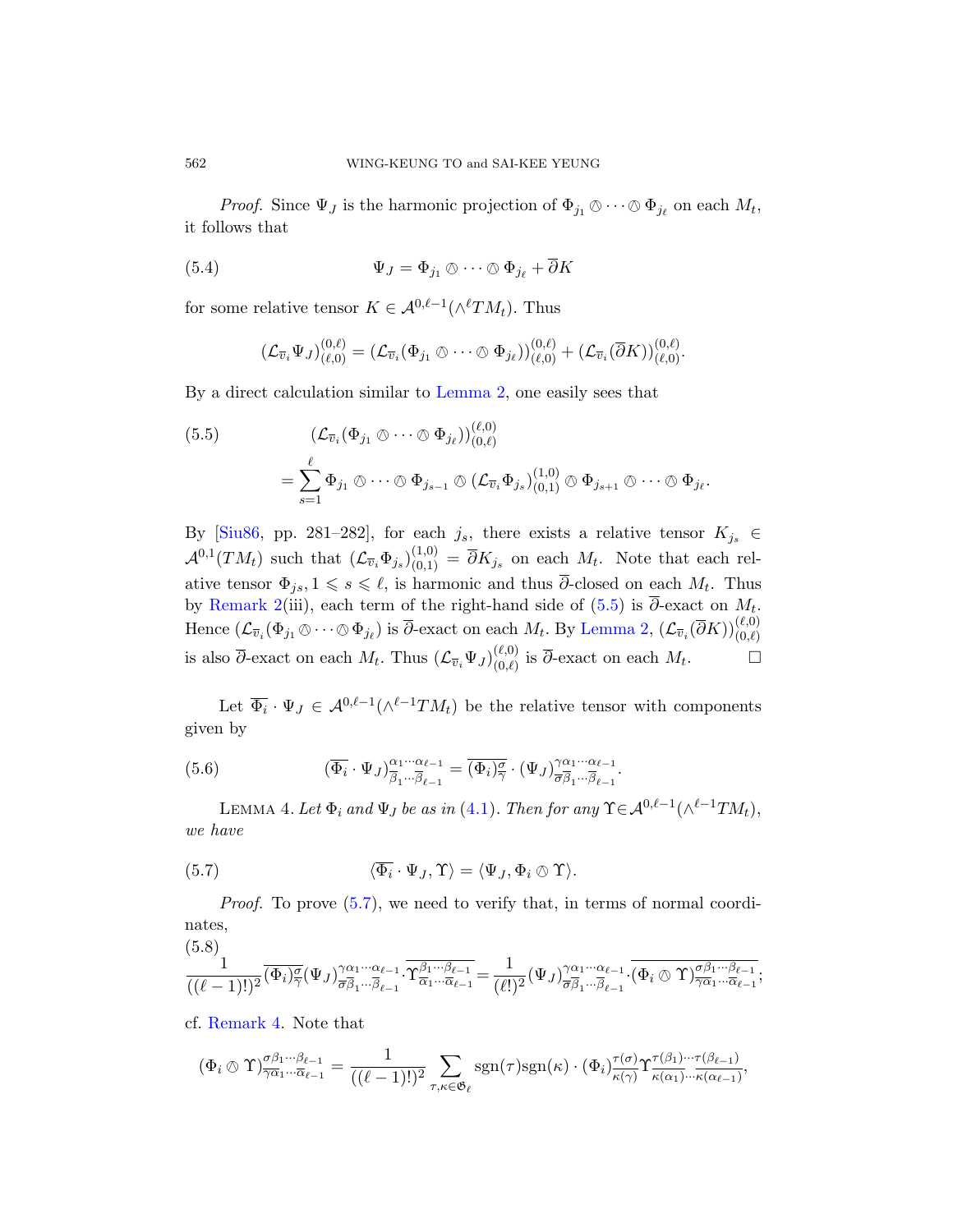*Proof.* Since $\Psi_J$ is the harmonic projection of $\Phi_{j_1} \owedge \cdots \owedge \Phi_{j_\ell}$ on each $M_t$, it follows that

$$\Psi_J = \Phi_{j_1} \owedge \cdots \owedge \Phi_{j_\ell} + \overline{\partial} K \tag{5.4}$$

for some relative tensor $K \in \mathcal{A}^{0,\ell-1}(\wedge^\ell TM_t)$. Thus

$$(\mathcal{L}_{\overline{v}_i}\Psi_J)^{(0,\ell)}_{(\ell,0)} = (\mathcal{L}_{\overline{v}_i}(\Phi_{j_1} \owedge \cdots \owedge \Phi_{j_\ell}))^{(0,\ell)}_{(\ell,0)} + (\mathcal{L}_{\overline{v}_i}(\overline{\partial} K))^{(0,\ell)}_{(\ell,0)}.$$

By a direct calculation similar to Lemma 2, one easily sees that

$$\begin{aligned}(\mathcal{L}_{\overline{v}_i}&(\Phi_{j_1} \owedge \cdots \owedge \Phi_{j_\ell}))^{(\ell,0)}_{(0,\ell)} \\ &= \sum_{s=1}^{\ell} \Phi_{j_1} \owedge \cdots \owedge \Phi_{j_{s-1}} \owedge (\mathcal{L}_{\overline{v}_i}\Phi_{j_s})^{(1,0)}_{(0,1)} \owedge \Phi_{j_{s+1}} \owedge \cdots \owedge \Phi_{j_\ell}.\end{aligned} \tag{5.5}$$

By [Siu86, pp. 281–282], for each $j_s$, there exists a relative tensor $K_{j_s} \in \mathcal{A}^{0,1}(TM_t)$ such that $(\mathcal{L}_{\overline{v}_i}\Phi_{j_s})^{(1,0)}_{(0,1)} = \overline{\partial} K_{j_s}$ on each $M_t$. Note that each relative tensor $\Phi_{js}, 1 \leqslant s \leqslant \ell$, is harmonic and thus $\overline{\partial}$-closed on each $M_t$. Thus by Remark 2(iii), each term of the right-hand side of (5.5) is $\overline{\partial}$-exact on $M_t$. Hence $(\mathcal{L}_{\overline{v}_i}(\Phi_{j_1} \owedge \cdots \owedge \Phi_{j_\ell})$ is $\overline{\partial}$-exact on each $M_t$. By Lemma 2, $(\mathcal{L}_{\overline{v}_i}(\overline{\partial} K))^{(\ell,0)}_{(0,\ell)}$ is also $\overline{\partial}$-exact on each $M_t$. Thus $(\mathcal{L}_{\overline{v}_i}\Psi_J)^{(\ell,0)}_{(0,\ell)}$ is $\overline{\partial}$-exact on each $M_t$. $\square$

Let $\overline{\Phi_i} \cdot \Psi_J \in \mathcal{A}^{0,\ell-1}(\wedge^{\ell-1}TM_t)$ be the relative tensor with components given by

$$(\overline{\Phi_i} \cdot \Psi_J)^{\alpha_1\cdots\alpha_{\ell-1}}_{\overline{\beta}_1\cdots\overline{\beta}_{\ell-1}} = \overline{(\Phi_i)^{\sigma}_{\overline{\gamma}}} \cdot (\Psi_J)^{\gamma\alpha_1\cdots\alpha_{\ell-1}}_{\overline{\sigma}\overline{\beta}_1\cdots\overline{\beta}_{\ell-1}}. \tag{5.6}$$

LEMMA 4. *Let $\Phi_i$ and $\Psi_J$ be as in* (4.1). *Then for any $\Upsilon \in \mathcal{A}^{0,\ell-1}(\wedge^{\ell-1}TM_t)$, we have*

$$\langle \overline{\Phi_i} \cdot \Psi_J, \Upsilon\rangle = \langle \Psi_J, \Phi_i \owedge \Upsilon\rangle. \tag{5.7}$$

*Proof.* To prove (5.7), we need to verify that, in terms of normal coordinates,

$$\frac{1}{((\ell-1)!)^2}\overline{(\Phi_i)^{\sigma}_{\overline{\gamma}}}(\Psi_J)^{\gamma\alpha_1\cdots\alpha_{\ell-1}}_{\overline{\sigma}\overline{\beta}_1\cdots\overline{\beta}_{\ell-1}} \cdot \overline{\Upsilon^{\beta_1\cdots\beta_{\ell-1}}_{\overline{\alpha}_1\cdots\overline{\alpha}_{\ell-1}}} = \frac{1}{(\ell!)^2}(\Psi_J)^{\gamma\alpha_1\cdots\alpha_{\ell-1}}_{\overline{\sigma}\overline{\beta}_1\cdots\overline{\beta}_{\ell-1}} \cdot \overline{(\Phi_i \owedge \Upsilon)^{\sigma\beta_1\cdots\beta_{\ell-1}}_{\overline{\gamma}\overline{\alpha}_1\cdots\overline{\alpha}_{\ell-1}}}; \tag{5.8}$$

cf. Remark 4. Note that

$$(\Phi_i \owedge \Upsilon)^{\sigma\beta_1\cdots\beta_{\ell-1}}_{\overline{\gamma}\overline{\alpha}_1\cdots\overline{\alpha}_{\ell-1}} = \frac{1}{((\ell-1)!)^2}\sum_{\tau,\kappa\in\mathfrak{S}_\ell}\operatorname{sgn}(\tau)\operatorname{sgn}(\kappa)\cdot(\Phi_i)^{\tau(\sigma)}_{\overline{\kappa(\gamma)}}\Upsilon^{\tau(\beta_1)\cdots\tau(\beta_{\ell-1})}_{\overline{\kappa(\alpha_1)}\cdots\overline{\kappa(\alpha_{\ell-1})}},$$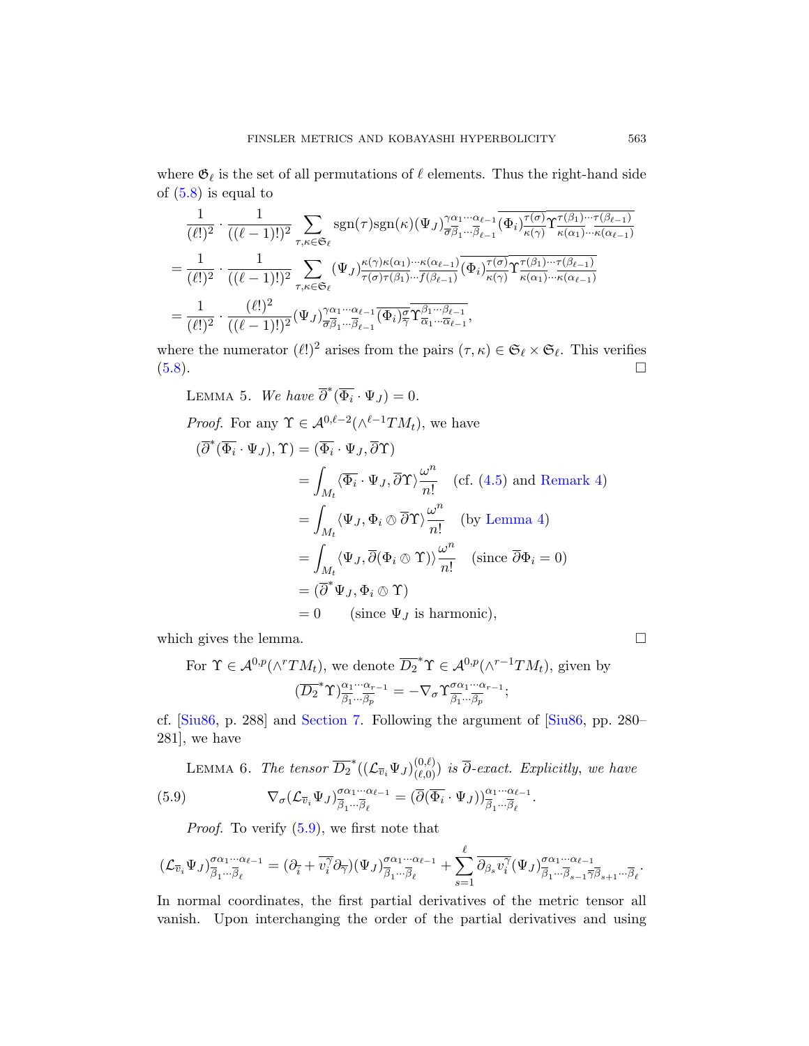where $\mathfrak{S}_\ell$ is the set of all permutations of $\ell$ elements. Thus the right-hand side of (5.8) is equal to

$$
\begin{aligned}
&\frac{1}{(\ell!)^2}\cdot\frac{1}{((\ell-1)!)^2}\sum_{\tau,\kappa\in\mathfrak{S}_\ell}\operatorname{sgn}(\tau)\operatorname{sgn}(\kappa)(\Psi_J)^{\gamma\alpha_1\cdots\alpha_{\ell-1}}_{\overline{\sigma}\overline{\beta}_1\cdots\overline{\beta}_{\ell-1}}\overline{(\Phi_i)^{\tau(\sigma)}_{\kappa(\gamma)}}\,\overline{\Upsilon^{\tau(\beta_1)\cdots\tau(\beta_{\ell-1})}_{\kappa(\alpha_1)\cdots\kappa(\alpha_{\ell-1})}}\\
&=\frac{1}{(\ell!)^2}\cdot\frac{1}{((\ell-1)!)^2}\sum_{\tau,\kappa\in\mathfrak{S}_\ell}(\Psi_J)^{\kappa(\gamma)\kappa(\alpha_1)\cdots\kappa(\alpha_{\ell-1})}_{\overline{\tau(\sigma)}\overline{\tau(\beta_1)}\cdots\overline{f(\beta_{\ell-1})}}\overline{(\Phi_i)^{\tau(\sigma)}_{\kappa(\gamma)}}\,\overline{\Upsilon^{\tau(\beta_1)\cdots\tau(\beta_{\ell-1})}_{\kappa(\alpha_1)\cdots\kappa(\alpha_{\ell-1})}}\\
&=\frac{1}{(\ell!)^2}\cdot\frac{(\ell!)^2}{((\ell-1)!)^2}(\Psi_J)^{\gamma\alpha_1\cdots\alpha_{\ell-1}}_{\overline{\sigma}\overline{\beta}_1\cdots\overline{\beta}_{\ell-1}}\overline{(\Phi_i)^{\sigma}_{\gamma}}\,\overline{\Upsilon^{\beta_1\cdots\beta_{\ell-1}}_{\alpha_1\cdots\alpha_{\ell-1}}},
\end{aligned}
$$

where the numerator $(\ell!)^2$ arises from the pairs $(\tau,\kappa)\in\mathfrak{S}_\ell\times\mathfrak{S}_\ell$. This verifies (5.8). □

LEMMA 5. *We have* $\overline{\partial}^*(\overline{\Phi_i}\cdot\Psi_J)=0$.

*Proof.* For any $\Upsilon\in\mathcal{A}^{0,\ell-2}(\wedge^{\ell-1}TM_t)$, we have

$$
\begin{aligned}
(\overline{\partial}^*(\overline{\Phi_i}\cdot\Psi_J),\Upsilon)&=(\overline{\Phi_i}\cdot\Psi_J,\overline{\partial}\Upsilon)\\
&=\int_{M_t}\langle\overline{\Phi_i}\cdot\Psi_J,\overline{\partial}\Upsilon\rangle\frac{\omega^n}{n!}\quad\text{(cf. (4.5) and Remark 4)}\\
&=\int_{M_t}\langle\Psi_J,\Phi_i\owedge\overline{\partial}\Upsilon\rangle\frac{\omega^n}{n!}\quad\text{(by Lemma 4)}\\
&=\int_{M_t}\langle\Psi_J,\overline{\partial}(\Phi_i\owedge\Upsilon)\rangle\frac{\omega^n}{n!}\quad(\text{since }\overline{\partial}\Phi_i=0)\\
&=(\overline{\partial}^*\Psi_J,\Phi_i\owedge\Upsilon)\\
&=0\qquad(\text{since }\Psi_J\text{ is harmonic}),
\end{aligned}
$$

which gives the lemma. □

For $\Upsilon\in\mathcal{A}^{0,p}(\wedge^rTM_t)$, we denote $\overline{D_2}^*\Upsilon\in\mathcal{A}^{0,p}(\wedge^{r-1}TM_t)$, given by

$$
(\overline{D_2}^*\Upsilon)^{\alpha_1\cdots\alpha_{r-1}}_{\overline{\beta_1}\cdots\overline{\beta_p}}=-\nabla_\sigma\Upsilon^{\sigma\alpha_1\cdots\alpha_{r-1}}_{\overline{\beta_1}\cdots\overline{\beta_p}};
$$

cf. [Siu86, p. 288] and Section 7. Following the argument of [Siu86, pp. 280–281], we have

LEMMA 6. *The tensor* $\overline{D_2}^*((\mathcal{L}_{\overline{v}_i}\Psi_J)^{(0,\ell)}_{(\ell,0)})$ *is* $\overline{\partial}$*-exact. Explicitly, we have*

$$
\nabla_\sigma(\mathcal{L}_{\overline{v}_i}\Psi_J)^{\sigma\alpha_1\cdots\alpha_{\ell-1}}_{\overline{\beta}_1\cdots\overline{\beta}_\ell}=(\overline{\partial}(\overline{\Phi_i}\cdot\Psi_J))^{\alpha_1\cdots\alpha_{\ell-1}}_{\overline{\beta}_1\cdots\overline{\beta}_\ell}. \tag{5.9}
$$

*Proof.* To verify (5.9), we first note that

$$
(\mathcal{L}_{\overline{v}_i}\Psi_J)^{\sigma\alpha_1\cdots\alpha_{\ell-1}}_{\overline{\beta}_1\cdots\overline{\beta}_\ell}=(\partial_{\overline{i}}+\overline{v_i^\gamma}\partial_{\overline{\gamma}})(\Psi_J)^{\sigma\alpha_1\cdots\alpha_{\ell-1}}_{\overline{\beta}_1\cdots\overline{\beta}_\ell}+\sum_{s=1}^{\ell}\overline{\partial_{\beta_s}v_i^\gamma}(\Psi_J)^{\sigma\alpha_1\cdots\alpha_{\ell-1}}_{\overline{\beta}_1\cdots\overline{\beta}_{s-1}\overline{\gamma}\overline{\beta}_{s+1}\cdots\overline{\beta}_\ell}.
$$

In normal coordinates, the first partial derivatives of the metric tensor all vanish. Upon interchanging the order of the partial derivatives and using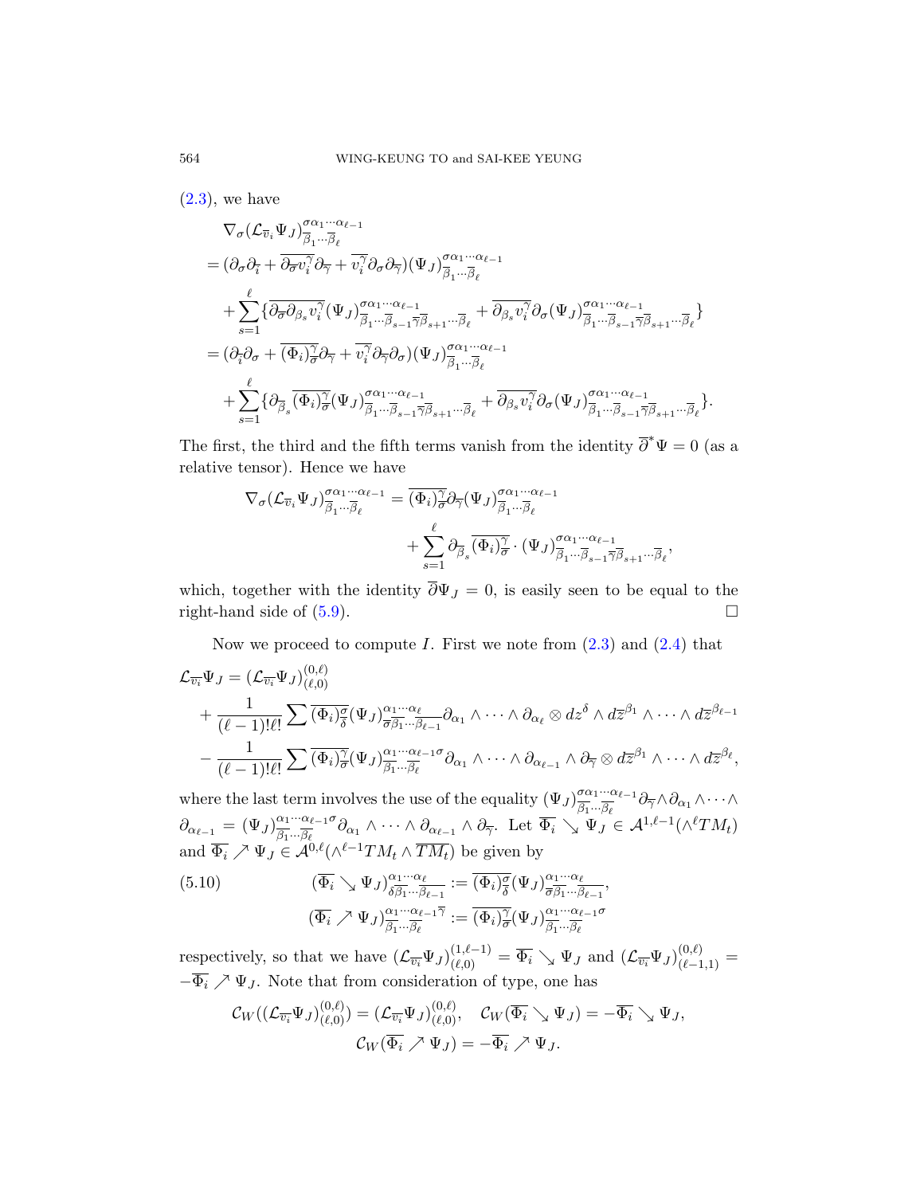(2.3), we have

$$
\begin{aligned}
&\nabla_\sigma(\mathcal{L}_{\overline{v}_i}\Psi_J)^{\sigma\alpha_1\cdots\alpha_{\ell-1}}_{\overline{\beta}_1\cdots\overline{\beta}_\ell}\\
&=(\partial_\sigma\partial_{\overline{i}}+\overline{\partial_{\overline{\sigma}}v_i^{\gamma}}\partial_{\overline{\gamma}}+\overline{v_i^{\gamma}}\partial_\sigma\partial_{\overline{\gamma}})(\Psi_J)^{\sigma\alpha_1\cdots\alpha_{\ell-1}}_{\overline{\beta}_1\cdots\overline{\beta}_\ell}\\
&\quad+\sum_{s=1}^{\ell}\{\overline{\partial_{\overline{\sigma}}\partial_{\beta_s}v_i^{\gamma}}(\Psi_J)^{\sigma\alpha_1\cdots\alpha_{\ell-1}}_{\overline{\beta}_1\cdots\overline{\beta}_{s-1}\overline{\gamma}\overline{\beta}_{s+1}\cdots\overline{\beta}_\ell}+\overline{\partial_{\beta_s}v_i^{\gamma}}\partial_\sigma(\Psi_J)^{\sigma\alpha_1\cdots\alpha_{\ell-1}}_{\overline{\beta}_1\cdots\overline{\beta}_{s-1}\overline{\gamma}\overline{\beta}_{s+1}\cdots\overline{\beta}_\ell}\}\\
&=(\partial_{\overline{i}}\partial_\sigma+\overline{(\Phi_i)^{\gamma}_{\overline{\sigma}}}\partial_{\overline{\gamma}}+\overline{v_i^{\gamma}}\partial_{\overline{\gamma}}\partial_\sigma)(\Psi_J)^{\sigma\alpha_1\cdots\alpha_{\ell-1}}_{\overline{\beta}_1\cdots\overline{\beta}_\ell}\\
&\quad+\sum_{s=1}^{\ell}\{\partial_{\overline{\beta}_s}\overline{(\Phi_i)^{\gamma}_{\overline{\sigma}}}(\Psi_J)^{\sigma\alpha_1\cdots\alpha_{\ell-1}}_{\overline{\beta}_1\cdots\overline{\beta}_{s-1}\overline{\gamma}\overline{\beta}_{s+1}\cdots\overline{\beta}_\ell}+\overline{\partial_{\beta_s}v_i^{\gamma}}\partial_\sigma(\Psi_J)^{\sigma\alpha_1\cdots\alpha_{\ell-1}}_{\overline{\beta}_1\cdots\overline{\beta}_{s-1}\overline{\gamma}\overline{\beta}_{s+1}\cdots\overline{\beta}_\ell}\}.
\end{aligned}
$$

The first, the third and the fifth terms vanish from the identity $\overline{\partial}^*\Psi=0$ (as a relative tensor). Hence we have

$$
\begin{aligned}
\nabla_\sigma(\mathcal{L}_{\overline{v}_i}\Psi_J)^{\sigma\alpha_1\cdots\alpha_{\ell-1}}_{\overline{\beta}_1\cdots\overline{\beta}_\ell}&=\overline{(\Phi_i)^{\gamma}_{\overline{\sigma}}}\partial_{\overline{\gamma}}(\Psi_J)^{\sigma\alpha_1\cdots\alpha_{\ell-1}}_{\overline{\beta}_1\cdots\overline{\beta}_\ell}\\
&\quad+\sum_{s=1}^{\ell}\partial_{\overline{\beta}_s}\overline{(\Phi_i)^{\gamma}_{\overline{\sigma}}}\cdot(\Psi_J)^{\sigma\alpha_1\cdots\alpha_{\ell-1}}_{\overline{\beta}_1\cdots\overline{\beta}_{s-1}\overline{\gamma}\overline{\beta}_{s+1}\cdots\overline{\beta}_\ell},
\end{aligned}
$$

which, together with the identity $\overline{\partial}\Psi_J=0$, is easily seen to be equal to the right-hand side of (5.9). $\square$

Now we proceed to compute $I$. First we note from (2.3) and (2.4) that

$$
\begin{aligned}
\mathcal{L}_{\overline{v_i}}\Psi_J&=(\mathcal{L}_{\overline{v_i}}\Psi_J)^{(0,\ell)}_{(\ell,0)}\\
&+\frac{1}{(\ell-1)!\ell!}\sum\overline{(\Phi_i)^{\sigma}_{\overline{\delta}}}(\Psi_J)^{\alpha_1\cdots\alpha_\ell}_{\overline{\sigma}\overline{\beta}_1\cdots\overline{\beta}_{\ell-1}}\partial_{\alpha_1}\wedge\cdots\wedge\partial_{\alpha_\ell}\otimes dz^{\delta}\wedge d\overline{z}^{\beta_1}\wedge\cdots\wedge d\overline{z}^{\beta_{\ell-1}}\\
&-\frac{1}{(\ell-1)!\ell!}\sum\overline{(\Phi_i)^{\gamma}_{\overline{\sigma}}}(\Psi_J)^{\alpha_1\cdots\alpha_{\ell-1}\sigma}_{\overline{\beta}_1\cdots\overline{\beta}_\ell}\partial_{\alpha_1}\wedge\cdots\wedge\partial_{\alpha_{\ell-1}}\wedge\partial_{\overline{\gamma}}\otimes d\overline{z}^{\beta_1}\wedge\cdots\wedge d\overline{z}^{\beta_\ell},
\end{aligned}
$$

where the last term involves the use of the equality $(\Psi_J)^{\sigma\alpha_1\cdots\alpha_{\ell-1}}_{\overline{\beta}_1\cdots\overline{\beta}_\ell}\partial_{\overline{\gamma}}\wedge\partial_{\alpha_1}\wedge\cdots\wedge\partial_{\alpha_{\ell-1}}=(\Psi_J)^{\alpha_1\cdots\alpha_{\ell-1}\sigma}_{\overline{\beta}_1\cdots\overline{\beta}_\ell}\partial_{\alpha_1}\wedge\cdots\wedge\partial_{\alpha_{\ell-1}}\wedge\partial_{\overline{\gamma}}$. Let $\overline{\Phi_i}\searrow\Psi_J\in\mathcal{A}^{1,\ell-1}(\wedge^\ell TM_t)$ and $\overline{\Phi_i}\nearrow\Psi_J\in\mathcal{A}^{0,\ell}(\wedge^{\ell-1}TM_t\wedge\overline{TM_t})$ be given by

$$
\begin{aligned}
(\overline{\Phi_i}\searrow\Psi_J)^{\alpha_1\cdots\alpha_\ell}_{\delta\overline{\beta}_1\cdots\overline{\beta}_{\ell-1}}&:=\overline{(\Phi_i)^{\sigma}_{\overline{\delta}}}(\Psi_J)^{\alpha_1\cdots\alpha_\ell}_{\overline{\sigma}\overline{\beta}_1\cdots\overline{\beta}_{\ell-1}},\\
(\overline{\Phi_i}\nearrow\Psi_J)^{\alpha_1\cdots\alpha_{\ell-1}\overline{\gamma}}_{\overline{\beta}_1\cdots\overline{\beta}_\ell}&:=\overline{(\Phi_i)^{\gamma}_{\overline{\sigma}}}(\Psi_J)^{\alpha_1\cdots\alpha_{\ell-1}\sigma}_{\overline{\beta}_1\cdots\overline{\beta}_\ell}
\end{aligned}
\tag{5.10}
$$

respectively, so that we have $(\mathcal{L}_{\overline{v_i}}\Psi_J)^{(1,\ell-1)}_{(\ell,0)}=\overline{\Phi_i}\searrow\Psi_J$ and $(\mathcal{L}_{\overline{v_i}}\Psi_J)^{(0,\ell)}_{(\ell-1,1)}=-\overline{\Phi_i}\nearrow\Psi_J$. Note that from consideration of type, one has

$$
\mathcal{C}_W((\mathcal{L}_{\overline{v_i}}\Psi_J)^{(0,\ell)}_{(\ell,0)})=(\mathcal{L}_{\overline{v_i}}\Psi_J)^{(0,\ell)}_{(\ell,0)},\quad\mathcal{C}_W(\overline{\Phi_i}\searrow\Psi_J)=-\overline{\Phi_i}\searrow\Psi_J,
$$
$$
\mathcal{C}_W(\overline{\Phi_i}\nearrow\Psi_J)=-\overline{\Phi_i}\nearrow\Psi_J.
$$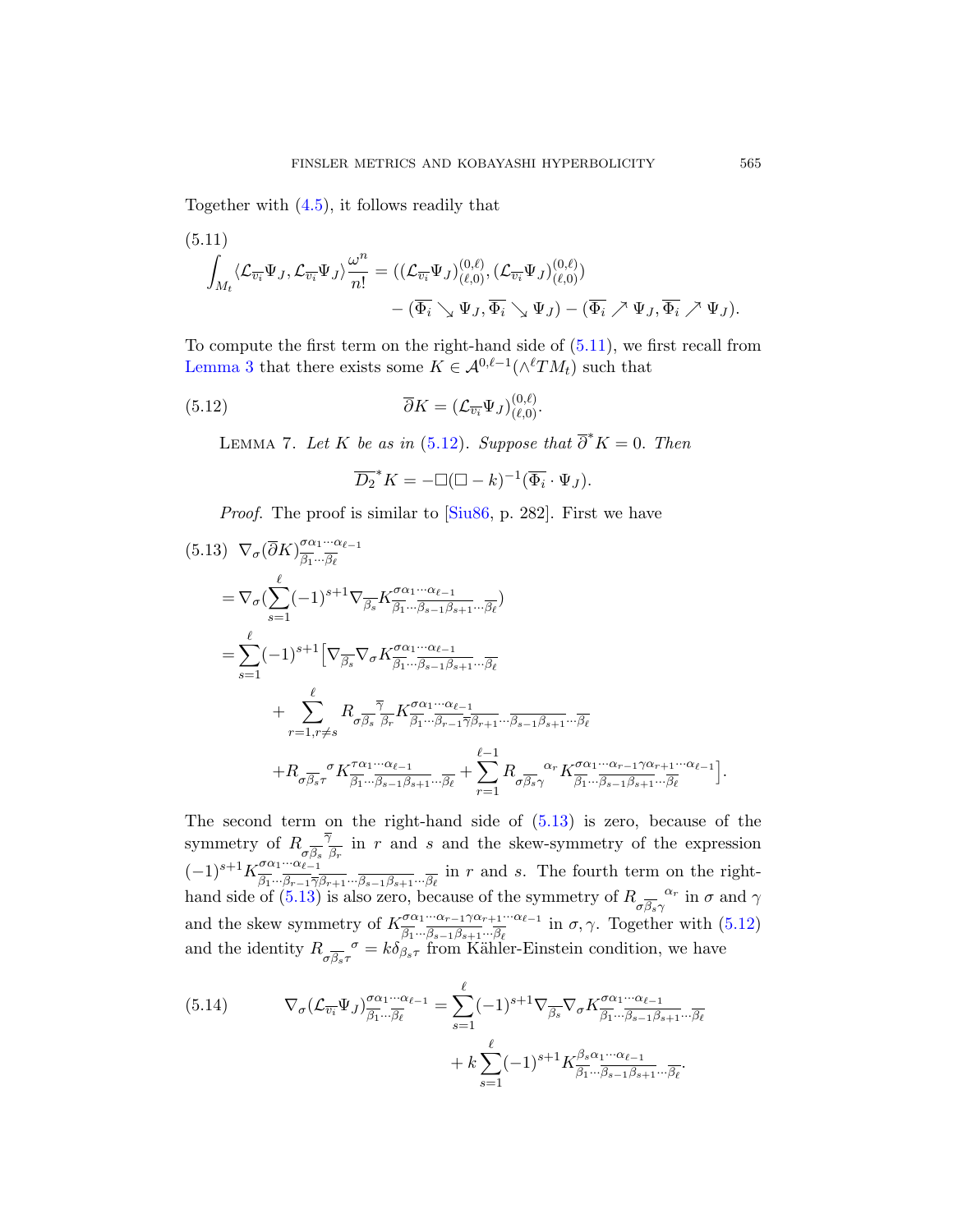Together with (4.5), it follows readily that

$$
\begin{aligned}
\int_{M_t} \langle \mathcal{L}_{\overline{v_i}} \Psi_J, \mathcal{L}_{\overline{v_i}} \Psi_J \rangle \frac{\omega^n}{n!} = \; & ((\mathcal{L}_{\overline{v_i}} \Psi_J)^{(0,\ell)}_{(\ell,0)}, (\mathcal{L}_{\overline{v_i}} \Psi_J)^{(0,\ell)}_{(\ell,0)}) \\
& - (\overline{\Phi_i} \searrow \Psi_J, \overline{\Phi_i} \searrow \Psi_J) - (\overline{\Phi_i} \nearrow \Psi_J, \overline{\Phi_i} \nearrow \Psi_J).
\end{aligned} \tag{5.11}
$$

To compute the first term on the right-hand side of (5.11), we first recall from Lemma 3 that there exists some $K \in \mathcal{A}^{0,\ell-1}(\wedge^\ell TM_t)$ such that

$$
\overline{\partial} K = (\mathcal{L}_{\overline{v_i}} \Psi_J)^{(0,\ell)}_{(\ell,0)}. \tag{5.12}
$$

Lemma 7. *Let $K$ be as in (5.12). Suppose that $\overline{\partial}^* K = 0$. Then*

$$
\overline{D_2}^* K = -\Box(\Box - k)^{-1}(\overline{\Phi_i} \cdot \Psi_J).
$$

*Proof.* The proof is similar to [Siu86, p. 282]. First we have

$$
\begin{aligned}
& \nabla_\sigma (\overline{\partial} K)^{\sigma\alpha_1\cdots\alpha_{\ell-1}}_{\overline{\beta_1}\cdots\overline{\beta_\ell}} \\
&= \nabla_\sigma \Big(\sum_{s=1}^{\ell} (-1)^{s+1} \nabla_{\overline{\beta_s}} K^{\sigma\alpha_1\cdots\alpha_{\ell-1}}_{\overline{\beta_1}\cdots\overline{\beta_{s-1}\beta_{s+1}}\cdots\overline{\beta_\ell}}\Big) \\
&= \sum_{s=1}^{\ell} (-1)^{s+1} \Big[ \nabla_{\overline{\beta_s}} \nabla_\sigma K^{\sigma\alpha_1\cdots\alpha_{\ell-1}}_{\overline{\beta_1}\cdots\overline{\beta_{s-1}\beta_{s+1}}\cdots\overline{\beta_\ell}} \\
&\qquad + \sum_{r=1, r\neq s}^{\ell} R_{\sigma\overline{\beta_s}}{}^{\overline{\gamma}}{}_{\overline{\beta_r}} K^{\sigma\alpha_1\cdots\alpha_{\ell-1}}_{\overline{\beta_1}\cdots\overline{\beta_{r-1}\gamma\beta_{r+1}}\cdots\overline{\beta_{s-1}\beta_{s+1}}\cdots\overline{\beta_\ell}} \\
&\qquad + R_{\sigma\overline{\beta_s}\tau}{}^{\sigma} K^{\tau\alpha_1\cdots\alpha_{\ell-1}}_{\overline{\beta_1}\cdots\overline{\beta_{s-1}\beta_{s+1}}\cdots\overline{\beta_\ell}} + \sum_{r=1}^{\ell-1} R_{\sigma\overline{\beta_s}\gamma}{}^{\alpha_r} K^{\sigma\alpha_1\cdots\alpha_{r-1}\gamma\alpha_{r+1}\cdots\alpha_{\ell-1}}_{\overline{\beta_1}\cdots\overline{\beta_{s-1}\beta_{s+1}}\cdots\overline{\beta_\ell}} \Big].
\end{aligned} \tag{5.13}
$$

The second term on the right-hand side of (5.13) is zero, because of the symmetry of $R_{\sigma\overline{\beta_s}}{}^{\overline{\gamma}}{}_{\overline{\beta_r}}$ in $r$ and $s$ and the skew-symmetry of the expression $(-1)^{s+1} K^{\sigma\alpha_1\cdots\alpha_{\ell-1}}_{\overline{\beta_1}\cdots\overline{\beta_{r-1}\gamma\beta_{r+1}}\cdots\overline{\beta_{s-1}\beta_{s+1}}\cdots\overline{\beta_\ell}}$ in $r$ and $s$. The fourth term on the right-hand side of (5.13) is also zero, because of the symmetry of $R_{\sigma\overline{\beta_s}\gamma}{}^{\alpha_r}$ in $\sigma$ and $\gamma$ and the skew symmetry of $K^{\sigma\alpha_1\cdots\alpha_{r-1}\gamma\alpha_{r+1}\cdots\alpha_{\ell-1}}_{\overline{\beta_1}\cdots\overline{\beta_{s-1}\beta_{s+1}}\cdots\overline{\beta_\ell}}$ in $\sigma, \gamma$. Together with (5.12) and the identity $R_{\sigma\overline{\beta_s}\tau}{}^{\sigma} = k\delta_{\beta_s\tau}$ from Kähler-Einstein condition, we have

$$
\begin{aligned}
\nabla_\sigma (\mathcal{L}_{\overline{v_i}} \Psi_J)^{\sigma\alpha_1\cdots\alpha_{\ell-1}}_{\overline{\beta_1}\cdots\overline{\beta_\ell}} = & \sum_{s=1}^{\ell} (-1)^{s+1} \nabla_{\overline{\beta_s}} \nabla_\sigma K^{\sigma\alpha_1\cdots\alpha_{\ell-1}}_{\overline{\beta_1}\cdots\overline{\beta_{s-1}\beta_{s+1}}\cdots\overline{\beta_\ell}} \\
& + k \sum_{s=1}^{\ell} (-1)^{s+1} K^{\beta_s\alpha_1\cdots\alpha_{\ell-1}}_{\overline{\beta_1}\cdots\overline{\beta_{s-1}\beta_{s+1}}\cdots\overline{\beta_\ell}}.
\end{aligned} \tag{5.14}
$$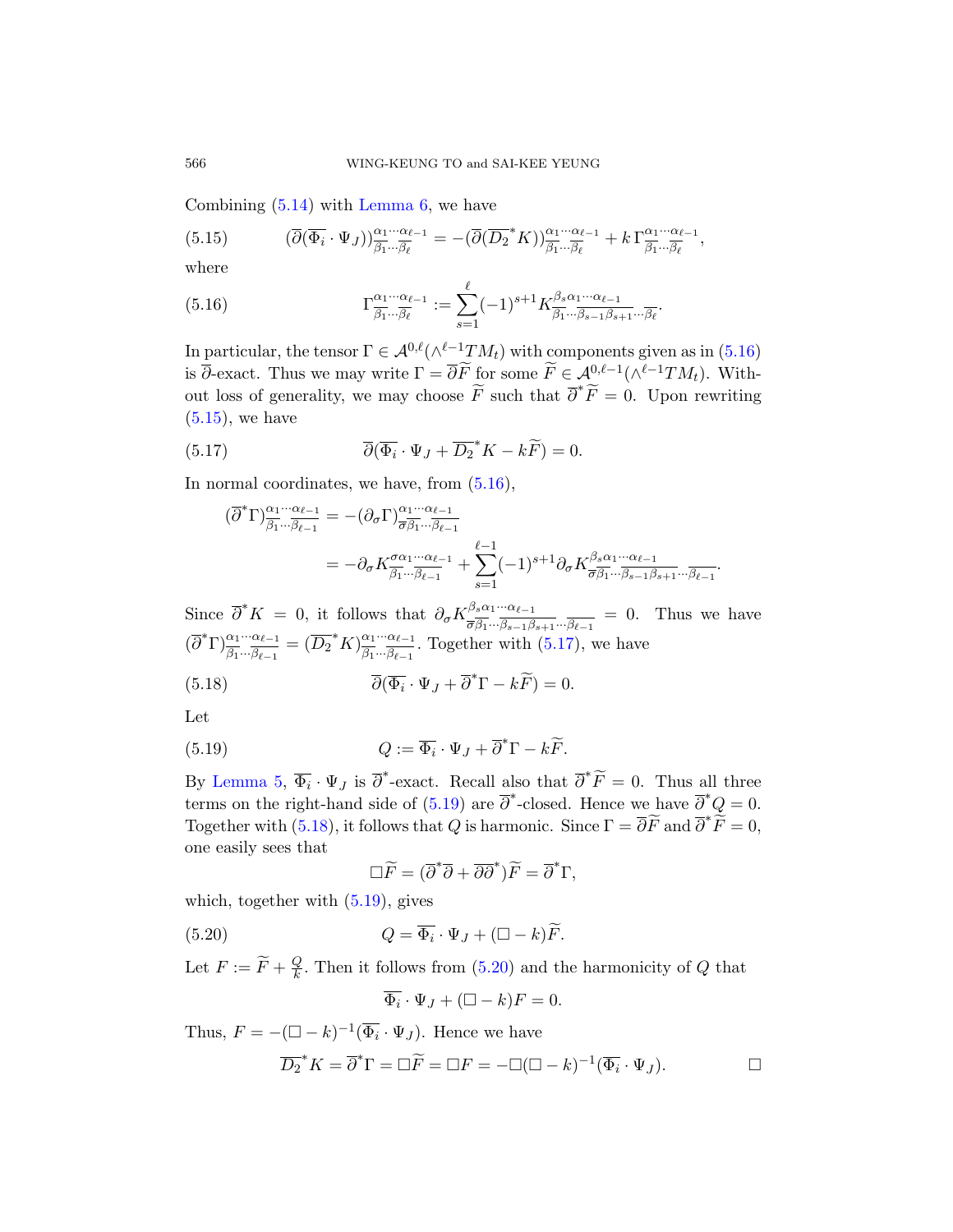Combining (5.14) with Lemma 6, we have

$$(\overline{\partial}(\overline{\Phi_i}\cdot\Psi_J))^{\alpha_1\cdots\alpha_{\ell-1}}_{\overline{\beta_1}\cdots\overline{\beta_\ell}} = -(\overline{\partial}(\overline{D_2}^*K))^{\alpha_1\cdots\alpha_{\ell-1}}_{\overline{\beta_1}\cdots\overline{\beta_\ell}} + k\,\Gamma^{\alpha_1\cdots\alpha_{\ell-1}}_{\overline{\beta_1}\cdots\overline{\beta_\ell}}, \tag{5.15}$$

where

$$\Gamma^{\alpha_1\cdots\alpha_{\ell-1}}_{\overline{\beta_1}\cdots\overline{\beta_\ell}} := \sum_{s=1}^{\ell}(-1)^{s+1}K^{\beta_s\alpha_1\cdots\alpha_{\ell-1}}_{\overline{\beta_1}\cdots\overline{\beta_{s-1}\beta_{s+1}}\cdots\overline{\beta_\ell}}. \tag{5.16}$$

In particular, the tensor $\Gamma\in\mathcal{A}^{0,\ell}(\wedge^{\ell-1}TM_t)$ with components given as in (5.16) is $\overline{\partial}$-exact. Thus we may write $\Gamma=\overline{\partial}\widetilde{F}$ for some $\widetilde{F}\in\mathcal{A}^{0,\ell-1}(\wedge^{\ell-1}TM_t)$. Without loss of generality, we may choose $\widetilde{F}$ such that $\overline{\partial}^*\widetilde{F}=0$. Upon rewriting (5.15), we have

$$\overline{\partial}(\overline{\Phi_i}\cdot\Psi_J+\overline{D_2}^*K-k\widetilde{F})=0. \tag{5.17}$$

In normal coordinates, we have, from (5.16),

$$\begin{aligned}(\overline{\partial}^*\Gamma)^{\alpha_1\cdots\alpha_{\ell-1}}_{\overline{\beta_1}\cdots\overline{\beta_{\ell-1}}} &= -(\partial_\sigma\Gamma)^{\alpha_1\cdots\alpha_{\ell-1}}_{\overline{\sigma}\overline{\beta_1}\cdots\overline{\beta_{\ell-1}}}\\ &= -\partial_\sigma K^{\sigma\alpha_1\cdots\alpha_{\ell-1}}_{\overline{\beta_1}\cdots\overline{\beta_{\ell-1}}} + \sum_{s=1}^{\ell-1}(-1)^{s+1}\partial_\sigma K^{\beta_s\alpha_1\cdots\alpha_{\ell-1}}_{\overline{\sigma}\overline{\beta_1}\cdots\overline{\beta_{s-1}\beta_{s+1}}\cdots\overline{\beta_{\ell-1}}}.\end{aligned}$$

Since $\overline{\partial}^*K=0$, it follows that $\partial_\sigma K^{\beta_s\alpha_1\cdots\alpha_{\ell-1}}_{\overline{\sigma}\overline{\beta_1}\cdots\overline{\beta_{s-1}\beta_{s+1}}\cdots\overline{\beta_{\ell-1}}}=0$. Thus we have $(\overline{\partial}^*\Gamma)^{\alpha_1\cdots\alpha_{\ell-1}}_{\overline{\beta_1}\cdots\overline{\beta_{\ell-1}}}=(\overline{D_2}^*K)^{\alpha_1\cdots\alpha_{\ell-1}}_{\overline{\beta_1}\cdots\overline{\beta_{\ell-1}}}$. Together with (5.17), we have

$$\overline{\partial}(\overline{\Phi_i}\cdot\Psi_J+\overline{\partial}^*\Gamma-k\widetilde{F})=0. \tag{5.18}$$

Let

$$Q:=\overline{\Phi_i}\cdot\Psi_J+\overline{\partial}^*\Gamma-k\widetilde{F}. \tag{5.19}$$

By Lemma 5, $\overline{\Phi_i}\cdot\Psi_J$ is $\overline{\partial}^*$-exact. Recall also that $\overline{\partial}^*\widetilde{F}=0$. Thus all three terms on the right-hand side of (5.19) are $\overline{\partial}^*$-closed. Hence we have $\overline{\partial}^*Q=0$. Together with (5.18), it follows that $Q$ is harmonic. Since $\Gamma=\overline{\partial}\widetilde{F}$ and $\overline{\partial}^*\widetilde{F}=0$, one easily sees that

$$\Box\widetilde{F}=(\overline{\partial}^*\overline{\partial}+\overline{\partial}\overline{\partial}^*)\widetilde{F}=\overline{\partial}^*\Gamma,$$

which, together with (5.19), gives

$$Q=\overline{\Phi_i}\cdot\Psi_J+(\Box-k)\widetilde{F}. \tag{5.20}$$

Let $F:=\widetilde{F}+\frac{Q}{k}$. Then it follows from (5.20) and the harmonicity of $Q$ that

$$\overline{\Phi_i}\cdot\Psi_J+(\Box-k)F=0.$$

Thus, $F=-(\Box-k)^{-1}(\overline{\Phi_i}\cdot\Psi_J)$. Hence we have

$$\overline{D_2}^*K=\overline{\partial}^*\Gamma=\Box\widetilde{F}=\Box F=-\Box(\Box-k)^{-1}(\overline{\Phi_i}\cdot\Psi_J). \qquad \square$$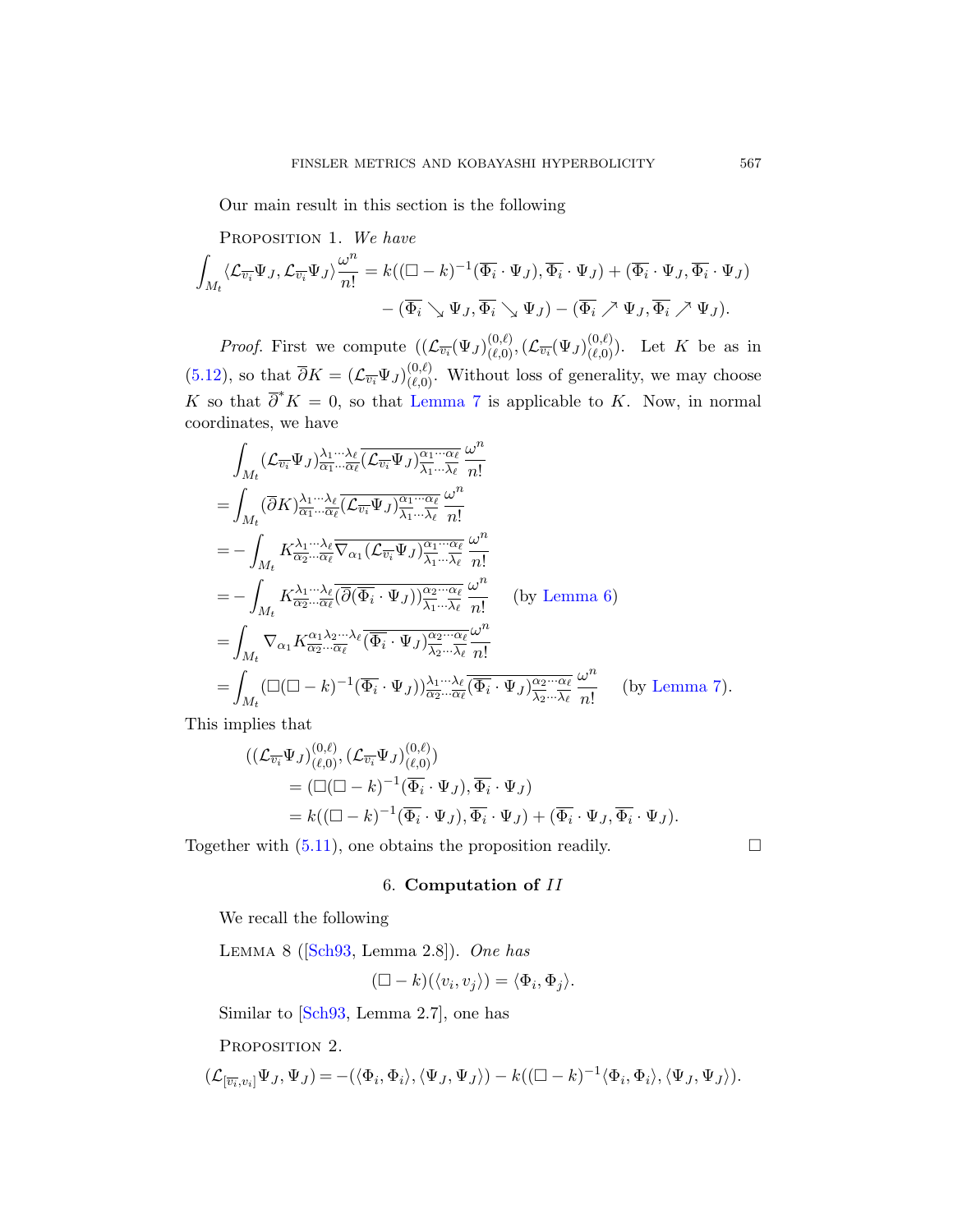Our main result in this section is the following

Proposition 1. *We have*

$$\int_{M_t} \langle \mathcal{L}_{\overline{v_i}}\Psi_J, \mathcal{L}_{\overline{v_i}}\Psi_J\rangle \frac{\omega^n}{n!} = k((\Box - k)^{-1}(\overline{\Phi_i}\cdot\Psi_J), \overline{\Phi_i}\cdot\Psi_J) + (\overline{\Phi_i}\cdot\Psi_J, \overline{\Phi_i}\cdot\Psi_J)$$
$$- (\overline{\Phi_i} \searrow \Psi_J, \overline{\Phi_i} \searrow \Psi_J) - (\overline{\Phi_i} \nearrow \Psi_J, \overline{\Phi_i} \nearrow \Psi_J).$$

*Proof.* First we compute $((\mathcal{L}_{\overline{v_i}}(\Psi_J)^{(0,\ell)}_{(\ell,0)}, (\mathcal{L}_{\overline{v_i}}(\Psi_J)^{(0,\ell)}_{(\ell,0)})$. Let $K$ be as in (5.12), so that $\overline{\partial}K = (\mathcal{L}_{\overline{v_i}}\Psi_J)^{(0,\ell)}_{(\ell,0)}$. Without loss of generality, we may choose $K$ so that $\overline{\partial}^* K = 0$, so that Lemma 7 is applicable to $K$. Now, in normal coordinates, we have

$$\begin{aligned}
&\int_{M_t} (\mathcal{L}_{\overline{v_i}}\Psi_J)^{\lambda_1\cdots\lambda_\ell}_{\overline{\alpha_1}\cdots\overline{\alpha_\ell}} \overline{(\mathcal{L}_{\overline{v_i}}\Psi_J)^{\alpha_1\cdots\alpha_\ell}_{\overline{\lambda_1}\cdots\overline{\lambda_\ell}}}\, \frac{\omega^n}{n!} \\
&= \int_{M_t} (\overline{\partial}K)^{\lambda_1\cdots\lambda_\ell}_{\overline{\alpha_1}\cdots\overline{\alpha_\ell}} \overline{(\mathcal{L}_{\overline{v_i}}\Psi_J)^{\alpha_1\cdots\alpha_\ell}_{\overline{\lambda_1}\cdots\overline{\lambda_\ell}}}\, \frac{\omega^n}{n!} \\
&= -\int_{M_t} K^{\lambda_1\cdots\lambda_\ell}_{\overline{\alpha_2}\cdots\overline{\alpha_\ell}} \overline{\nabla_{\alpha_1}(\mathcal{L}_{\overline{v_i}}\Psi_J)^{\alpha_1\cdots\alpha_\ell}_{\overline{\lambda_1}\cdots\overline{\lambda_\ell}}}\, \frac{\omega^n}{n!} \\
&= -\int_{M_t} K^{\lambda_1\cdots\lambda_\ell}_{\overline{\alpha_2}\cdots\overline{\alpha_\ell}} \overline{(\overline{\partial}(\overline{\Phi_i}\cdot\Psi_J))^{\alpha_2\cdots\alpha_\ell}_{\overline{\lambda_1}\cdots\overline{\lambda_\ell}}}\, \frac{\omega^n}{n!} \qquad \text{(by Lemma 6)} \\
&= \int_{M_t} \nabla_{\alpha_1} K^{\alpha_1\lambda_2\cdots\lambda_\ell}_{\overline{\alpha_2}\cdots\overline{\alpha_\ell}} \overline{(\overline{\Phi_i}\cdot\Psi_J)^{\alpha_2\cdots\alpha_\ell}_{\overline{\lambda_2}\cdots\overline{\lambda_\ell}}}\frac{\omega^n}{n!} \\
&= \int_{M_t} (\Box(\Box - k)^{-1}(\overline{\Phi_i}\cdot\Psi_J))^{\lambda_1\cdots\lambda_\ell}_{\overline{\alpha_2}\cdots\overline{\alpha_\ell}} \overline{(\overline{\Phi_i}\cdot\Psi_J)^{\alpha_2\cdots\alpha_\ell}_{\overline{\lambda_2}\cdots\overline{\lambda_\ell}}}\, \frac{\omega^n}{n!} \qquad \text{(by Lemma 7)}.
\end{aligned}$$

This implies that

$$\begin{aligned}
&((\mathcal{L}_{\overline{v_i}}\Psi_J)^{(0,\ell)}_{(\ell,0)}, (\mathcal{L}_{\overline{v_i}}\Psi_J)^{(0,\ell)}_{(\ell,0)}) \\
&\quad = (\Box(\Box - k)^{-1}(\overline{\Phi_i}\cdot\Psi_J), \overline{\Phi_i}\cdot\Psi_J) \\
&\quad = k((\Box - k)^{-1}(\overline{\Phi_i}\cdot\Psi_J), \overline{\Phi_i}\cdot\Psi_J) + (\overline{\Phi_i}\cdot\Psi_J, \overline{\Phi_i}\cdot\Psi_J).
\end{aligned}$$

Together with (5.11), one obtains the proposition readily. $\square$

## 6. Computation of $II$

We recall the following

Lemma 8 ([Sch93, Lemma 2.8]). *One has*

$$(\Box - k)(\langle v_i, v_j\rangle) = \langle \Phi_i, \Phi_j\rangle.$$

Similar to [Sch93, Lemma 2.7], one has

Proposition 2.

$$(\mathcal{L}_{[\overline{v_i}, v_i]}\Psi_J, \Psi_J) = -(\langle\Phi_i, \Phi_i\rangle, \langle\Psi_J, \Psi_J\rangle) - k((\Box - k)^{-1}\langle\Phi_i, \Phi_i\rangle, \langle\Psi_J, \Psi_J\rangle).$$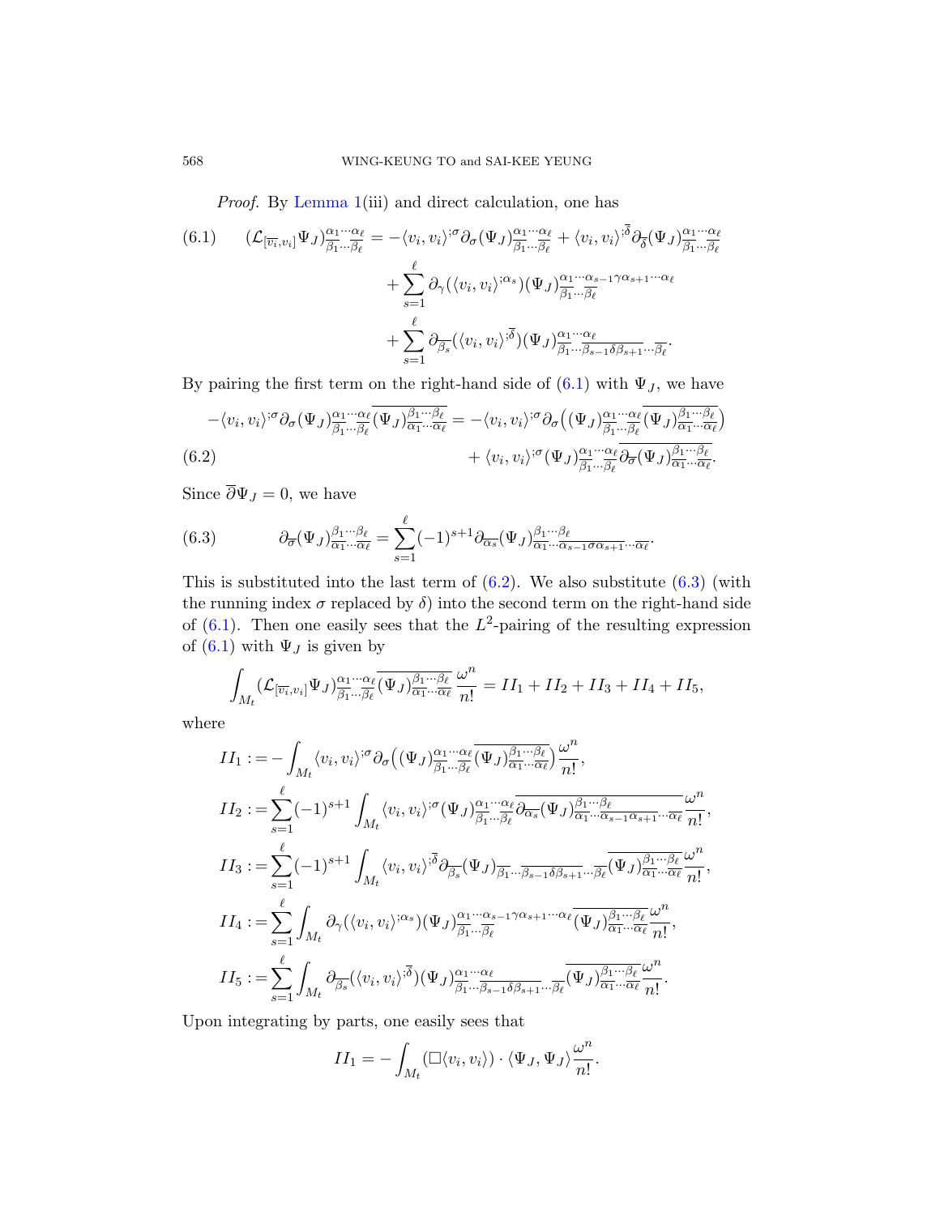*Proof.* By Lemma 1(iii) and direct calculation, one has

$$
\begin{aligned}
(6.1)\qquad (\mathcal{L}_{[\overline{v_i},v_i]}\Psi_J)^{\alpha_1\cdots\alpha_\ell}_{\overline{\beta_1}\cdots\overline{\beta_\ell}} = &-\langle v_i,v_i\rangle^{;\sigma}\partial_\sigma(\Psi_J)^{\alpha_1\cdots\alpha_\ell}_{\overline{\beta_1}\cdots\overline{\beta_\ell}} + \langle v_i,v_i\rangle^{;\overline{\delta}}\partial_{\overline{\delta}}(\Psi_J)^{\alpha_1\cdots\alpha_\ell}_{\overline{\beta_1}\cdots\overline{\beta_\ell}} \\
&+\sum_{s=1}^{\ell}\partial_\gamma(\langle v_i,v_i\rangle^{;\alpha_s})(\Psi_J)^{\alpha_1\cdots\alpha_{s-1}\gamma\alpha_{s+1}\cdots\alpha_\ell}_{\overline{\beta_1}\cdots\overline{\beta_\ell}} \\
&+\sum_{s=1}^{\ell}\partial_{\overline{\beta_s}}(\langle v_i,v_i\rangle^{;\overline{\delta}})(\Psi_J)^{\alpha_1\cdots\alpha_\ell}_{\overline{\beta_1}\cdots\overline{\beta_{s-1}\delta\beta_{s+1}}\cdots\overline{\beta_\ell}}.
\end{aligned}
$$

By pairing the first term on the right-hand side of (6.1) with $\Psi_J$, we have

$$
\begin{aligned}
-\langle v_i,v_i\rangle^{;\sigma}\partial_\sigma(\Psi_J)^{\alpha_1\cdots\alpha_\ell}_{\overline{\beta_1}\cdots\overline{\beta_\ell}}\overline{(\Psi_J)^{\beta_1\cdots\beta_\ell}_{\overline{\alpha_1}\cdots\overline{\alpha_\ell}}} = &-\langle v_i,v_i\rangle^{;\sigma}\partial_\sigma\big((\Psi_J)^{\alpha_1\cdots\alpha_\ell}_{\overline{\beta_1}\cdots\overline{\beta_\ell}}\overline{(\Psi_J)^{\beta_1\cdots\beta_\ell}_{\overline{\alpha_1}\cdots\overline{\alpha_\ell}}}\big) \\
(6.2)\qquad &+\langle v_i,v_i\rangle^{;\sigma}(\Psi_J)^{\alpha_1\cdots\alpha_\ell}_{\overline{\beta_1}\cdots\overline{\beta_\ell}}\overline{\partial_{\overline{\sigma}}(\Psi_J)^{\beta_1\cdots\beta_\ell}_{\overline{\alpha_1}\cdots\overline{\alpha_\ell}}}.
\end{aligned}
$$

Since $\overline{\partial}\Psi_J=0$, we have

$$
(6.3)\qquad \partial_{\overline{\sigma}}(\Psi_J)^{\beta_1\cdots\beta_\ell}_{\overline{\alpha_1}\cdots\overline{\alpha_\ell}} = \sum_{s=1}^{\ell}(-1)^{s+1}\partial_{\overline{\alpha_s}}(\Psi_J)^{\beta_1\cdots\beta_\ell}_{\overline{\alpha_1}\cdots\overline{\alpha_{s-1}\sigma\alpha_{s+1}}\cdots\overline{\alpha_\ell}}.
$$

This is substituted into the last term of (6.2). We also substitute (6.3) (with the running index $\sigma$ replaced by $\delta$) into the second term on the right-hand side of (6.1). Then one easily sees that the $L^2$-pairing of the resulting expression of (6.1) with $\Psi_J$ is given by

$$
\int_{M_t}(\mathcal{L}_{[\overline{v_i},v_i]}\Psi_J)^{\alpha_1\cdots\alpha_\ell}_{\overline{\beta_1}\cdots\overline{\beta_\ell}}\overline{(\Psi_J)^{\beta_1\cdots\beta_\ell}_{\overline{\alpha_1}\cdots\overline{\alpha_\ell}}}\,\frac{\omega^n}{n!} = II_1+II_2+II_3+II_4+II_5,
$$

where

$$
\begin{aligned}
II_1 :&= -\int_{M_t}\langle v_i,v_i\rangle^{;\sigma}\partial_\sigma\big((\Psi_J)^{\alpha_1\cdots\alpha_\ell}_{\overline{\beta_1}\cdots\overline{\beta_\ell}}\overline{(\Psi_J)^{\beta_1\cdots\beta_\ell}_{\overline{\alpha_1}\cdots\overline{\alpha_\ell}}}\big)\frac{\omega^n}{n!},\\
II_2 :&= \sum_{s=1}^{\ell}(-1)^{s+1}\int_{M_t}\langle v_i,v_i\rangle^{;\sigma}(\Psi_J)^{\alpha_1\cdots\alpha_\ell}_{\overline{\beta_1}\cdots\overline{\beta_\ell}}\overline{\partial_{\overline{\alpha_s}}(\Psi_J)^{\beta_1\cdots\beta_\ell}_{\overline{\alpha_1}\cdots\overline{\alpha_{s-1}\alpha_{s+1}}\cdots\overline{\alpha_\ell}}}\frac{\omega^n}{n!},\\
II_3 :&= \sum_{s=1}^{\ell}(-1)^{s+1}\int_{M_t}\langle v_i,v_i\rangle^{;\overline{\delta}}\partial_{\overline{\beta_s}}(\Psi_J)_{\overline{\beta_1}\cdots\overline{\beta_{s-1}\delta\beta_{s+1}}\cdots\overline{\beta_\ell}}\overline{(\Psi_J)^{\beta_1\cdots\beta_\ell}_{\overline{\alpha_1}\cdots\overline{\alpha_\ell}}}\frac{\omega^n}{n!},\\
II_4 :&= \sum_{s=1}^{\ell}\int_{M_t}\partial_\gamma(\langle v_i,v_i\rangle^{;\alpha_s})(\Psi_J)^{\alpha_1\cdots\alpha_{s-1}\gamma\alpha_{s+1}\cdots\alpha_\ell}_{\overline{\beta_1}\cdots\overline{\beta_\ell}}\overline{(\Psi_J)^{\beta_1\cdots\beta_\ell}_{\overline{\alpha_1}\cdots\overline{\alpha_\ell}}}\frac{\omega^n}{n!},\\
II_5 :&= \sum_{s=1}^{\ell}\int_{M_t}\partial_{\overline{\beta_s}}(\langle v_i,v_i\rangle^{;\overline{\delta}})(\Psi_J)^{\alpha_1\cdots\alpha_\ell}_{\overline{\beta_1}\cdots\overline{\beta_{s-1}\delta\beta_{s+1}}\cdots\overline{\beta_\ell}}\overline{(\Psi_J)^{\beta_1\cdots\beta_\ell}_{\overline{\alpha_1}\cdots\overline{\alpha_\ell}}}\frac{\omega^n}{n!}.
\end{aligned}
$$

Upon integrating by parts, one easily sees that

$$
II_1 = -\int_{M_t}(\Box\langle v_i,v_i\rangle)\cdot\langle\Psi_J,\Psi_J\rangle\frac{\omega^n}{n!}.
$$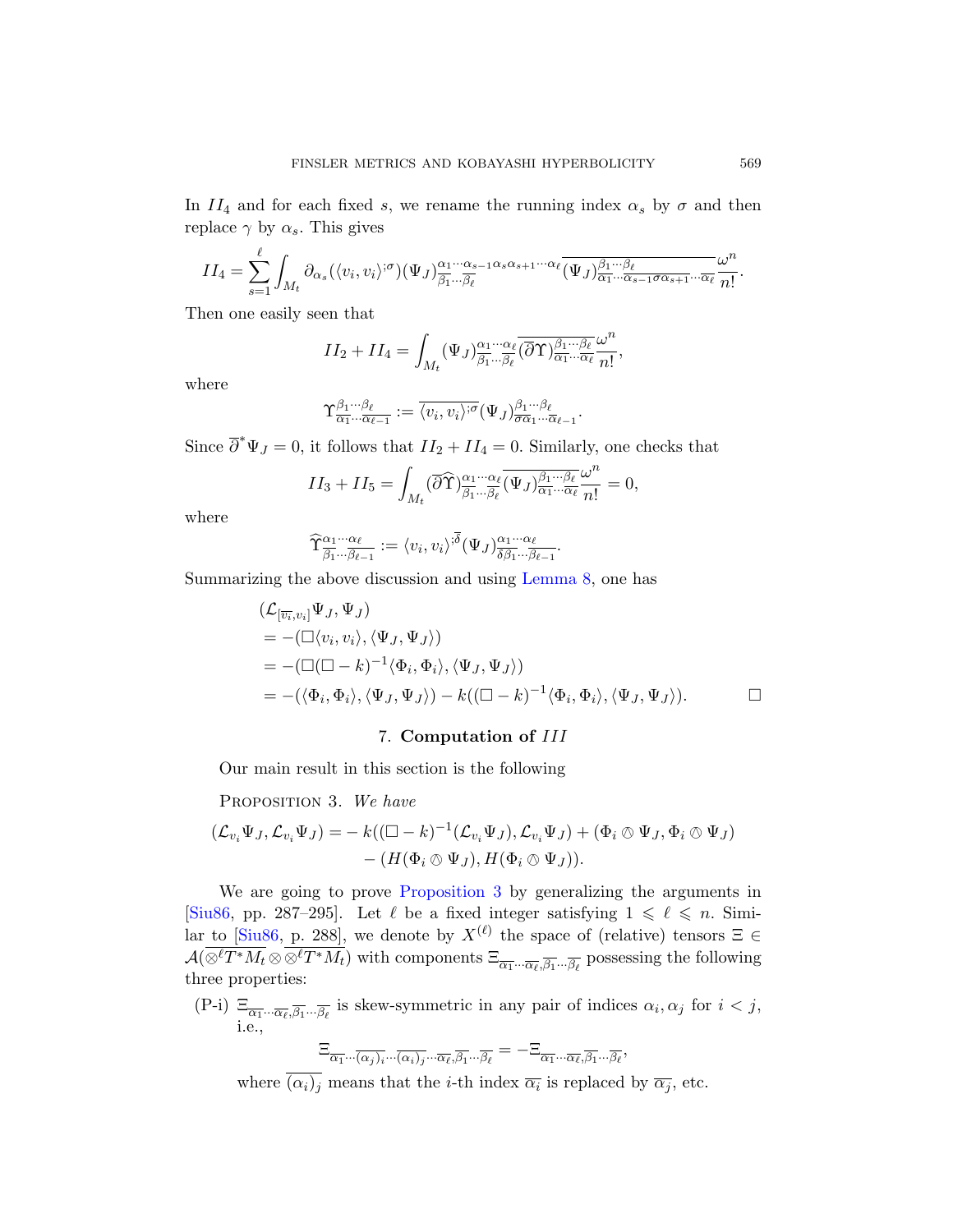In $II_4$ and for each fixed $s$, we rename the running index $\alpha_s$ by $\sigma$ and then replace $\gamma$ by $\alpha_s$. This gives

$$II_4 = \sum_{s=1}^{\ell} \int_{M_t} \partial_{\alpha_s}(\langle v_i, v_i\rangle^{;\sigma})(\Psi_J)^{\alpha_1\cdots\alpha_{s-1}\alpha_s\alpha_{s+1}\cdots\alpha_\ell}_{\overline{\beta_1}\cdots\overline{\beta_\ell}} \overline{(\Psi_J)^{\beta_1\cdots\beta_\ell}_{\overline{\alpha_1}\cdots\overline{\alpha_{s-1}\sigma\alpha_{s+1}}\cdots\overline{\alpha_\ell}}} \frac{\omega^n}{n!}.$$

Then one easily seen that

$$II_2 + II_4 = \int_{M_t} (\Psi_J)^{\alpha_1\cdots\alpha_\ell}_{\overline{\beta_1}\cdots\overline{\beta_\ell}} \overline{(\overline{\partial}\Upsilon)^{\beta_1\cdots\beta_\ell}_{\overline{\alpha_1}\cdots\overline{\alpha_\ell}}} \frac{\omega^n}{n!},$$

where

$$\Upsilon^{\beta_1\cdots\beta_\ell}_{\overline{\alpha_1}\cdots\overline{\alpha_{\ell-1}}} := \overline{\langle v_i, v_i\rangle^{;\sigma}} (\Psi_J)^{\beta_1\cdots\beta_\ell}_{\overline{\sigma\alpha_1}\cdots\overline{\alpha_{\ell-1}}}.$$

Since $\overline{\partial}^*\Psi_J = 0$, it follows that $II_2 + II_4 = 0$. Similarly, one checks that

$$II_3 + II_5 = \int_{M_t} (\overline{\partial}\widehat{\Upsilon})^{\alpha_1\cdots\alpha_\ell}_{\overline{\beta_1}\cdots\overline{\beta_\ell}} \overline{(\Psi_J)^{\beta_1\cdots\beta_\ell}_{\overline{\alpha_1}\cdots\overline{\alpha_\ell}}} \frac{\omega^n}{n!} = 0,$$

where

$$\widehat{\Upsilon}^{\alpha_1\cdots\alpha_\ell}_{\overline{\beta_1}\cdots\overline{\beta_{\ell-1}}} := \langle v_i, v_i\rangle^{;\overline{\delta}} (\Psi_J)^{\alpha_1\cdots\alpha_\ell}_{\overline{\delta\beta_1}\cdots\overline{\beta_{\ell-1}}}.$$

Summarizing the above discussion and using Lemma 8, one has

$$\begin{aligned}
&(\mathcal{L}_{[\overline{v_i}, v_i]}\Psi_J, \Psi_J) \\
&= -(\Box\langle v_i, v_i\rangle, \langle \Psi_J, \Psi_J\rangle) \\
&= -(\Box(\Box - k)^{-1}\langle \Phi_i, \Phi_i\rangle, \langle \Psi_J, \Psi_J\rangle) \\
&= -(\langle \Phi_i, \Phi_i\rangle, \langle \Psi_J, \Psi_J\rangle) - k((\Box - k)^{-1}\langle \Phi_i, \Phi_i\rangle, \langle \Psi_J, \Psi_J\rangle).
\end{aligned}$$

□

## 7. Computation of $III$

Our main result in this section is the following

PROPOSITION 3. *We have*

$$\begin{aligned}
(\mathcal{L}_{v_i}\Psi_J, \mathcal{L}_{v_i}\Psi_J) = &- k((\Box - k)^{-1}(\mathcal{L}_{v_i}\Psi_J), \mathcal{L}_{v_i}\Psi_J) + (\Phi_i \oslash \Psi_J, \Phi_i \oslash \Psi_J) \\
&- (H(\Phi_i \oslash \Psi_J), H(\Phi_i \oslash \Psi_J)).
\end{aligned}$$

We are going to prove Proposition 3 by generalizing the arguments in [Siu86, pp. 287–295]. Let $\ell$ be a fixed integer satisfying $1 \leqslant \ell \leqslant n$. Similar to [Siu86, p. 288], we denote by $X^{(\ell)}$ the space of (relative) tensors $\Xi \in \mathcal{A}(\overline{\otimes^\ell T^*M_t} \otimes \overline{\otimes^\ell T^*M_t})$ with components $\Xi_{\overline{\alpha_1}\cdots\overline{\alpha_\ell},\overline{\beta_1}\cdots\overline{\beta_\ell}}$ possessing the following three properties:

(P-i) $\Xi_{\overline{\alpha_1}\cdots\overline{\alpha_\ell},\overline{\beta_1}\cdots\overline{\beta_\ell}}$ is skew-symmetric in any pair of indices $\alpha_i, \alpha_j$ for $i < j$, i.e.,

$$\Xi_{\overline{\alpha_1}\cdots\overline{(\alpha_j)_i}\cdots\overline{(\alpha_i)_j}\cdots\overline{\alpha_\ell},\overline{\beta_1}\cdots\overline{\beta_\ell}} = -\Xi_{\overline{\alpha_1}\cdots\overline{\alpha_\ell},\overline{\beta_1}\cdots\overline{\beta_\ell}},$$

where $\overline{(\alpha_i)_j}$ means that the $i$-th index $\overline{\alpha_i}$ is replaced by $\overline{\alpha_j}$, etc.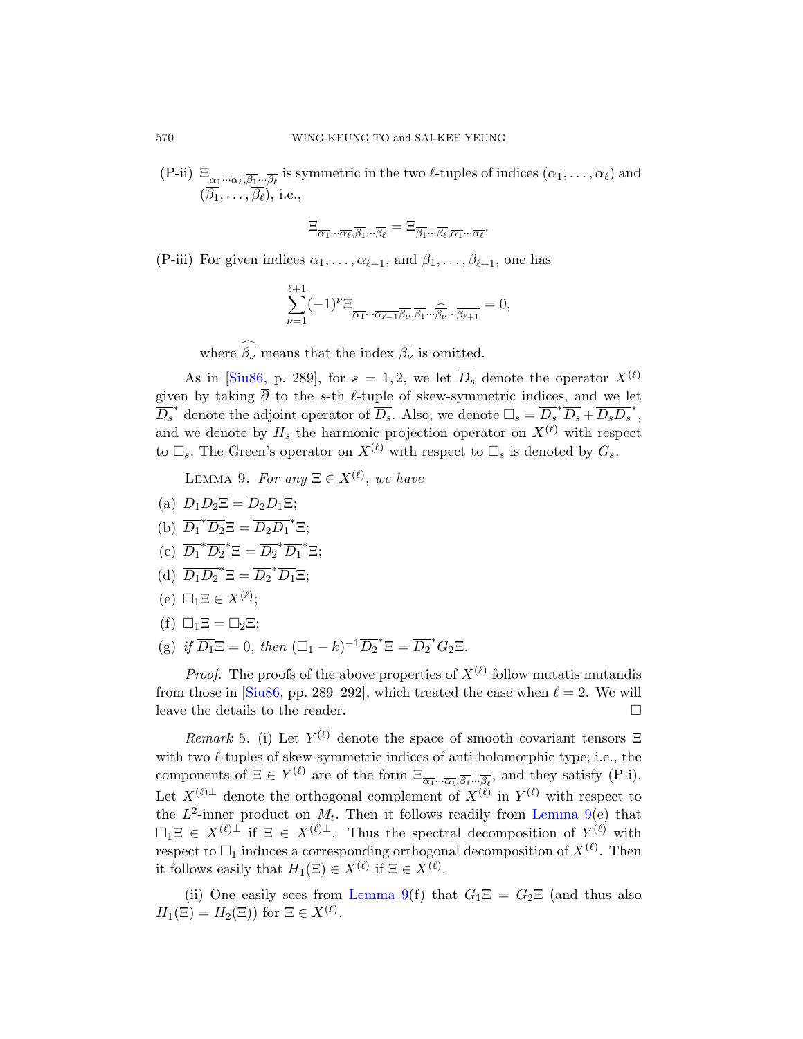(P-ii) $\Xi_{\overline{\alpha_1}\cdots\overline{\alpha_\ell},\overline{\beta_1}\cdots\overline{\beta_\ell}}$ is symmetric in the two $\ell$-tuples of indices $(\overline{\alpha_1},\ldots,\overline{\alpha_\ell})$ and $(\overline{\beta_1},\ldots,\overline{\beta_\ell})$, i.e.,

$$\Xi_{\overline{\alpha_1}\cdots\overline{\alpha_\ell},\overline{\beta_1}\cdots\overline{\beta_\ell}} = \Xi_{\overline{\beta_1}\cdots\overline{\beta_\ell},\overline{\alpha_1}\cdots\overline{\alpha_\ell}}.$$

(P-iii) For given indices $\alpha_1,\ldots,\alpha_{\ell-1}$, and $\beta_1,\ldots,\beta_{\ell+1}$, one has

$$\sum_{\nu=1}^{\ell+1}(-1)^\nu \Xi_{\overline{\alpha_1}\cdots\overline{\alpha_{\ell-1}}\overline{\beta_\nu},\overline{\beta_1}\cdots\widehat{\overline{\beta_\nu}}\cdots\overline{\beta_{\ell+1}}} = 0,$$

where $\widehat{\overline{\beta_\nu}}$ means that the index $\overline{\beta_\nu}$ is omitted.

As in [Siu86, p. 289], for $s = 1, 2$, we let $\overline{D_s}$ denote the operator $X^{(\ell)}$ given by taking $\overline{\partial}$ to the $s$-th $\ell$-tuple of skew-symmetric indices, and we let $\overline{D_s}^*$ denote the adjoint operator of $\overline{D_s}$. Also, we denote $\Box_s = \overline{D_s}^*\overline{D_s} + \overline{D_s}\overline{D_s}^*$, and we denote by $H_s$ the harmonic projection operator on $X^{(\ell)}$ with respect to $\Box_s$. The Green's operator on $X^{(\ell)}$ with respect to $\Box_s$ is denoted by $G_s$.

LEMMA 9. *For any $\Xi \in X^{(\ell)}$, we have*

(a) $\overline{D_1}\overline{D_2}\Xi = \overline{D_2}\overline{D_1}\Xi$;

(b) $\overline{D_1}^*\overline{D_2}\Xi = \overline{D_2}\overline{D_1}^*\Xi$;

(c) $\overline{D_1}^*\overline{D_2}^*\Xi = \overline{D_2}^*\overline{D_1}^*\Xi$;

(d) $\overline{D_1}\overline{D_2}^*\Xi = \overline{D_2}^*\overline{D_1}\Xi$;

(e) $\Box_1\Xi \in X^{(\ell)}$;

(f) $\Box_1\Xi = \Box_2\Xi$;

(g) *if* $\overline{D_1}\Xi = 0$, *then* $(\Box_1 - k)^{-1}\overline{D_2}^*\Xi = \overline{D_2}^* G_2\Xi$.

*Proof.* The proofs of the above properties of $X^{(\ell)}$ follow mutatis mutandis from those in [Siu86, pp. 289–292], which treated the case when $\ell = 2$. We will leave the details to the reader. □

*Remark* 5. (i) Let $Y^{(\ell)}$ denote the space of smooth covariant tensors $\Xi$ with two $\ell$-tuples of skew-symmetric indices of anti-holomorphic type; i.e., the components of $\Xi \in Y^{(\ell)}$ are of the form $\Xi_{\overline{\alpha_1}\cdots\overline{\alpha_\ell},\overline{\beta_1}\cdots\overline{\beta_\ell}}$, and they satisfy (P-i). Let $X^{(\ell)\perp}$ denote the orthogonal complement of $X^{(\ell)}$ in $Y^{(\ell)}$ with respect to the $L^2$-inner product on $M_t$. Then it follows readily from Lemma 9(e) that $\Box_1\Xi \in X^{(\ell)\perp}$ if $\Xi \in X^{(\ell)\perp}$. Thus the spectral decomposition of $Y^{(\ell)}$ with respect to $\Box_1$ induces a corresponding orthogonal decomposition of $X^{(\ell)}$. Then it follows easily that $H_1(\Xi) \in X^{(\ell)}$ if $\Xi \in X^{(\ell)}$.

(ii) One easily sees from Lemma 9(f) that $G_1\Xi = G_2\Xi$ (and thus also $H_1(\Xi) = H_2(\Xi)$) for $\Xi \in X^{(\ell)}$.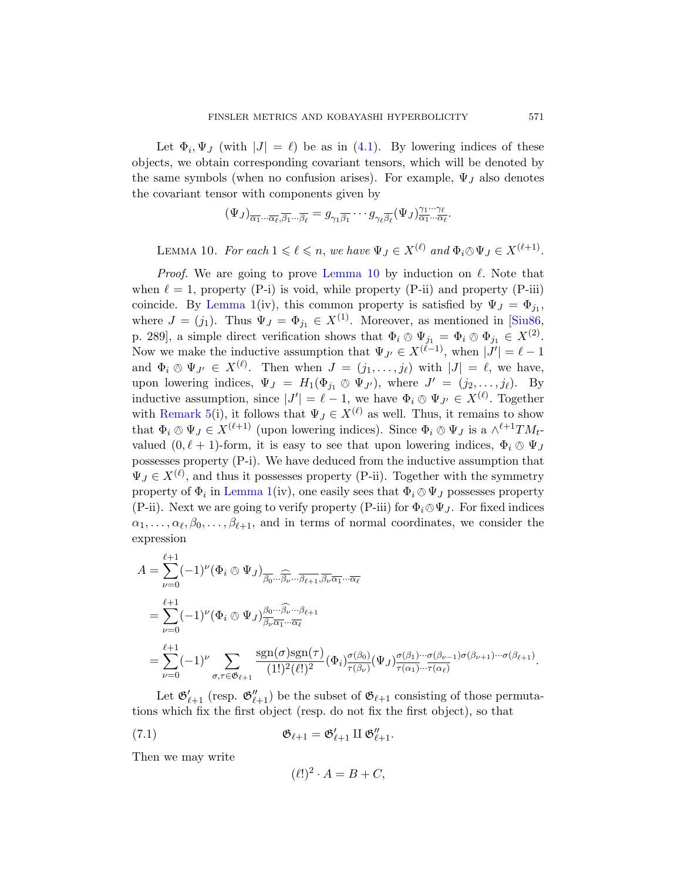Let $\Phi_i, \Psi_J$ (with $|J| = \ell$) be as in (4.1). By lowering indices of these objects, we obtain corresponding covariant tensors, which will be denoted by the same symbols (when no confusion arises). For example, $\Psi_J$ also denotes the covariant tensor with components given by

$$(\Psi_J)_{\overline{\alpha_1}\cdots\overline{\alpha_\ell},\overline{\beta_1}\cdots\overline{\beta_\ell}} = g_{\gamma_1\overline{\beta_1}}\cdots g_{\gamma_\ell\overline{\beta_\ell}}(\Psi_J)^{\gamma_1\cdots\gamma_\ell}_{\overline{\alpha_1}\cdots\overline{\alpha_\ell}}.$$

LEMMA 10. *For each $1 \leqslant \ell \leqslant n$, we have $\Psi_J \in X^{(\ell)}$ and $\Phi_i \oslash \Psi_J \in X^{(\ell+1)}$.*

*Proof.* We are going to prove Lemma 10 by induction on $\ell$. Note that when $\ell = 1$, property (P-i) is void, while property (P-ii) and property (P-iii) coincide. By Lemma 1(iv), this common property is satisfied by $\Psi_J = \Phi_{j_1}$, where $J = (j_1)$. Thus $\Psi_J = \Phi_{j_1} \in X^{(1)}$. Moreover, as mentioned in [Siu86, p. 289], a simple direct verification shows that $\Phi_i \oslash \Psi_{j_1} = \Phi_i \oslash \Phi_{j_1} \in X^{(2)}$. Now we make the inductive assumption that $\Psi_{J'} \in X^{(\ell-1)}$, when $|J'| = \ell - 1$ and $\Phi_i \oslash \Psi_{J'} \in X^{(\ell)}$. Then when $J = (j_1, \ldots, j_\ell)$ with $|J| = \ell$, we have, upon lowering indices, $\Psi_J = H_1(\Phi_{j_1} \oslash \Psi_{J'})$, where $J' = (j_2, \ldots, j_\ell)$. By inductive assumption, since $|J'| = \ell - 1$, we have $\Phi_i \oslash \Psi_{J'} \in X^{(\ell)}$. Together with Remark 5(i), it follows that $\Psi_J \in X^{(\ell)}$ as well. Thus, it remains to show that $\Phi_i \oslash \Psi_J \in X^{(\ell+1)}$ (upon lowering indices). Since $\Phi_i \oslash \Psi_J$ is a $\wedge^{\ell+1}TM_t$-valued $(0, \ell+1)$-form, it is easy to see that upon lowering indices, $\Phi_i \oslash \Psi_J$ possesses property (P-i). We have deduced from the inductive assumption that $\Psi_J \in X^{(\ell)}$, and thus it possesses property (P-ii). Together with the symmetry property of $\Phi_i$ in Lemma 1(iv), one easily sees that $\Phi_i \oslash \Psi_J$ possesses property (P-ii). Next we are going to verify property (P-iii) for $\Phi_i \oslash \Psi_J$. For fixed indices $\alpha_1, \ldots, \alpha_\ell, \beta_0, \ldots, \beta_{\ell+1}$, and in terms of normal coordinates, we consider the expression

$$\begin{aligned}
A &= \sum_{\nu=0}^{\ell+1}(-1)^\nu(\Phi_i \oslash \Psi_J)_{\overline{\beta_0}\cdots\widehat{\overline{\beta_\nu}}\cdots\overline{\beta_{\ell+1}},\overline{\beta_\nu}\,\overline{\alpha_1}\cdots\overline{\alpha_\ell}} \\
&= \sum_{\nu=0}^{\ell+1}(-1)^\nu(\Phi_i \oslash \Psi_J)^{\beta_0\cdots\widehat{\beta_\nu}\cdots\beta_{\ell+1}}_{\overline{\beta_\nu}\,\overline{\alpha_1}\cdots\overline{\alpha_\ell}} \\
&= \sum_{\nu=0}^{\ell+1}(-1)^\nu\sum_{\sigma,\tau\in\mathfrak{S}_{\ell+1}}\frac{\operatorname{sgn}(\sigma)\operatorname{sgn}(\tau)}{(1!)^2(\ell!)^2}(\Phi_i)^{\sigma(\beta_0)}_{\overline{\tau(\beta_\nu)}}(\Psi_J)^{\sigma(\beta_1)\cdots\sigma(\beta_{\nu-1})\sigma(\beta_{\nu+1})\cdots\sigma(\beta_{\ell+1})}_{\overline{\tau(\alpha_1)}\cdots\overline{\tau(\alpha_\ell)}}.
\end{aligned}$$

Let $\mathfrak{S}'_{\ell+1}$ (resp. $\mathfrak{S}''_{\ell+1}$) be the subset of $\mathfrak{S}_{\ell+1}$ consisting of those permutations which fix the first object (resp. do not fix the first object), so that

$$\mathfrak{S}_{\ell+1} = \mathfrak{S}'_{\ell+1} \amalg \mathfrak{S}''_{\ell+1}. \tag{7.1}$$

Then we may write

$$(\ell!)^2 \cdot A = B + C,$$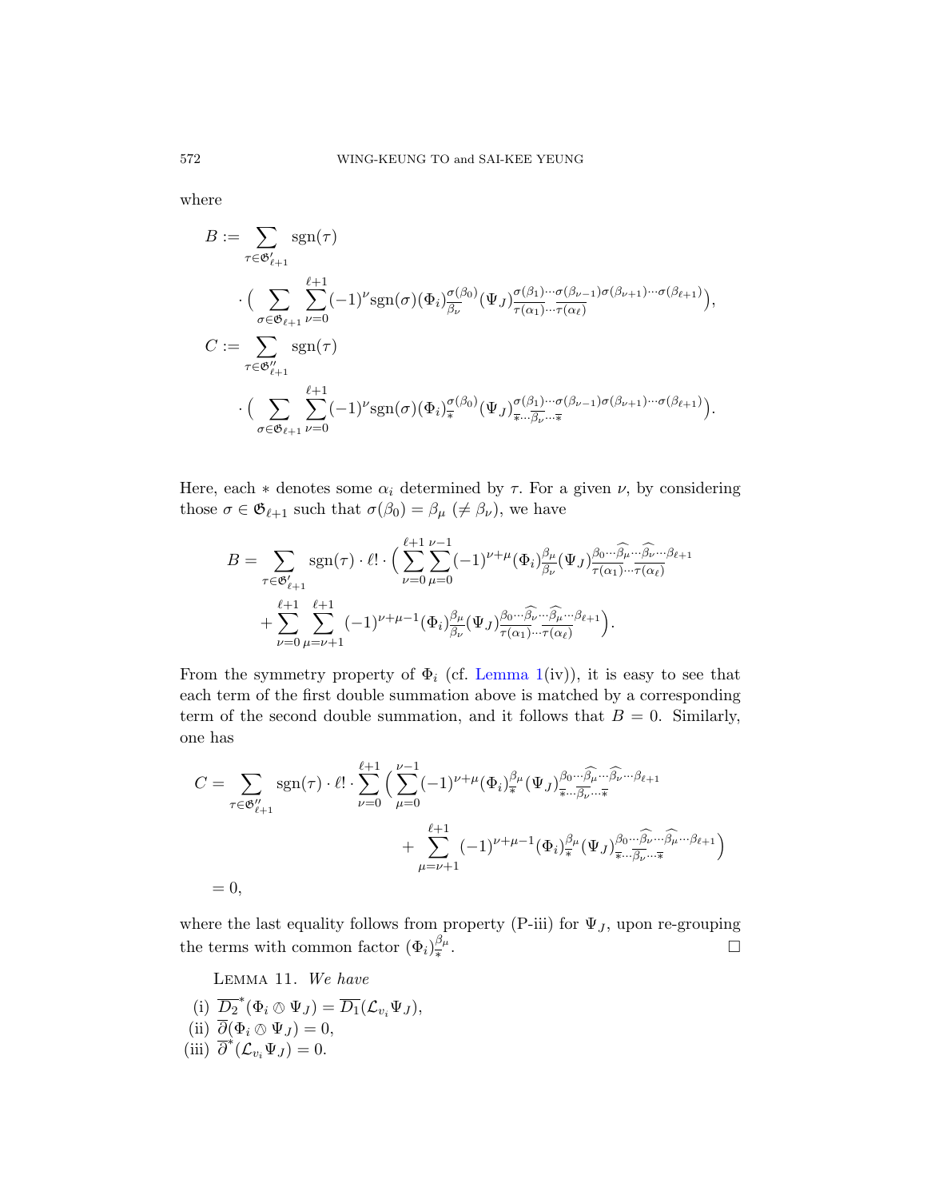where

$$
\begin{aligned}
B &:= \sum_{\tau \in \mathfrak{S}'_{\ell+1}} \operatorname{sgn}(\tau) \\
&\quad \cdot \Big( \sum_{\sigma \in \mathfrak{S}_{\ell+1}} \sum_{\nu=0}^{\ell+1} (-1)^{\nu} \operatorname{sgn}(\sigma) (\Phi_i)^{\sigma(\beta_0)}_{\overline{\beta_\nu}} (\Psi_J)^{\sigma(\beta_1)\cdots\sigma(\beta_{\nu-1})\sigma(\beta_{\nu+1})\cdots\sigma(\beta_{\ell+1})}_{\overline{\tau(\alpha_1)}\cdots\overline{\tau(\alpha_\ell)}} \Big), \\
C &:= \sum_{\tau \in \mathfrak{S}''_{\ell+1}} \operatorname{sgn}(\tau) \\
&\quad \cdot \Big( \sum_{\sigma \in \mathfrak{S}_{\ell+1}} \sum_{\nu=0}^{\ell+1} (-1)^{\nu} \operatorname{sgn}(\sigma) (\Phi_i)^{\sigma(\beta_0)}_{\overline{*}} (\Psi_J)^{\sigma(\beta_1)\cdots\sigma(\beta_{\nu-1})\sigma(\beta_{\nu+1})\cdots\sigma(\beta_{\ell+1})}_{\overline{*}\cdots\overline{\beta_\nu}\cdots\overline{*}} \Big).
\end{aligned}
$$

Here, each $*$ denotes some $\alpha_i$ determined by $\tau$. For a given $\nu$, by considering those $\sigma \in \mathfrak{S}_{\ell+1}$ such that $\sigma(\beta_0) = \beta_\mu$ $(\neq \beta_\nu)$, we have

$$
\begin{aligned}
B = \sum_{\tau \in \mathfrak{S}'_{\ell+1}} \operatorname{sgn}(\tau) \cdot \ell! \cdot \Big( &\sum_{\nu=0}^{\ell+1} \sum_{\mu=0}^{\nu-1} (-1)^{\nu+\mu} (\Phi_i)^{\beta_\mu}_{\overline{\beta_\nu}} (\Psi_J)^{\beta_0\cdots\widehat{\beta_\mu}\cdots\widehat{\beta_\nu}\cdots\beta_{\ell+1}}_{\overline{\tau(\alpha_1)}\cdots\overline{\tau(\alpha_\ell)}} \\
&+ \sum_{\nu=0}^{\ell+1} \sum_{\mu=\nu+1}^{\ell+1} (-1)^{\nu+\mu-1} (\Phi_i)^{\beta_\mu}_{\overline{\beta_\nu}} (\Psi_J)^{\beta_0\cdots\widehat{\beta_\nu}\cdots\widehat{\beta_\mu}\cdots\beta_{\ell+1}}_{\overline{\tau(\alpha_1)}\cdots\overline{\tau(\alpha_\ell)}} \Big).
\end{aligned}
$$

From the symmetry property of $\Phi_i$ (cf. Lemma 1(iv)), it is easy to see that each term of the first double summation above is matched by a corresponding term of the second double summation, and it follows that $B = 0$. Similarly, one has

$$
\begin{aligned}
C = \sum_{\tau \in \mathfrak{S}''_{\ell+1}} \operatorname{sgn}(\tau) \cdot \ell! \cdot \sum_{\nu=0}^{\ell+1} \Big( &\sum_{\mu=0}^{\nu-1} (-1)^{\nu+\mu} (\Phi_i)^{\beta_\mu}_{\overline{*}} (\Psi_J)^{\beta_0\cdots\widehat{\beta_\mu}\cdots\widehat{\beta_\nu}\cdots\beta_{\ell+1}}_{\overline{*}\cdots\overline{\beta_\nu}\cdots\overline{*}} \\
&+ \sum_{\mu=\nu+1}^{\ell+1} (-1)^{\nu+\mu-1} (\Phi_i)^{\beta_\mu}_{\overline{*}} (\Psi_J)^{\beta_0\cdots\widehat{\beta_\nu}\cdots\widehat{\beta_\mu}\cdots\beta_{\ell+1}}_{\overline{*}\cdots\overline{\beta_\nu}\cdots\overline{*}} \Big) \\
= 0, \qquad&
\end{aligned}
$$

where the last equality follows from property (P-iii) for $\Psi_J$, upon re-grouping the terms with common factor $(\Phi_i)^{\beta_\mu}_{\overline{*}}$. $\square$

LEMMA 11. *We have*

(i) $\overline{D_2}^*(\Phi_i \oslash \Psi_J) = \overline{D_1}(\mathcal{L}_{v_i}\Psi_J)$,

(ii) $\overline{\partial}(\Phi_i \oslash \Psi_J) = 0$,

(iii) $\overline{\partial}^*(\mathcal{L}_{v_i}\Psi_J) = 0$.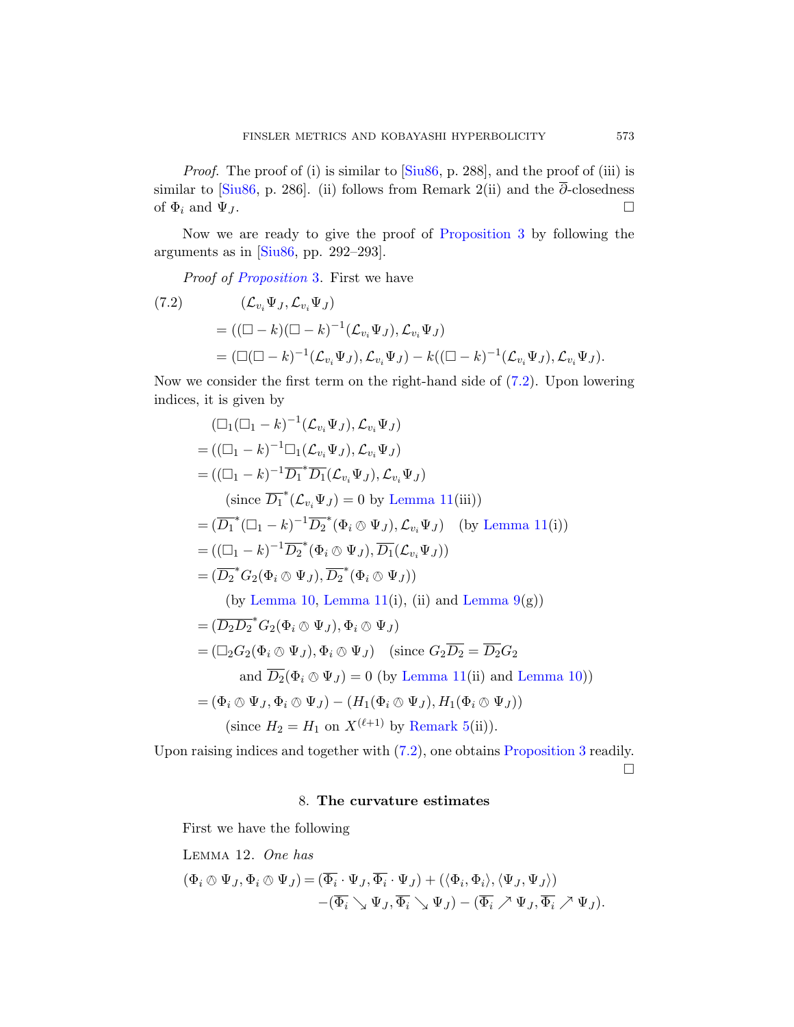*Proof.* The proof of (i) is similar to [Siu86, p. 288], and the proof of (iii) is similar to [Siu86, p. 286]. (ii) follows from Remark 2(ii) and the $\overline{\partial}$-closedness of $\Phi_i$ and $\Psi_J$. □

Now we are ready to give the proof of Proposition 3 by following the arguments as in [Siu86, pp. 292–293].

*Proof of Proposition 3.* First we have

$$
\begin{aligned}
(7.2) \qquad & (\mathcal{L}_{v_i}\Psi_J, \mathcal{L}_{v_i}\Psi_J) \\
&= ((\Box - k)(\Box - k)^{-1}(\mathcal{L}_{v_i}\Psi_J), \mathcal{L}_{v_i}\Psi_J) \\
&= (\Box(\Box - k)^{-1}(\mathcal{L}_{v_i}\Psi_J), \mathcal{L}_{v_i}\Psi_J) - k((\Box - k)^{-1}(\mathcal{L}_{v_i}\Psi_J), \mathcal{L}_{v_i}\Psi_J).
\end{aligned}
$$

Now we consider the first term on the right-hand side of (7.2). Upon lowering indices, it is given by

$$
\begin{aligned}
& (\Box_1(\Box_1 - k)^{-1}(\mathcal{L}_{v_i}\Psi_J), \mathcal{L}_{v_i}\Psi_J) \\
&= ((\Box_1 - k)^{-1}\Box_1(\mathcal{L}_{v_i}\Psi_J), \mathcal{L}_{v_i}\Psi_J) \\
&= ((\Box_1 - k)^{-1}\overline{D_1}^*\overline{D_1}(\mathcal{L}_{v_i}\Psi_J), \mathcal{L}_{v_i}\Psi_J) \\
&\qquad \text{(since } \overline{D_1}^*(\mathcal{L}_{v_i}\Psi_J) = 0 \text{ by Lemma 11(iii))} \\
&= (\overline{D_1}^*(\Box_1 - k)^{-1}\overline{D_2}^*(\Phi_i \otimes \Psi_J), \mathcal{L}_{v_i}\Psi_J) \quad \text{(by Lemma 11(i))} \\
&= ((\Box_1 - k)^{-1}\overline{D_2}^*(\Phi_i \otimes \Psi_J), \overline{D_1}(\mathcal{L}_{v_i}\Psi_J)) \\
&= (\overline{D_2}^* G_2(\Phi_i \otimes \Psi_J), \overline{D_2}^*(\Phi_i \otimes \Psi_J)) \\
&\qquad \text{(by Lemma 10, Lemma 11(i), (ii) and Lemma 9(g))} \\
&= (\overline{D_2}\,\overline{D_2}^* G_2(\Phi_i \otimes \Psi_J), \Phi_i \otimes \Psi_J) \\
&= (\Box_2 G_2(\Phi_i \otimes \Psi_J), \Phi_i \otimes \Psi_J) \quad \text{(since } G_2\overline{D_2} = \overline{D_2}G_2 \\
&\qquad\qquad \text{and } \overline{D_2}(\Phi_i \otimes \Psi_J) = 0 \text{ (by Lemma 11(ii) and Lemma 10))} \\
&= (\Phi_i \otimes \Psi_J, \Phi_i \otimes \Psi_J) - (H_1(\Phi_i \otimes \Psi_J), H_1(\Phi_i \otimes \Psi_J)) \\
&\qquad \text{(since } H_2 = H_1 \text{ on } X^{(\ell+1)} \text{ by Remark 5(ii)).}
\end{aligned}
$$

Upon raising indices and together with (7.2), one obtains Proposition 3 readily. □

## 8. The curvature estimates

First we have the following

LEMMA 12. *One has*

$$
\begin{aligned}
(\Phi_i \otimes \Psi_J, \Phi_i \otimes \Psi_J) = {} & (\overline{\Phi_i} \cdot \Psi_J, \overline{\Phi_i} \cdot \Psi_J) + (\langle \Phi_i, \Phi_i \rangle, \langle \Psi_J, \Psi_J \rangle) \\
& - (\overline{\Phi_i} \searrow \Psi_J, \overline{\Phi_i} \searrow \Psi_J) - (\overline{\Phi_i} \nearrow \Psi_J, \overline{\Phi_i} \nearrow \Psi_J).
\end{aligned}
$$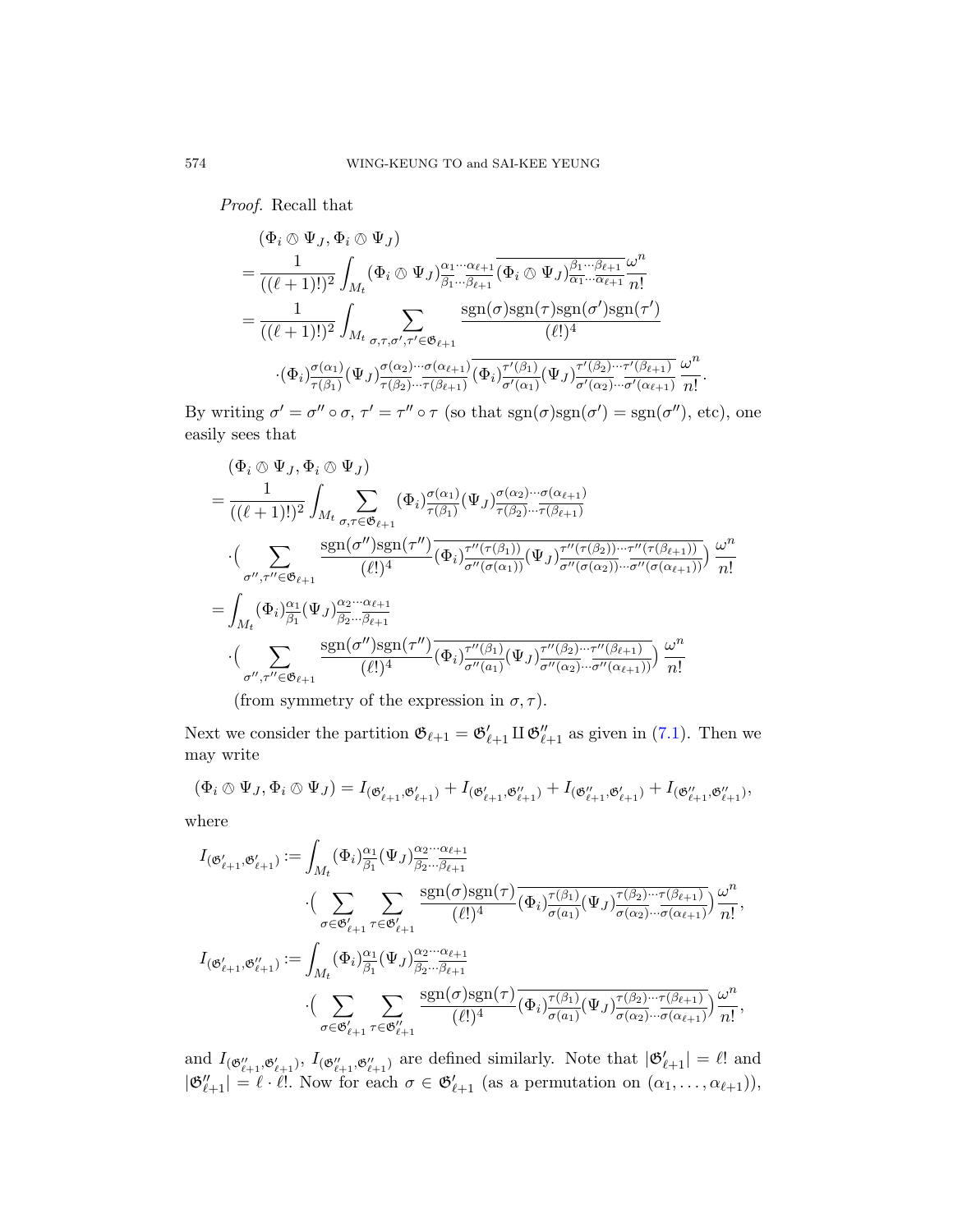*Proof.* Recall that

$$
\begin{aligned}
&(\Phi_i \owedge \Psi_J, \Phi_i \owedge \Psi_J) \\
&= \frac{1}{((\ell+1)!)^2} \int_{M_t} (\Phi_i \owedge \Psi_J)^{\alpha_1\cdots\alpha_{\ell+1}}_{\beta_1\cdots\beta_{\ell+1}} \overline{(\Phi_i \owedge \Psi_J)^{\beta_1\cdots\beta_{\ell+1}}_{\alpha_1\cdots\alpha_{\ell+1}}} \frac{\omega^n}{n!} \\
&= \frac{1}{((\ell+1)!)^2} \int_{M_t} \sum_{\sigma,\tau,\sigma',\tau' \in \mathfrak{S}_{\ell+1}} \frac{\mathrm{sgn}(\sigma)\mathrm{sgn}(\tau)\mathrm{sgn}(\sigma')\mathrm{sgn}(\tau')}{(\ell!)^4} \\
&\qquad \cdot (\Phi_i)^{\sigma(\alpha_1)}_{\tau(\beta_1)} (\Psi_J)^{\sigma(\alpha_2)\cdots\sigma(\alpha_{\ell+1})}_{\tau(\beta_2)\cdots\tau(\beta_{\ell+1})} \overline{(\Phi_i)^{\tau'(\beta_1)}_{\sigma'(\alpha_1)} (\Psi_J)^{\tau'(\beta_2)\cdots\tau'(\beta_{\ell+1})}_{\sigma'(\alpha_2)\cdots\sigma'(\alpha_{\ell+1})}} \, \frac{\omega^n}{n!}.
\end{aligned}
$$

By writing $\sigma' = \sigma'' \circ \sigma$, $\tau' = \tau'' \circ \tau$ (so that $\mathrm{sgn}(\sigma)\mathrm{sgn}(\sigma') = \mathrm{sgn}(\sigma'')$, etc), one easily sees that

$$
\begin{aligned}
&(\Phi_i \owedge \Psi_J, \Phi_i \owedge \Psi_J) \\
&= \frac{1}{((\ell+1)!)^2} \int_{M_t} \sum_{\sigma,\tau \in \mathfrak{S}_{\ell+1}} (\Phi_i)^{\sigma(\alpha_1)}_{\tau(\beta_1)} (\Psi_J)^{\sigma(\alpha_2)\cdots\sigma(\alpha_{\ell+1})}_{\tau(\beta_2)\cdots\tau(\beta_{\ell+1})} \\
&\qquad \cdot \Big( \sum_{\sigma'',\tau'' \in \mathfrak{S}_{\ell+1}} \frac{\mathrm{sgn}(\sigma'')\mathrm{sgn}(\tau'')}{(\ell!)^4} \overline{(\Phi_i)^{\tau''(\tau(\beta_1))}_{\sigma''(\sigma(\alpha_1))} (\Psi_J)^{\tau''(\tau(\beta_2))\cdots\tau''(\tau(\beta_{\ell+1}))}_{\sigma''(\sigma(\alpha_2))\cdots\sigma''(\sigma(\alpha_{\ell+1}))}} \Big) \, \frac{\omega^n}{n!} \\
&= \int_{M_t} (\Phi_i)^{\alpha_1}_{\beta_1} (\Psi_J)^{\alpha_2\cdots\alpha_{\ell+1}}_{\beta_2\cdots\beta_{\ell+1}} \\
&\qquad \cdot \Big( \sum_{\sigma'',\tau'' \in \mathfrak{S}_{\ell+1}} \frac{\mathrm{sgn}(\sigma'')\mathrm{sgn}(\tau'')}{(\ell!)^4} \overline{(\Phi_i)^{\tau''(\beta_1)}_{\sigma''(a_1)} (\Psi_J)^{\tau''(\beta_2)\cdots\tau''(\beta_{\ell+1})}_{\sigma''(\alpha_2)\cdots\sigma''(\alpha_{\ell+1})}} \Big) \, \frac{\omega^n}{n!}
\end{aligned}
$$

(from symmetry of the expression in $\sigma, \tau$).

Next we consider the partition $\mathfrak{S}_{\ell+1} = \mathfrak{S}'_{\ell+1} \amalg \mathfrak{S}''_{\ell+1}$ as given in (7.1). Then we may write

$$
(\Phi_i \owedge \Psi_J, \Phi_i \owedge \Psi_J) = I_{(\mathfrak{S}'_{\ell+1},\mathfrak{S}'_{\ell+1})} + I_{(\mathfrak{S}'_{\ell+1},\mathfrak{S}''_{\ell+1})} + I_{(\mathfrak{S}''_{\ell+1},\mathfrak{S}'_{\ell+1})} + I_{(\mathfrak{S}''_{\ell+1},\mathfrak{S}''_{\ell+1})},
$$

where

$$
\begin{aligned}
I_{(\mathfrak{S}'_{\ell+1},\mathfrak{S}'_{\ell+1})} &:= \int_{M_t} (\Phi_i)^{\alpha_1}_{\beta_1} (\Psi_J)^{\alpha_2\cdots\alpha_{\ell+1}}_{\beta_2\cdots\beta_{\ell+1}} \\
&\qquad \cdot \Big( \sum_{\sigma \in \mathfrak{S}'_{\ell+1}} \sum_{\tau \in \mathfrak{S}'_{\ell+1}} \frac{\mathrm{sgn}(\sigma)\mathrm{sgn}(\tau)}{(\ell!)^4} \overline{(\Phi_i)^{\tau(\beta_1)}_{\sigma(a_1)} (\Psi_J)^{\tau(\beta_2)\cdots\tau(\beta_{\ell+1})}_{\sigma(\alpha_2)\cdots\sigma(\alpha_{\ell+1})}} \Big) \frac{\omega^n}{n!}, \\
I_{(\mathfrak{S}'_{\ell+1},\mathfrak{S}''_{\ell+1})} &:= \int_{M_t} (\Phi_i)^{\alpha_1}_{\beta_1} (\Psi_J)^{\alpha_2\cdots\alpha_{\ell+1}}_{\beta_2\cdots\beta_{\ell+1}} \\
&\qquad \cdot \Big( \sum_{\sigma \in \mathfrak{S}'_{\ell+1}} \sum_{\tau \in \mathfrak{S}''_{\ell+1}} \frac{\mathrm{sgn}(\sigma)\mathrm{sgn}(\tau)}{(\ell!)^4} \overline{(\Phi_i)^{\tau(\beta_1)}_{\sigma(a_1)} (\Psi_J)^{\tau(\beta_2)\cdots\tau(\beta_{\ell+1})}_{\sigma(\alpha_2)\cdots\sigma(\alpha_{\ell+1})}} \Big) \frac{\omega^n}{n!},
\end{aligned}
$$

and $I_{(\mathfrak{S}''_{\ell+1},\mathfrak{S}'_{\ell+1})}$, $I_{(\mathfrak{S}''_{\ell+1},\mathfrak{S}''_{\ell+1})}$ are defined similarly. Note that $|\mathfrak{S}'_{\ell+1}| = \ell!$ and $|\mathfrak{S}''_{\ell+1}| = \ell \cdot \ell!$. Now for each $\sigma \in \mathfrak{S}'_{\ell+1}$ (as a permutation on $(\alpha_1, \ldots, \alpha_{\ell+1})$),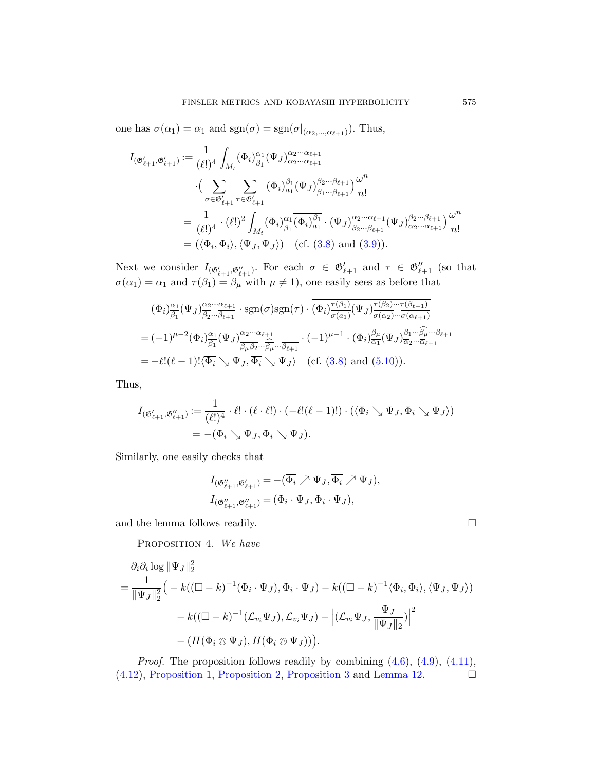one has $\sigma(\alpha_1) = \alpha_1$ and $\mathrm{sgn}(\sigma) = \mathrm{sgn}(\sigma|_{(\alpha_2,\ldots,\alpha_{\ell+1})})$. Thus,

$$
\begin{aligned}
I_{(\mathfrak{G}'_{\ell+1},\mathfrak{G}'_{\ell+1})} &:= \frac{1}{(\ell!)^4}\int_{M_t} (\Phi_i)^{\alpha_1}_{\overline{\beta_1}}(\Psi_J)^{\alpha_2\cdots\alpha_{\ell+1}}_{\overline{\alpha_2}\cdots\overline{\alpha_{\ell+1}}} \\
&\quad \cdot\Big(\sum_{\sigma\in\mathfrak{G}'_{\ell+1}}\sum_{\tau\in\mathfrak{G}'_{\ell+1}} \overline{(\Phi_i)^{\beta_1}_{\overline{a_1}}(\Psi_J)^{\beta_2\cdots\beta_{\ell+1}}_{\overline{\beta_1}\cdots\overline{\beta_{\ell+1}}}}\Big)\frac{\omega^n}{n!} \\
&= \frac{1}{(\ell!)^4}\cdot(\ell!)^2\int_{M_t}(\Phi_i)^{\alpha_1}_{\overline{\beta_1}}\overline{(\Phi_i)^{\beta_1}_{\overline{a_1}}}\cdot(\Psi_J)^{\alpha_2\cdots\alpha_{\ell+1}}_{\overline{\beta_2}\cdots\overline{\beta_{\ell+1}}}\overline{(\Psi_J)^{\beta_2\cdots\beta_{\ell+1}}_{\overline{\alpha_2}\cdots\overline{\alpha_{\ell+1}}}}\Big)\frac{\omega^n}{n!} \\
&= (\langle\Phi_i,\Phi_i\rangle,\langle\Psi_J,\Psi_J\rangle) \quad (\text{cf. } (3.8) \text{ and } (3.9)).
\end{aligned}
$$

Next we consider $I_{(\mathfrak{G}'_{\ell+1},\mathfrak{G}''_{\ell+1})}$. For each $\sigma\in\mathfrak{G}'_{\ell+1}$ and $\tau\in\mathfrak{G}''_{\ell+1}$ (so that $\sigma(\alpha_1)=\alpha_1$ and $\tau(\beta_1)=\beta_\mu$ with $\mu\neq 1$), one easily sees as before that

$$
\begin{aligned}
&(\Phi_i)^{\alpha_1}_{\overline{\beta_1}}(\Psi_J)^{\alpha_2\cdots\alpha_{\ell+1}}_{\overline{\beta_2}\cdots\overline{\beta_{\ell+1}}}\cdot\mathrm{sgn}(\sigma)\mathrm{sgn}(\tau)\cdot\overline{(\Phi_i)^{\tau(\beta_1)}_{\overline{\sigma(a_1)}}(\Psi_J)^{\tau(\beta_2)\cdots\tau(\beta_{\ell+1})}_{\overline{\sigma(\alpha_2)}\cdots\overline{\sigma(\alpha_{\ell+1})}}} \\
&= (-1)^{\mu-2}(\Phi_i)^{\alpha_1}_{\overline{\beta_1}}(\Psi_J)^{\alpha_2\cdots\alpha_{\ell+1}}_{\overline{\beta_\mu}\overline{\beta_2}\cdots\widehat{\overline{\beta_\mu}}\cdots\overline{\beta_{\ell+1}}}\cdot(-1)^{\mu-1}\cdot\overline{(\Phi_i)^{\beta_\mu}_{\overline{\alpha_1}}(\Psi_J)^{\beta_1\cdots\widehat{\beta_\mu}\cdots\beta_{\ell+1}}_{\overline{\alpha_2}\cdots\overline{\alpha_{\ell+1}}}} \\
&= -\ell!(\ell-1)!\langle\overline{\Phi_i}\searrow\Psi_J,\overline{\Phi_i}\searrow\Psi_J\rangle \quad (\text{cf. } (3.8) \text{ and } (5.10)).
\end{aligned}
$$

Thus,

$$
\begin{aligned}
I_{(\mathfrak{G}'_{\ell+1},\mathfrak{G}''_{\ell+1})} &:= \frac{1}{(\ell!)^4}\cdot\ell!\cdot(\ell\cdot\ell!)\cdot(-\ell!(\ell-1)!)\cdot(\langle\overline{\Phi_i}\searrow\Psi_J,\overline{\Phi_i}\searrow\Psi_J\rangle) \\
&= -(\overline{\Phi_i}\searrow\Psi_J,\overline{\Phi_i}\searrow\Psi_J).
\end{aligned}
$$

Similarly, one easily checks that

$$
\begin{aligned}
I_{(\mathfrak{G}''_{\ell+1},\mathfrak{G}'_{\ell+1})} &= -(\overline{\Phi_i}\nearrow\Psi_J,\overline{\Phi_i}\nearrow\Psi_J), \\
I_{(\mathfrak{G}''_{\ell+1},\mathfrak{G}''_{\ell+1})} &= (\overline{\Phi_i}\cdot\Psi_J,\overline{\Phi_i}\cdot\Psi_J),
\end{aligned}
$$

and the lemma follows readily. $\square$

**Proposition 4.** *We have*

$$
\begin{aligned}
&\partial_i\overline{\partial_i}\log\|\Psi_J\|_2^2 \\
&= \frac{1}{\|\Psi_J\|_2^2}\Big(-k((\Box-k)^{-1}(\overline{\Phi_i}\cdot\Psi_J),\overline{\Phi_i}\cdot\Psi_J) - k((\Box-k)^{-1}\langle\Phi_i,\Phi_i\rangle,\langle\Psi_J,\Psi_J\rangle) \\
&\qquad - k((\Box-k)^{-1}(\mathcal{L}_{v_i}\Psi_J),\mathcal{L}_{v_i}\Psi_J) - \Big|(\mathcal{L}_{v_i}\Psi_J,\frac{\Psi_J}{\|\Psi_J\|_2})\Big|^2 \\
&\qquad - (H(\Phi_i\otimes\Psi_J),H(\Phi_i\otimes\Psi_J))\Big).
\end{aligned}
$$

*Proof.* The proposition follows readily by combining (4.6), (4.9), (4.11), (4.12), Proposition 1, Proposition 2, Proposition 3 and Lemma 12. $\square$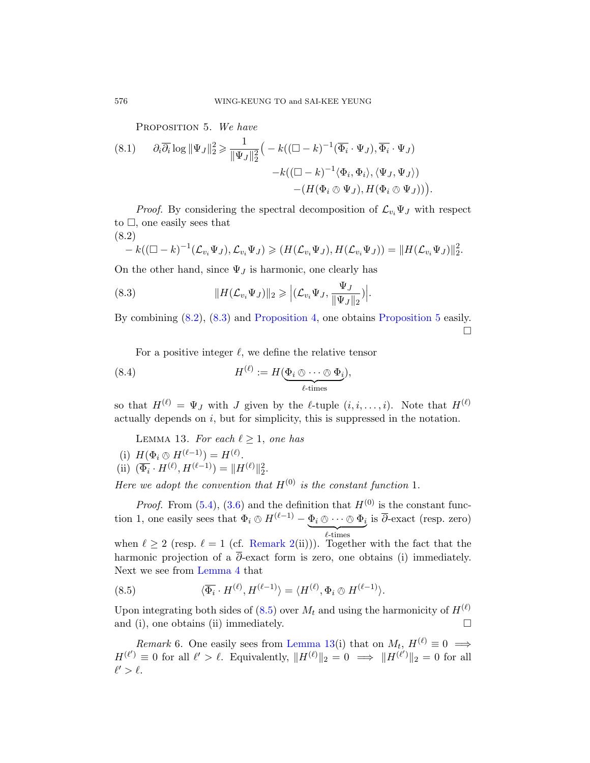PROPOSITION 5. *We have*

$$\partial_i\overline{\partial_i}\log\|\Psi_J\|_2^2 \geqslant \frac{1}{\|\Psi_J\|_2^2}\Big(-k((\Box-k)^{-1}(\overline{\Phi_i}\cdot\Psi_J),\overline{\Phi_i}\cdot\Psi_J) -k((\Box-k)^{-1}\langle\Phi_i,\Phi_i\rangle,\langle\Psi_J,\Psi_J\rangle) -(H(\Phi_i\otimes\Psi_J),H(\Phi_i\otimes\Psi_J))\Big). \tag{8.1}$$

*Proof.* By considering the spectral decomposition of $\mathcal{L}_{v_i}\Psi_J$ with respect to $\Box$, one easily sees that

$$-k((\Box-k)^{-1}(\mathcal{L}_{v_i}\Psi_J),\mathcal{L}_{v_i}\Psi_J)\geqslant(H(\mathcal{L}_{v_i}\Psi_J),H(\mathcal{L}_{v_i}\Psi_J))=\|H(\mathcal{L}_{v_i}\Psi_J)\|_2^2. \tag{8.2}$$

On the other hand, since $\Psi_J$ is harmonic, one clearly has

$$\|H(\mathcal{L}_{v_i}\Psi_J)\|_2\geqslant\Big|(\mathcal{L}_{v_i}\Psi_J,\frac{\Psi_J}{\|\Psi_J\|_2})\Big|. \tag{8.3}$$

By combining (8.2), (8.3) and Proposition 4, one obtains Proposition 5 easily. □

For a positive integer $\ell$, we define the relative tensor

$$H^{(\ell)}:=H(\underbrace{\Phi_i\otimes\cdots\otimes\Phi_i}_{\ell\text{-times}}), \tag{8.4}$$

so that $H^{(\ell)}=\Psi_J$ with $J$ given by the $\ell$-tuple $(i,i,\ldots,i)$. Note that $H^{(\ell)}$ actually depends on $i$, but for simplicity, this is suppressed in the notation.

LEMMA 13. *For each* $\ell\geq 1$, *one has*

(i) $H(\Phi_i\otimes H^{(\ell-1)})=H^{(\ell)}$.
(ii) $(\overline{\Phi_i}\cdot H^{(\ell)},H^{(\ell-1)})=\|H^{(\ell)}\|_2^2$.

*Here we adopt the convention that* $H^{(0)}$ *is the constant function* 1.

*Proof.* From (5.4), (3.6) and the definition that $H^{(0)}$ is the constant function 1, one easily sees that $\Phi_i\otimes H^{(\ell-1)}-\underbrace{\Phi_i\otimes\cdots\otimes\Phi_i}_{\ell\text{-times}}$ is $\overline{\partial}$-exact (resp. zero) when $\ell\geq 2$ (resp. $\ell=1$ (cf. Remark 2(ii))). Together with the fact that the harmonic projection of a $\overline{\partial}$-exact form is zero, one obtains (i) immediately. Next we see from Lemma 4 that

$$\langle\overline{\Phi_i}\cdot H^{(\ell)},H^{(\ell-1)}\rangle=\langle H^{(\ell)},\Phi_i\otimes H^{(\ell-1)}\rangle. \tag{8.5}$$

Upon integrating both sides of (8.5) over $M_t$ and using the harmonicity of $H^{(\ell)}$ and (i), one obtains (ii) immediately. □

*Remark* 6. One easily sees from Lemma 13(i) that on $M_t$, $H^{(\ell)}\equiv 0\implies H^{(\ell')}\equiv 0$ for all $\ell'>\ell$. Equivalently, $\|H^{(\ell)}\|_2=0\implies\|H^{(\ell')}\|_2=0$ for all $\ell'>\ell$.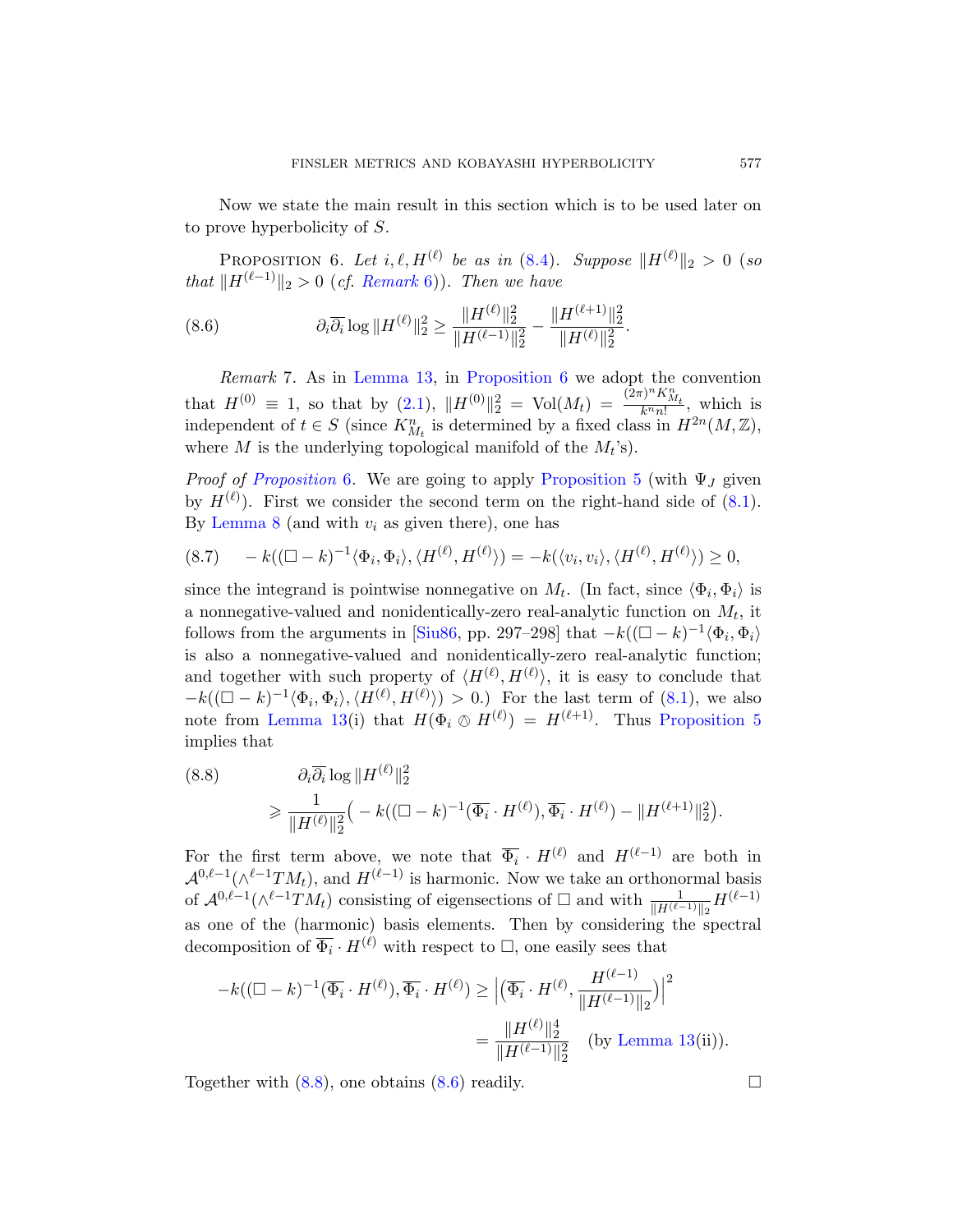Now we state the main result in this section which is to be used later on to prove hyperbolicity of $S$.

Proposition 6. *Let $i, \ell, H^{(\ell)}$ be as in (8.4). Suppose $\|H^{(\ell)}\|_2 > 0$ (so that $\|H^{(\ell-1)}\|_2 > 0$ (cf. Remark 6)). Then we have*

$$\partial_i \overline{\partial_i} \log \|H^{(\ell)}\|_2^2 \geq \frac{\|H^{(\ell)}\|_2^2}{\|H^{(\ell-1)}\|_2^2} - \frac{\|H^{(\ell+1)}\|_2^2}{\|H^{(\ell)}\|_2^2}. \tag{8.6}$$

*Remark* 7. As in Lemma 13, in Proposition 6 we adopt the convention that $H^{(0)} \equiv 1$, so that by (2.1), $\|H^{(0)}\|_2^2 = \mathrm{Vol}(M_t) = \frac{(2\pi)^n K_{M_t}^n}{k^n n!}$, which is independent of $t \in S$ (since $K_{M_t}^n$ is determined by a fixed class in $H^{2n}(M, \mathbb{Z})$, where $M$ is the underlying topological manifold of the $M_t$'s).

*Proof of Proposition 6.* We are going to apply Proposition 5 (with $\Psi_J$ given by $H^{(\ell)}$). First we consider the second term on the right-hand side of (8.1). By Lemma 8 (and with $v_i$ as given there), one has

$$-k((\Box - k)^{-1}\langle \Phi_i, \Phi_i\rangle, \langle H^{(\ell)}, H^{(\ell)}\rangle) = -k(\langle v_i, v_i\rangle, \langle H^{(\ell)}, H^{(\ell)}\rangle) \geq 0, \tag{8.7}$$

since the integrand is pointwise nonnegative on $M_t$. (In fact, since $\langle \Phi_i, \Phi_i\rangle$ is a nonnegative-valued and nonidentically-zero real-analytic function on $M_t$, it follows from the arguments in [Siu86, pp. 297–298] that $-k((\Box - k)^{-1}\langle \Phi_i, \Phi_i\rangle$ is also a nonnegative-valued and nonidentically-zero real-analytic function; and together with such property of $\langle H^{(\ell)}, H^{(\ell)}\rangle$, it is easy to conclude that $-k((\Box - k)^{-1}\langle \Phi_i, \Phi_i\rangle, \langle H^{(\ell)}, H^{(\ell)}\rangle) > 0$.) For the last term of (8.1), we also note from Lemma 13(i) that $H(\Phi_i \otimes H^{(\ell)}) = H^{(\ell+1)}$. Thus Proposition 5 implies that

$$\begin{aligned} &\partial_i \overline{\partial_i} \log \|H^{(\ell)}\|_2^2 \\ &\quad \geqslant \frac{1}{\|H^{(\ell)}\|_2^2}\Big(-k((\Box - k)^{-1}(\overline{\Phi_i} \cdot H^{(\ell)}), \overline{\Phi_i} \cdot H^{(\ell)}) - \|H^{(\ell+1)}\|_2^2\Big). \end{aligned} \tag{8.8}$$

For the first term above, we note that $\overline{\Phi_i} \cdot H^{(\ell)}$ and $H^{(\ell-1)}$ are both in $\mathcal{A}^{0,\ell-1}(\wedge^{\ell-1} TM_t)$, and $H^{(\ell-1)}$ is harmonic. Now we take an orthonormal basis of $\mathcal{A}^{0,\ell-1}(\wedge^{\ell-1} TM_t)$ consisting of eigensections of $\Box$ and with $\frac{1}{\|H^{(\ell-1)}\|_2} H^{(\ell-1)}$ as one of the (harmonic) basis elements. Then by considering the spectral decomposition of $\overline{\Phi_i} \cdot H^{(\ell)}$ with respect to $\Box$, one easily sees that

$$\begin{aligned} -k((\Box - k)^{-1}(\overline{\Phi_i} \cdot H^{(\ell)}), \overline{\Phi_i} \cdot H^{(\ell)}) &\geq \left|\left(\overline{\Phi_i} \cdot H^{(\ell)}, \frac{H^{(\ell-1)}}{\|H^{(\ell-1)}\|_2}\right)\right|^2 \\ &= \frac{\|H^{(\ell)}\|_2^4}{\|H^{(\ell-1)}\|_2^2} \quad \text{(by Lemma 13(ii))}. \end{aligned}$$

Together with (8.8), one obtains (8.6) readily. $\square$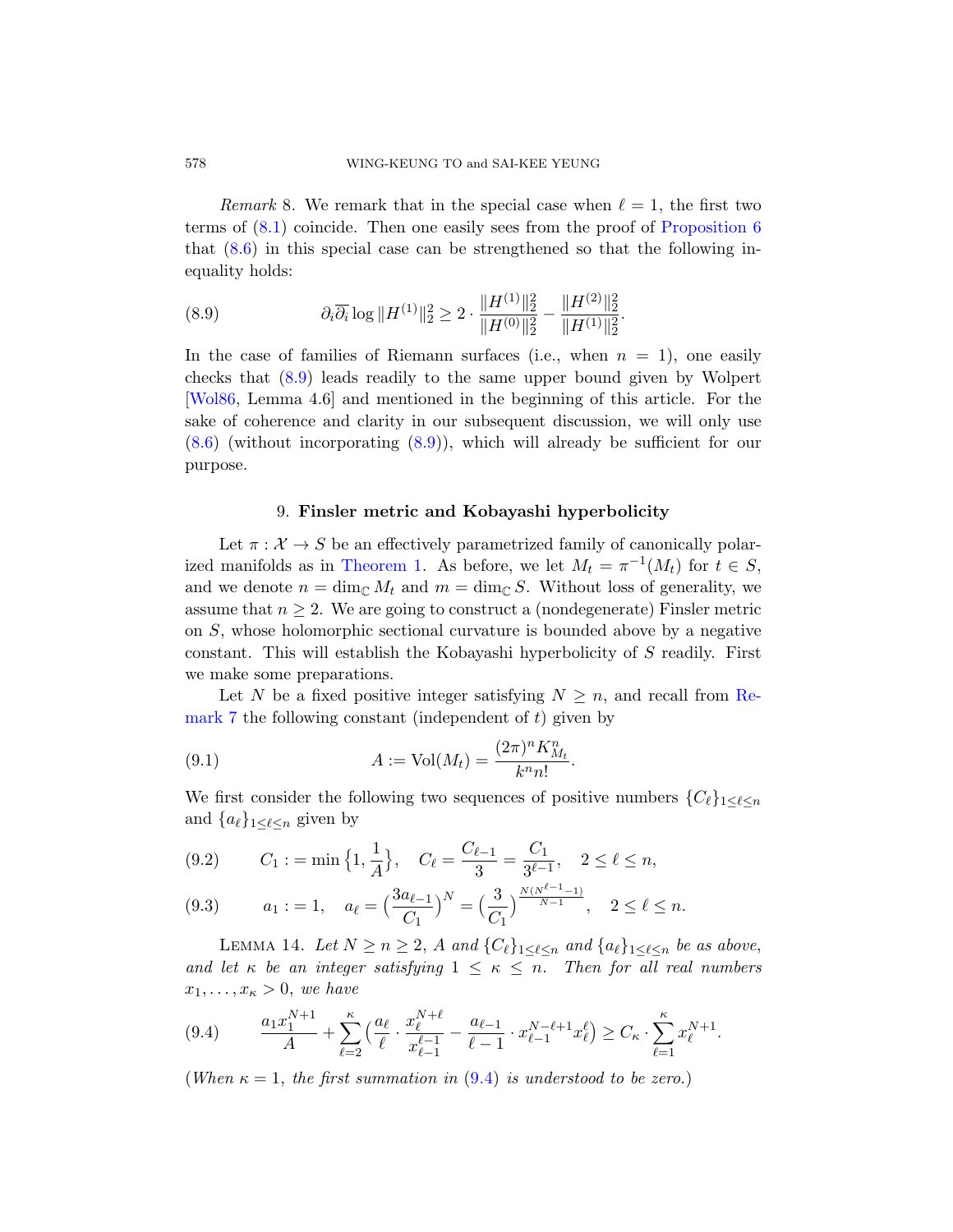*Remark* 8. We remark that in the special case when $\ell = 1$, the first two terms of (8.1) coincide. Then one easily sees from the proof of Proposition 6 that (8.6) in this special case can be strengthened so that the following inequality holds:

$$\partial_i \overline{\partial_i} \log \|H^{(1)}\|_2^2 \geq 2 \cdot \frac{\|H^{(1)}\|_2^2}{\|H^{(0)}\|_2^2} - \frac{\|H^{(2)}\|_2^2}{\|H^{(1)}\|_2^2}. \tag{8.9}$$

In the case of families of Riemann surfaces (i.e., when $n = 1$), one easily checks that (8.9) leads readily to the same upper bound given by Wolpert [Wol86, Lemma 4.6] and mentioned in the beginning of this article. For the sake of coherence and clarity in our subsequent discussion, we will only use (8.6) (without incorporating (8.9)), which will already be sufficient for our purpose.

## 9. **Finsler metric and Kobayashi hyperbolicity**

Let $\pi : \mathcal{X} \to S$ be an effectively parametrized family of canonically polarized manifolds as in Theorem 1. As before, we let $M_t = \pi^{-1}(M_t)$ for $t \in S$, and we denote $n = \dim_{\mathbb{C}} M_t$ and $m = \dim_{\mathbb{C}} S$. Without loss of generality, we assume that $n \geq 2$. We are going to construct a (nondegenerate) Finsler metric on $S$, whose holomorphic sectional curvature is bounded above by a negative constant. This will establish the Kobayashi hyperbolicity of $S$ readily. First we make some preparations.

Let $N$ be a fixed positive integer satisfying $N \geq n$, and recall from Remark 7 the following constant (independent of $t$) given by

$$A := \mathrm{Vol}(M_t) = \frac{(2\pi)^n K_{M_t}^n}{k^n n!}. \tag{9.1}$$

We first consider the following two sequences of positive numbers $\{C_\ell\}_{1 \leq \ell \leq n}$ and $\{a_\ell\}_{1 \leq \ell \leq n}$ given by

$$C_1 := \min\Big\{1, \frac{1}{A}\Big\}, \quad C_\ell = \frac{C_{\ell-1}}{3} = \frac{C_1}{3^{\ell-1}}, \quad 2 \leq \ell \leq n, \tag{9.2}$$

$$a_1 := 1, \quad a_\ell = \Big(\frac{3a_{\ell-1}}{C_1}\Big)^N = \Big(\frac{3}{C_1}\Big)^{\frac{N(N^{\ell-1}-1)}{N-1}}, \quad 2 \leq \ell \leq n. \tag{9.3}$$

LEMMA 14. *Let $N \geq n \geq 2$, $A$ and $\{C_\ell\}_{1 \leq \ell \leq n}$ and $\{a_\ell\}_{1 \leq \ell \leq n}$ be as above, and let $\kappa$ be an integer satisfying $1 \leq \kappa \leq n$. Then for all real numbers $x_1, \ldots, x_\kappa > 0$, we have*

$$\frac{a_1 x_1^{N+1}}{A} + \sum_{\ell=2}^{\kappa} \Big(\frac{a_\ell}{\ell} \cdot \frac{x_\ell^{N+\ell}}{x_{\ell-1}^{\ell-1}} - \frac{a_{\ell-1}}{\ell-1} \cdot x_{\ell-1}^{N-\ell+1} x_\ell^{\ell}\Big) \geq C_\kappa \cdot \sum_{\ell=1}^{\kappa} x_\ell^{N+1}. \tag{9.4}$$

(*When $\kappa = 1$, the first summation in (9.4) is understood to be zero.*)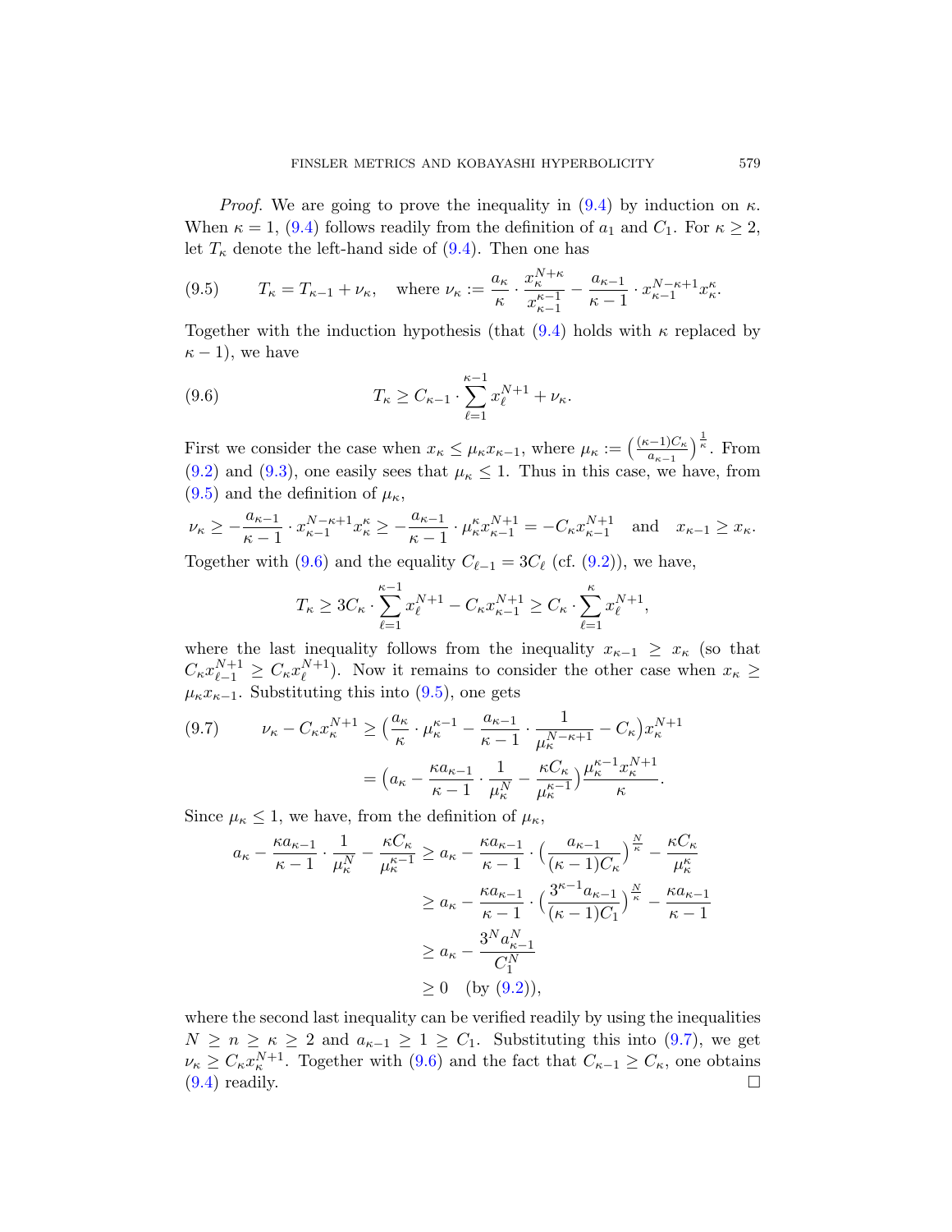*Proof.* We are going to prove the inequality in (9.4) by induction on $\kappa$. When $\kappa = 1$, (9.4) follows readily from the definition of $a_1$ and $C_1$. For $\kappa \geq 2$, let $T_\kappa$ denote the left-hand side of (9.4). Then one has

$$T_\kappa = T_{\kappa-1} + \nu_\kappa, \quad \text{where } \nu_\kappa := \frac{a_\kappa}{\kappa} \cdot \frac{x_\kappa^{N+\kappa}}{x_{\kappa-1}^{\kappa-1}} - \frac{a_{\kappa-1}}{\kappa-1} \cdot x_{\kappa-1}^{N-\kappa+1} x_\kappa^\kappa. \tag{9.5}$$

Together with the induction hypothesis (that (9.4) holds with $\kappa$ replaced by $\kappa - 1$), we have

$$T_\kappa \geq C_{\kappa-1} \cdot \sum_{\ell=1}^{\kappa-1} x_\ell^{N+1} + \nu_\kappa. \tag{9.6}$$

First we consider the case when $x_\kappa \leq \mu_\kappa x_{\kappa-1}$, where $\mu_\kappa := \big(\frac{(\kappa-1)C_\kappa}{a_{\kappa-1}}\big)^{\frac{1}{\kappa}}$. From (9.2) and (9.3), one easily sees that $\mu_\kappa \leq 1$. Thus in this case, we have, from (9.5) and the definition of $\mu_\kappa$,

$$\nu_\kappa \geq -\frac{a_{\kappa-1}}{\kappa-1} \cdot x_{\kappa-1}^{N-\kappa+1} x_\kappa^\kappa \geq -\frac{a_{\kappa-1}}{\kappa-1} \cdot \mu_\kappa^\kappa x_{\kappa-1}^{N+1} = -C_\kappa x_{\kappa-1}^{N+1} \quad \text{and} \quad x_{\kappa-1} \geq x_\kappa.$$

Together with (9.6) and the equality $C_{\ell-1} = 3C_\ell$ (cf. (9.2)), we have,

$$T_\kappa \geq 3C_\kappa \cdot \sum_{\ell=1}^{\kappa-1} x_\ell^{N+1} - C_\kappa x_{\kappa-1}^{N+1} \geq C_\kappa \cdot \sum_{\ell=1}^{\kappa} x_\ell^{N+1},$$

where the last inequality follows from the inequality $x_{\kappa-1} \geq x_\kappa$ (so that $C_\kappa x_{\ell-1}^{N+1} \geq C_\kappa x_\ell^{N+1}$). Now it remains to consider the other case when $x_\kappa \geq \mu_\kappa x_{\kappa-1}$. Substituting this into (9.5), one gets

$$\begin{aligned} \nu_\kappa - C_\kappa x_\kappa^{N+1} &\geq \Big(\frac{a_\kappa}{\kappa} \cdot \mu_\kappa^{\kappa-1} - \frac{a_{\kappa-1}}{\kappa-1} \cdot \frac{1}{\mu_\kappa^{N-\kappa+1}} - C_\kappa\Big) x_\kappa^{N+1} \\ &= \Big(a_\kappa - \frac{\kappa a_{\kappa-1}}{\kappa-1} \cdot \frac{1}{\mu_\kappa^N} - \frac{\kappa C_\kappa}{\mu_\kappa^{\kappa-1}}\Big) \frac{\mu_\kappa^{\kappa-1} x_\kappa^{N+1}}{\kappa}. \end{aligned} \tag{9.7}$$

Since $\mu_\kappa \leq 1$, we have, from the definition of $\mu_\kappa$,

$$\begin{aligned} a_\kappa - \frac{\kappa a_{\kappa-1}}{\kappa-1} \cdot \frac{1}{\mu_\kappa^N} - \frac{\kappa C_\kappa}{\mu_\kappa^{\kappa-1}} &\geq a_\kappa - \frac{\kappa a_{\kappa-1}}{\kappa-1} \cdot \Big(\frac{a_{\kappa-1}}{(\kappa-1)C_\kappa}\Big)^{\frac{N}{\kappa}} - \frac{\kappa C_\kappa}{\mu_\kappa^\kappa} \\ &\geq a_\kappa - \frac{\kappa a_{\kappa-1}}{\kappa-1} \cdot \Big(\frac{3^{\kappa-1} a_{\kappa-1}}{(\kappa-1)C_1}\Big)^{\frac{N}{\kappa}} - \frac{\kappa a_{\kappa-1}}{\kappa-1} \\ &\geq a_\kappa - \frac{3^N a_{\kappa-1}^N}{C_1^N} \\ &\geq 0 \quad \text{(by (9.2))}, \end{aligned}$$

where the second last inequality can be verified readily by using the inequalities $N \geq n \geq \kappa \geq 2$ and $a_{\kappa-1} \geq 1 \geq C_1$. Substituting this into (9.7), we get $\nu_\kappa \geq C_\kappa x_\kappa^{N+1}$. Together with (9.6) and the fact that $C_{\kappa-1} \geq C_\kappa$, one obtains (9.4) readily. □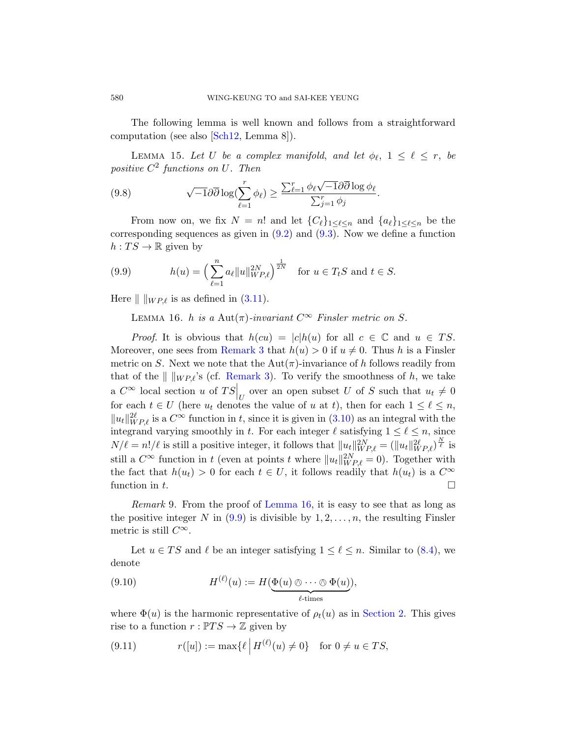The following lemma is well known and follows from a straightforward computation (see also [Sch12, Lemma 8]).

LEMMA 15. *Let $U$ be a complex manifold, and let $\phi_\ell$, $1 \le \ell \le r$, be positive $C^2$ functions on $U$. Then*

$$\sqrt{-1}\partial\overline{\partial}\log(\sum_{\ell=1}^{r}\phi_\ell) \ge \frac{\sum_{\ell=1}^{r}\phi_\ell\sqrt{-1}\partial\overline{\partial}\log\phi_\ell}{\sum_{j=1}^{r}\phi_j}. \tag{9.8}$$

From now on, we fix $N = n!$ and let $\{C_\ell\}_{1\le\ell\le n}$ and $\{a_\ell\}_{1\le\ell\le n}$ be the corresponding sequences as given in (9.2) and (9.3). Now we define a function $h : TS \to \mathbb{R}$ given by

$$h(u) = \Big(\sum_{\ell=1}^{n} a_\ell \|u\|_{WP,\ell}^{2N}\Big)^{\frac{1}{2N}} \quad \text{for } u \in T_tS \text{ and } t \in S. \tag{9.9}$$

Here $\|\ \|_{WP,\ell}$ is as defined in (3.11).

LEMMA 16. *$h$ is a $\mathrm{Aut}(\pi)$-invariant $C^\infty$ Finsler metric on $S$.*

*Proof.* It is obvious that $h(cu) = |c|h(u)$ for all $c \in \mathbb{C}$ and $u \in TS$. Moreover, one sees from Remark 3 that $h(u) > 0$ if $u \neq 0$. Thus $h$ is a Finsler metric on $S$. Next we note that the $\mathrm{Aut}(\pi)$-invariance of $h$ follows readily from that of the $\|\ \|_{WP,\ell}$'s (cf. Remark 3). To verify the smoothness of $h$, we take a $C^\infty$ local section $u$ of $TS\big|_U$ over an open subset $U$ of $S$ such that $u_t \neq 0$ for each $t \in U$ (here $u_t$ denotes the value of $u$ at $t$), then for each $1 \le \ell \le n$, $\|u_t\|_{WP,\ell}^{2\ell}$ is a $C^\infty$ function in $t$, since it is given in (3.10) as an integral with the integrand varying smoothly in $t$. For each integer $\ell$ satisfying $1 \le \ell \le n$, since $N/\ell = n!/\ell$ is still a positive integer, it follows that $\|u_t\|_{WP,\ell}^{2N} = (\|u_t\|_{WP,\ell}^{2\ell})^{\frac{N}{\ell}}$ is still a $C^\infty$ function in $t$ (even at points $t$ where $\|u_t\|_{WP,\ell}^{2N} = 0$). Together with the fact that $h(u_t) > 0$ for each $t \in U$, it follows readily that $h(u_t)$ is a $C^\infty$ function in $t$. $\square$

*Remark* 9. From the proof of Lemma 16, it is easy to see that as long as the positive integer $N$ in (9.9) is divisible by $1, 2, \ldots, n$, the resulting Finsler metric is still $C^\infty$.

Let $u \in TS$ and $\ell$ be an integer satisfying $1 \le \ell \le n$. Similar to (8.4), we denote

$$H^{(\ell)}(u) := H(\underbrace{\Phi(u) \otimes \cdots \otimes \Phi(u)}_{\ell\text{-times}}), \tag{9.10}$$

where $\Phi(u)$ is the harmonic representative of $\rho_t(u)$ as in Section 2. This gives rise to a function $r : \mathbb{P}TS \to \mathbb{Z}$ given by

$$r([u]) := \max\{\ell \,\big|\, H^{(\ell)}(u) \neq 0\} \quad \text{for } 0 \neq u \in TS, \tag{9.11}$$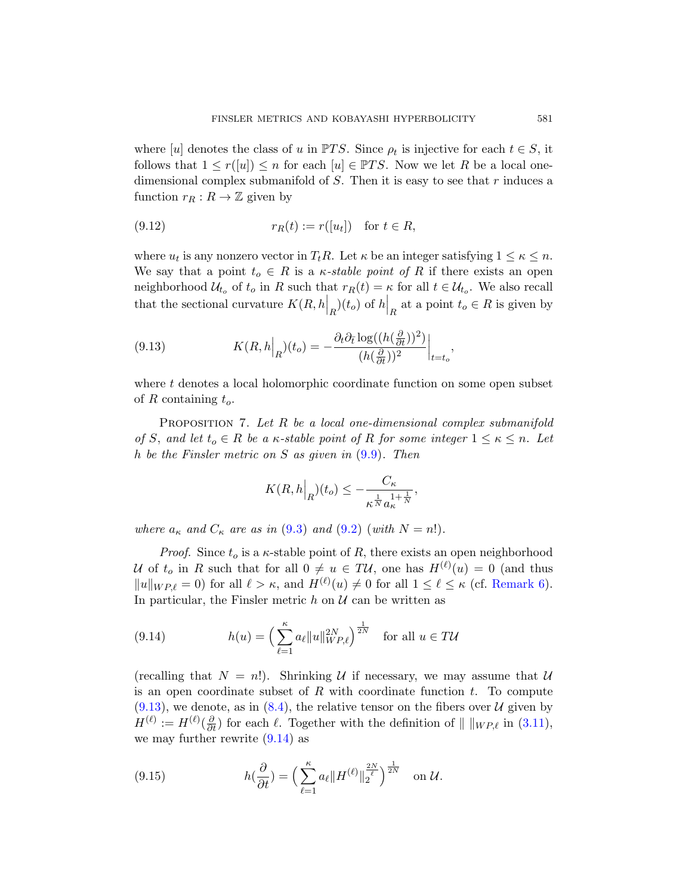where $[u]$ denotes the class of $u$ in $\mathbb{P}TS$. Since $\rho_t$ is injective for each $t \in S$, it follows that $1 \leq r([u]) \leq n$ for each $[u] \in \mathbb{P}TS$. Now we let $R$ be a local one-dimensional complex submanifold of $S$. Then it is easy to see that $r$ induces a function $r_R : R \to \mathbb{Z}$ given by

$$r_R(t) := r([u_t]) \quad \text{for } t \in R, \tag{9.12}$$

where $u_t$ is any nonzero vector in $T_tR$. Let $\kappa$ be an integer satisfying $1 \leq \kappa \leq n$. We say that a point $t_o \in R$ is a *$\kappa$-stable point of $R$* if there exists an open neighborhood $\mathcal{U}_{t_o}$ of $t_o$ in $R$ such that $r_R(t) = \kappa$ for all $t \in \mathcal{U}_{t_o}$. We also recall that the sectional curvature $K(R, h\big|_R)(t_o)$ of $h\big|_R$ at a point $t_o \in R$ is given by

$$K(R, h\big|_R)(t_o) = -\frac{\partial_t \partial_{\bar{t}} \log((h(\frac{\partial}{\partial t}))^2)}{(h(\frac{\partial}{\partial t}))^2}\Big|_{t=t_o}, \tag{9.13}$$

where $t$ denotes a local holomorphic coordinate function on some open subset of $R$ containing $t_o$.

Proposition 7. *Let $R$ be a local one-dimensional complex submanifold of $S$, and let $t_o \in R$ be a $\kappa$-stable point of $R$ for some integer $1 \leq \kappa \leq n$. Let $h$ be the Finsler metric on $S$ as given in (9.9). Then*

$$K(R, h\big|_R)(t_o) \leq -\frac{C_\kappa}{\kappa^{\frac{1}{N}} a_\kappa^{1+\frac{1}{N}}},$$

*where $a_\kappa$ and $C_\kappa$ are as in (9.3) and (9.2) (with $N = n!$).*

*Proof.* Since $t_o$ is a $\kappa$-stable point of $R$, there exists an open neighborhood $\mathcal{U}$ of $t_o$ in $R$ such that for all $0 \neq u \in T\mathcal{U}$, one has $H^{(\ell)}(u) = 0$ (and thus $\|u\|_{WP,\ell} = 0$) for all $\ell > \kappa$, and $H^{(\ell)}(u) \neq 0$ for all $1 \leq \ell \leq \kappa$ (cf. Remark 6). In particular, the Finsler metric $h$ on $\mathcal{U}$ can be written as

$$h(u) = \Big(\sum_{\ell=1}^{\kappa} a_\ell \|u\|_{WP,\ell}^{2N}\Big)^{\frac{1}{2N}} \quad \text{for all } u \in T\mathcal{U} \tag{9.14}$$

(recalling that $N = n!$). Shrinking $\mathcal{U}$ if necessary, we may assume that $\mathcal{U}$ is an open coordinate subset of $R$ with coordinate function $t$. To compute (9.13), we denote, as in (8.4), the relative tensor on the fibers over $\mathcal{U}$ given by $H^{(\ell)} := H^{(\ell)}(\frac{\partial}{\partial t})$ for each $\ell$. Together with the definition of $\| \ \|_{WP,\ell}$ in (3.11), we may further rewrite (9.14) as

$$h(\frac{\partial}{\partial t}) = \Big(\sum_{\ell=1}^{\kappa} a_\ell \|H^{(\ell)}\|_2^{\frac{2N}{\ell}}\Big)^{\frac{1}{2N}} \quad \text{on } \mathcal{U}. \tag{9.15}$$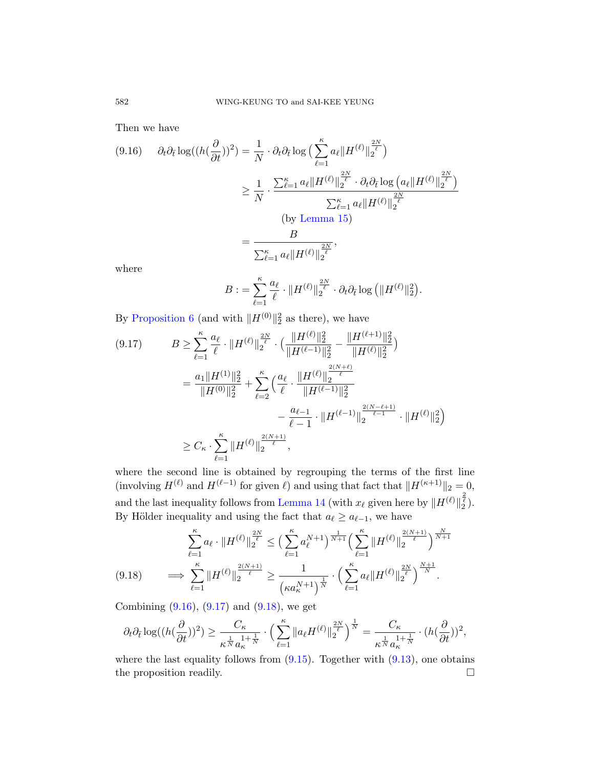Then we have

$$
\begin{aligned}
(9.16)\qquad \partial_t\partial_{\bar t}\log((h(\frac{\partial}{\partial t}))^2) &= \frac{1}{N}\cdot \partial_t\partial_{\bar t}\log\Big(\sum_{\ell=1}^{\kappa} a_\ell \|H^{(\ell)}\|_2^{\frac{2N}{\ell}}\Big) \\
&\ge \frac{1}{N}\cdot \frac{\sum_{\ell=1}^{\kappa} a_\ell \|H^{(\ell)}\|_2^{\frac{2N}{\ell}}\cdot \partial_t\partial_{\bar t}\log\big(a_\ell\|H^{(\ell)}\|_2^{\frac{2N}{\ell}}\big)}{\sum_{\ell=1}^{\kappa} a_\ell \|H^{(\ell)}\|_2^{\frac{2N}{\ell}}} \\
&\qquad \text{(by Lemma 15)} \\
&= \frac{B}{\sum_{\ell=1}^{\kappa} a_\ell \|H^{(\ell)}\|_2^{\frac{2N}{\ell}}},
\end{aligned}
$$

where

$$
B := \sum_{\ell=1}^{\kappa} \frac{a_\ell}{\ell}\cdot \|H^{(\ell)}\|_2^{\frac{2N}{\ell}}\cdot \partial_t\partial_{\bar t}\log\big(\|H^{(\ell)}\|_2^2\big).
$$

By Proposition 6 (and with $\|H^{(0)}\|_2^2$ as there), we have

$$
\begin{aligned}
(9.17)\qquad B &\ge \sum_{\ell=1}^{\kappa} \frac{a_\ell}{\ell}\cdot \|H^{(\ell)}\|_2^{\frac{2N}{\ell}}\cdot\Big(\frac{\|H^{(\ell)}\|_2^2}{\|H^{(\ell-1)}\|_2^2} - \frac{\|H^{(\ell+1)}\|_2^2}{\|H^{(\ell)}\|_2^2}\Big) \\
&= \frac{a_1\|H^{(1)}\|_2^2}{\|H^{(0)}\|_2^2} + \sum_{\ell=2}^{\kappa}\Big(\frac{a_\ell}{\ell}\cdot\frac{\|H^{(\ell)}\|_2^{\frac{2(N+\ell)}{\ell}}}{\|H^{(\ell-1)}\|_2^2} \\
&\qquad\qquad - \frac{a_{\ell-1}}{\ell-1}\cdot\|H^{(\ell-1)}\|_2^{\frac{2(N-\ell+1)}{\ell-1}}\cdot\|H^{(\ell)}\|_2^2\Big) \\
&\ge C_\kappa\cdot\sum_{\ell=1}^{\kappa}\|H^{(\ell)}\|_2^{\frac{2(N+1)}{\ell}},
\end{aligned}
$$

where the second line is obtained by regrouping the terms of the first line (involving $H^{(\ell)}$ and $H^{(\ell-1)}$ for given $\ell$) and using that fact that $\|H^{(\kappa+1)}\|_2 = 0$, and the last inequality follows from Lemma 14 (with $x_\ell$ given here by $\|H^{(\ell)}\|_2^{\frac{2}{\ell}}$). By Hölder inequality and using the fact that $a_\ell \ge a_{\ell-1}$, we have

$$
\begin{aligned}
&\sum_{\ell=1}^{\kappa} a_\ell\cdot\|H^{(\ell)}\|_2^{\frac{2N}{\ell}} \le \Big(\sum_{\ell=1}^{\kappa} a_\ell^{N+1}\Big)^{\frac{1}{N+1}}\Big(\sum_{\ell=1}^{\kappa}\|H^{(\ell)}\|_2^{\frac{2(N+1)}{\ell}}\Big)^{\frac{N}{N+1}} \\
(9.18)\qquad \Longrightarrow\ &\sum_{\ell=1}^{\kappa}\|H^{(\ell)}\|_2^{\frac{2(N+1)}{\ell}} \ge \frac{1}{\big(\kappa a_\kappa^{N+1}\big)^{\frac{1}{N}}}\cdot\Big(\sum_{\ell=1}^{\kappa} a_\ell\|H^{(\ell)}\|_2^{\frac{2N}{\ell}}\Big)^{\frac{N+1}{N}}.
\end{aligned}
$$

Combining (9.16), (9.17) and (9.18), we get

$$
\partial_t\partial_{\bar t}\log((h(\frac{\partial}{\partial t}))^2) \ge \frac{C_\kappa}{\kappa^{\frac{1}{N}}a_\kappa^{1+\frac{1}{N}}}\cdot\Big(\sum_{\ell=1}^{\kappa}\|a_\ell H^{(\ell)}\|_2^{\frac{2N}{\ell}}\Big)^{\frac{1}{N}} = \frac{C_\kappa}{\kappa^{\frac{1}{N}}a_\kappa^{1+\frac{1}{N}}}\cdot(h(\frac{\partial}{\partial t}))^2,
$$

where the last equality follows from (9.15). Together with (9.13), one obtains the proposition readily. $\square$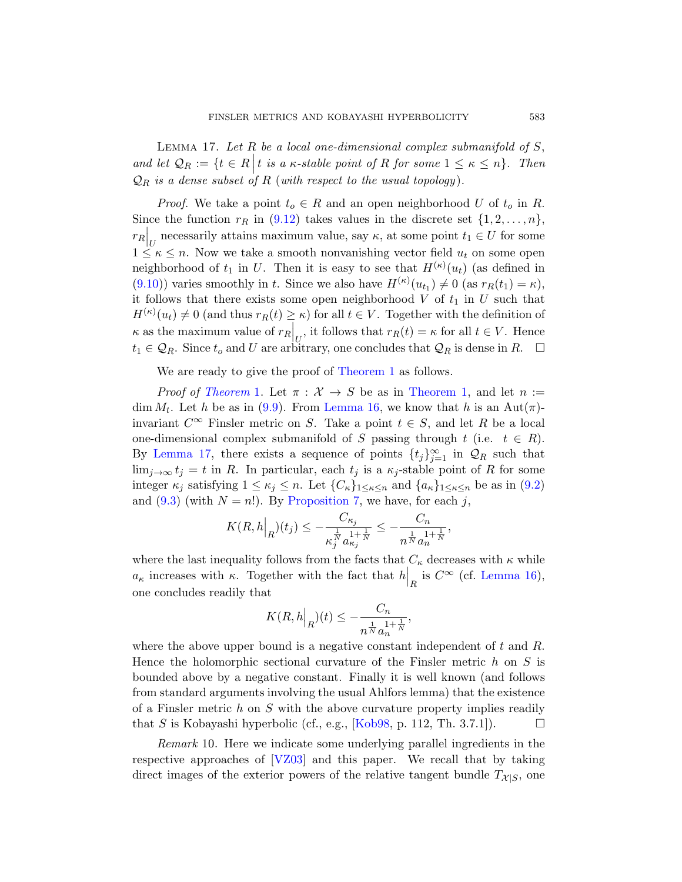Lemma 17. *Let $R$ be a local one-dimensional complex submanifold of $S$, and let $\mathcal{Q}_R := \{t \in R \,\big|\, t$ is a $\kappa$-stable point of $R$ for some $1 \le \kappa \le n\}$. Then $\mathcal{Q}_R$ is a dense subset of $R$ (with respect to the usual topology).*

*Proof.* We take a point $t_o \in R$ and an open neighborhood $U$ of $t_o$ in $R$. Since the function $r_R$ in (9.12) takes values in the discrete set $\{1, 2, \ldots, n\}$, $r_R\big|_U$ necessarily attains maximum value, say $\kappa$, at some point $t_1 \in U$ for some $1 \le \kappa \le n$. Now we take a smooth nonvanishing vector field $u_t$ on some open neighborhood of $t_1$ in $U$. Then it is easy to see that $H^{(\kappa)}(u_t)$ (as defined in (9.10)) varies smoothly in $t$. Since we also have $H^{(\kappa)}(u_{t_1}) \neq 0$ (as $r_R(t_1) = \kappa$), it follows that there exists some open neighborhood $V$ of $t_1$ in $U$ such that $H^{(\kappa)}(u_t) \neq 0$ (and thus $r_R(t) \ge \kappa$) for all $t \in V$. Together with the definition of $\kappa$ as the maximum value of $r_R\big|_U$, it follows that $r_R(t) = \kappa$ for all $t \in V$. Hence $t_1 \in \mathcal{Q}_R$. Since $t_o$ and $U$ are arbitrary, one concludes that $\mathcal{Q}_R$ is dense in $R$. $\square$

We are ready to give the proof of Theorem 1 as follows.

*Proof of Theorem 1.* Let $\pi : \mathcal{X} \to S$ be as in Theorem 1, and let $n := \dim M_t$. Let $h$ be as in (9.9). From Lemma 16, we know that $h$ is an $\mathrm{Aut}(\pi)$-invariant $C^\infty$ Finsler metric on $S$. Take a point $t \in S$, and let $R$ be a local one-dimensional complex submanifold of $S$ passing through $t$ (i.e. $t \in R$). By Lemma 17, there exists a sequence of points $\{t_j\}_{j=1}^\infty$ in $\mathcal{Q}_R$ such that $\lim_{j\to\infty} t_j = t$ in $R$. In particular, each $t_j$ is a $\kappa_j$-stable point of $R$ for some integer $\kappa_j$ satisfying $1 \le \kappa_j \le n$. Let $\{C_\kappa\}_{1\le\kappa\le n}$ and $\{a_\kappa\}_{1\le\kappa\le n}$ be as in (9.2) and (9.3) (with $N = n!$). By Proposition 7, we have, for each $j$,

$$K(R, h\big|_R)(t_j) \le -\frac{C_{\kappa_j}}{\kappa_j^{\frac{1}{N}} a_{\kappa_j}^{1+\frac{1}{N}}} \le -\frac{C_n}{n^{\frac{1}{N}} a_n^{1+\frac{1}{N}}},$$

where the last inequality follows from the facts that $C_\kappa$ decreases with $\kappa$ while $a_\kappa$ increases with $\kappa$. Together with the fact that $h\big|_R$ is $C^\infty$ (cf. Lemma 16), one concludes readily that

$$K(R, h\big|_R)(t) \le -\frac{C_n}{n^{\frac{1}{N}} a_n^{1+\frac{1}{N}}},$$

where the above upper bound is a negative constant independent of $t$ and $R$. Hence the holomorphic sectional curvature of the Finsler metric $h$ on $S$ is bounded above by a negative constant. Finally it is well known (and follows from standard arguments involving the usual Ahlfors lemma) that the existence of a Finsler metric $h$ on $S$ with the above curvature property implies readily that $S$ is Kobayashi hyperbolic (cf., e.g., [Kob98, p. 112, Th. 3.7.1]). $\square$

*Remark* 10. Here we indicate some underlying parallel ingredients in the respective approaches of [VZ03] and this paper. We recall that by taking direct images of the exterior powers of the relative tangent bundle $T_{\mathcal{X}|S}$, one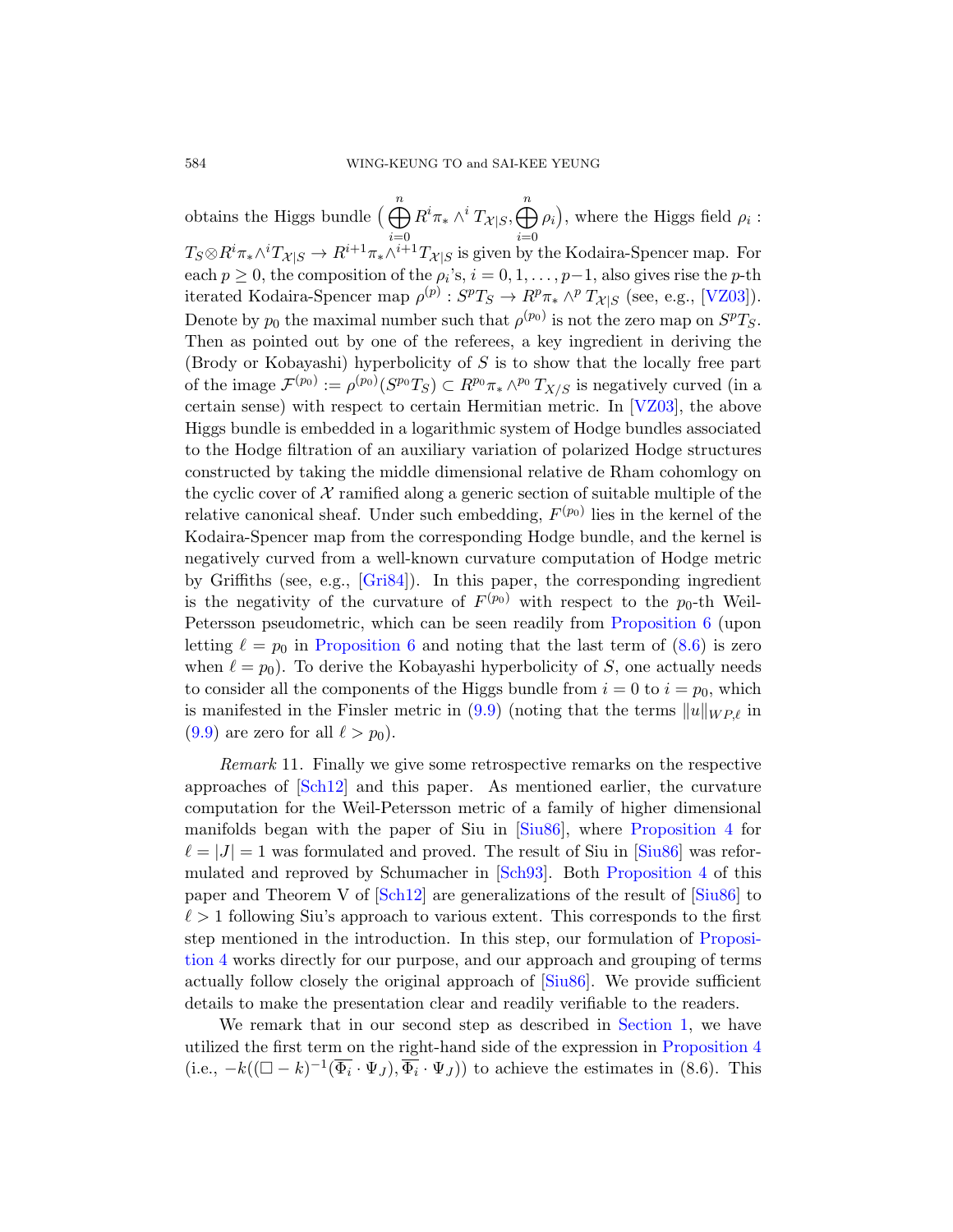obtains the Higgs bundle $\big(\bigoplus_{i=0}^{n} R^i\pi_* \wedge^i T_{\mathcal{X}|S}, \bigoplus_{i=0}^{n} \rho_i\big)$, where the Higgs field $\rho_i : T_S \otimes R^i\pi_* \wedge^i T_{\mathcal{X}|S} \to R^{i+1}\pi_* \wedge^{i+1} T_{\mathcal{X}|S}$ is given by the Kodaira-Spencer map. For each $p \geq 0$, the composition of the $\rho_i$'s, $i = 0, 1, \ldots, p-1$, also gives rise the $p$-th iterated Kodaira-Spencer map $\rho^{(p)} : S^p T_S \to R^p\pi_* \wedge^p T_{\mathcal{X}|S}$ (see, e.g., [VZ03]). Denote by $p_0$ the maximal number such that $\rho^{(p_0)}$ is not the zero map on $S^p T_S$. Then as pointed out by one of the referees, a key ingredient in deriving the (Brody or Kobayashi) hyperbolicity of $S$ is to show that the locally free part of the image $\mathcal{F}^{(p_0)} := \rho^{(p_0)}(S^{p_0} T_S) \subset R^{p_0}\pi_* \wedge^{p_0} T_{X/S}$ is negatively curved (in a certain sense) with respect to certain Hermitian metric. In [VZ03], the above Higgs bundle is embedded in a logarithmic system of Hodge bundles associated to the Hodge filtration of an auxiliary variation of polarized Hodge structures constructed by taking the middle dimensional relative de Rham cohomlogy on the cyclic cover of $\mathcal{X}$ ramified along a generic section of suitable multiple of the relative canonical sheaf. Under such embedding, $F^{(p_0)}$ lies in the kernel of the Kodaira-Spencer map from the corresponding Hodge bundle, and the kernel is negatively curved from a well-known curvature computation of Hodge metric by Griffiths (see, e.g., [Gri84]). In this paper, the corresponding ingredient is the negativity of the curvature of $F^{(p_0)}$ with respect to the $p_0$-th Weil-Petersson pseudometric, which can be seen readily from Proposition 6 (upon letting $\ell = p_0$ in Proposition 6 and noting that the last term of (8.6) is zero when $\ell = p_0$). To derive the Kobayashi hyperbolicity of $S$, one actually needs to consider all the components of the Higgs bundle from $i = 0$ to $i = p_0$, which is manifested in the Finsler metric in (9.9) (noting that the terms $\|u\|_{WP,\ell}$ in (9.9) are zero for all $\ell > p_0$).

*Remark* 11. Finally we give some retrospective remarks on the respective approaches of [Sch12] and this paper. As mentioned earlier, the curvature computation for the Weil-Petersson metric of a family of higher dimensional manifolds began with the paper of Siu in [Siu86], where Proposition 4 for $\ell = |J| = 1$ was formulated and proved. The result of Siu in [Siu86] was reformulated and reproved by Schumacher in [Sch93]. Both Proposition 4 of this paper and Theorem V of [Sch12] are generalizations of the result of [Siu86] to $\ell > 1$ following Siu's approach to various extent. This corresponds to the first step mentioned in the introduction. In this step, our formulation of Proposition 4 works directly for our purpose, and our approach and grouping of terms actually follow closely the original approach of [Siu86]. We provide sufficient details to make the presentation clear and readily verifiable to the readers.

We remark that in our second step as described in Section 1, we have utilized the first term on the right-hand side of the expression in Proposition 4 (i.e., $-k((\Box - k)^{-1}(\overline{\Phi_i} \cdot \Psi_J), \overline{\Phi_i} \cdot \Psi_J)$) to achieve the estimates in (8.6). This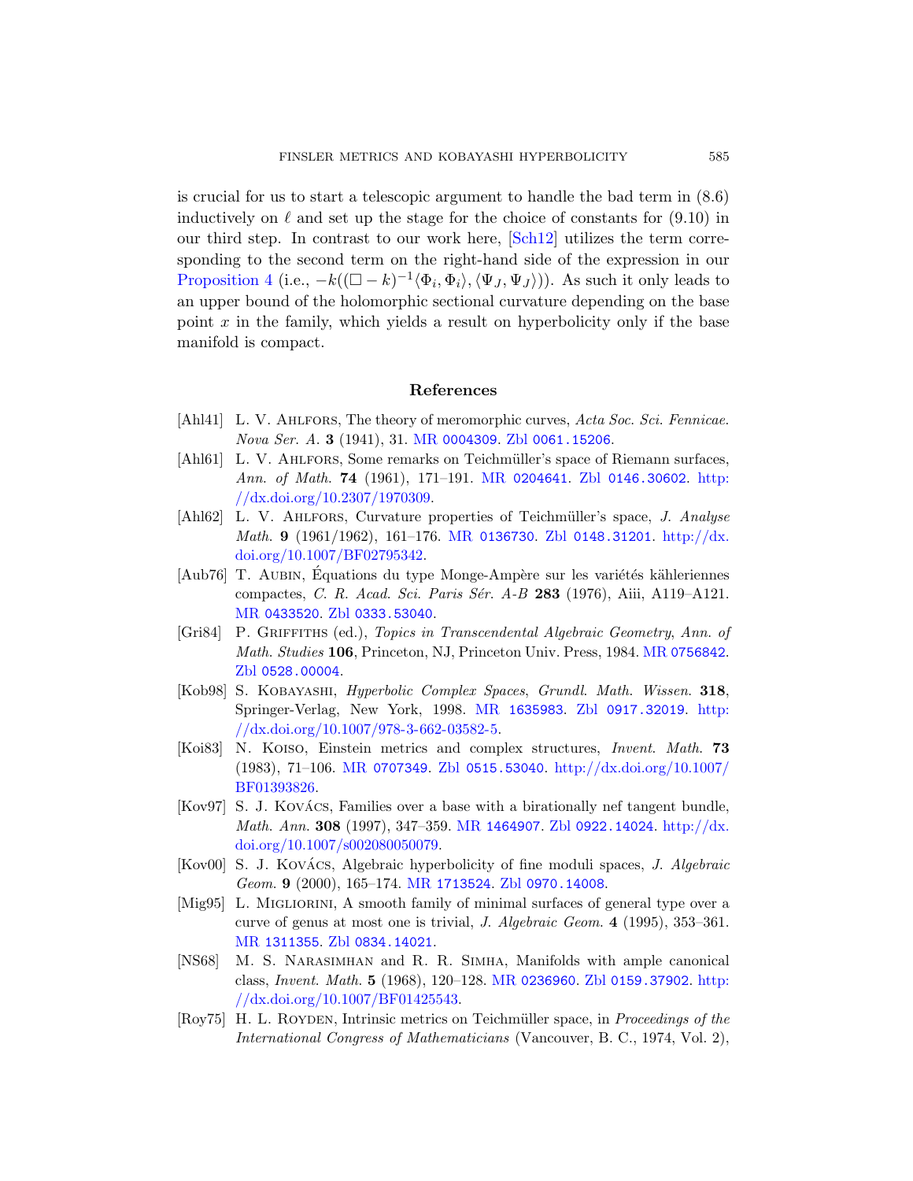is crucial for us to start a telescopic argument to handle the bad term in (8.6) inductively on $\ell$ and set up the stage for the choice of constants for (9.10) in our third step. In contrast to our work here, [Sch12] utilizes the term corresponding to the second term on the right-hand side of the expression in our Proposition 4 (i.e., $-k((\Box - k)^{-1}\langle \Phi_i, \Phi_i\rangle, \langle \Psi_J, \Psi_J\rangle)$). As such it only leads to an upper bound of the holomorphic sectional curvature depending on the base point $x$ in the family, which yields a result on hyperbolicity only if the base manifold is compact.

## References

[Ahl41] L. V. Ahlfors, The theory of meromorphic curves, *Acta Soc. Sci. Fennicae. Nova Ser. A.* **3** (1941), 31. MR 0004309. Zbl 0061.15206.

[Ahl61] L. V. Ahlfors, Some remarks on Teichmüller's space of Riemann surfaces, *Ann. of Math.* **74** (1961), 171–191. MR 0204641. Zbl 0146.30602. http://dx.doi.org/10.2307/1970309.

[Ahl62] L. V. Ahlfors, Curvature properties of Teichmüller's space, *J. Analyse Math.* **9** (1961/1962), 161–176. MR 0136730. Zbl 0148.31201. http://dx.doi.org/10.1007/BF02795342.

[Aub76] T. Aubin, Équations du type Monge-Ampère sur les variétés kähleriennes compactes, *C. R. Acad. Sci. Paris Sér. A-B* **283** (1976), Aiii, A119–A121. MR 0433520. Zbl 0333.53040.

[Gri84] P. Griffiths (ed.), *Topics in Transcendental Algebraic Geometry*, *Ann. of Math. Studies* **106**, Princeton, NJ, Princeton Univ. Press, 1984. MR 0756842. Zbl 0528.00004.

[Kob98] S. Kobayashi, *Hyperbolic Complex Spaces*, *Grundl. Math. Wissen.* **318**, Springer-Verlag, New York, 1998. MR 1635983. Zbl 0917.32019. http://dx.doi.org/10.1007/978-3-662-03582-5.

[Koi83] N. Koiso, Einstein metrics and complex structures, *Invent. Math.* **73** (1983), 71–106. MR 0707349. Zbl 0515.53040. http://dx.doi.org/10.1007/BF01393826.

[Kov97] S. J. Kovács, Families over a base with a birationally nef tangent bundle, *Math. Ann.* **308** (1997), 347–359. MR 1464907. Zbl 0922.14024. http://dx.doi.org/10.1007/s002080050079.

[Kov00] S. J. Kovács, Algebraic hyperbolicity of fine moduli spaces, *J. Algebraic Geom.* **9** (2000), 165–174. MR 1713524. Zbl 0970.14008.

[Mig95] L. Migliorini, A smooth family of minimal surfaces of general type over a curve of genus at most one is trivial, *J. Algebraic Geom.* **4** (1995), 353–361. MR 1311355. Zbl 0834.14021.

[NS68] M. S. Narasimhan and R. R. Simha, Manifolds with ample canonical class, *Invent. Math.* **5** (1968), 120–128. MR 0236960. Zbl 0159.37902. http://dx.doi.org/10.1007/BF01425543.

[Roy75] H. L. Royden, Intrinsic metrics on Teichmüller space, in *Proceedings of the International Congress of Mathematicians* (Vancouver, B. C., 1974, Vol. 2),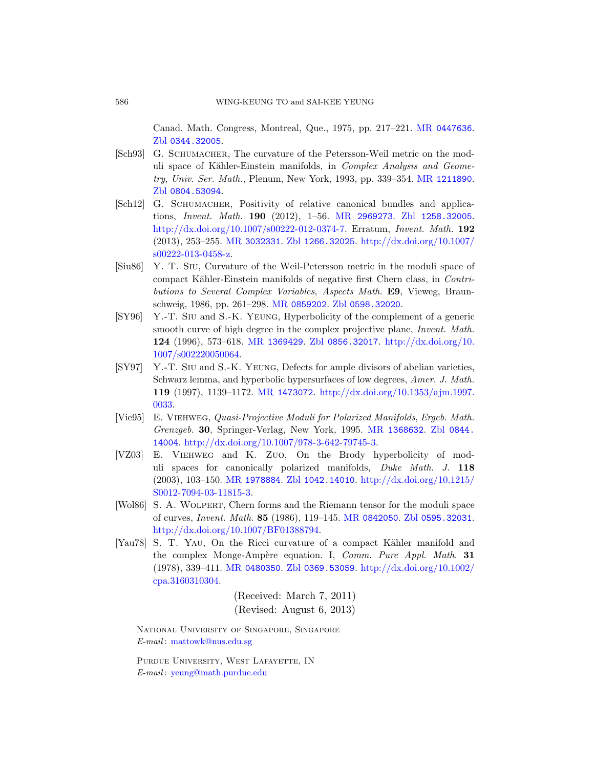Canad. Math. Congress, Montreal, Que., 1975, pp. 217–221. MR 0447636. Zbl 0344.32005.

[Sch93] G. Schumacher, The curvature of the Petersson-Weil metric on the moduli space of Kähler-Einstein manifolds, in *Complex Analysis and Geometry*, *Univ. Ser. Math.*, Plenum, New York, 1993, pp. 339–354. MR 1211890. Zbl 0804.53094.

[Sch12] G. Schumacher, Positivity of relative canonical bundles and applications, *Invent. Math.* **190** (2012), 1–56. MR 2969273. Zbl 1258.32005. http://dx.doi.org/10.1007/s00222-012-0374-7. Erratum, *Invent. Math.* **192** (2013), 253–255. MR 3032331. Zbl 1266.32025. http://dx.doi.org/10.1007/s00222-013-0458-z.

[Siu86] Y. T. Siu, Curvature of the Weil-Petersson metric in the moduli space of compact Kähler-Einstein manifolds of negative first Chern class, in *Contributions to Several Complex Variables*, *Aspects Math.* **E9**, Vieweg, Braunschweig, 1986, pp. 261–298. MR 0859202. Zbl 0598.32020.

[SY96] Y.-T. Siu and S.-K. Yeung, Hyperbolicity of the complement of a generic smooth curve of high degree in the complex projective plane, *Invent. Math.* **124** (1996), 573–618. MR 1369429. Zbl 0856.32017. http://dx.doi.org/10.1007/s002220050064.

[SY97] Y.-T. Siu and S.-K. Yeung, Defects for ample divisors of abelian varieties, Schwarz lemma, and hyperbolic hypersurfaces of low degrees, *Amer. J. Math.* **119** (1997), 1139–1172. MR 1473072. http://dx.doi.org/10.1353/ajm.1997.0033.

[Vie95] E. Viehweg, *Quasi-Projective Moduli for Polarized Manifolds*, *Ergeb. Math. Grenzgeb.* **30**, Springer-Verlag, New York, 1995. MR 1368632. Zbl 0844.14004. http://dx.doi.org/10.1007/978-3-642-79745-3.

[VZ03] E. Viehweg and K. Zuo, On the Brody hyperbolicity of moduli spaces for canonically polarized manifolds, *Duke Math. J.* **118** (2003), 103–150. MR 1978884. Zbl 1042.14010. http://dx.doi.org/10.1215/S0012-7094-03-11815-3.

[Wol86] S. A. Wolpert, Chern forms and the Riemann tensor for the moduli space of curves, *Invent. Math.* **85** (1986), 119–145. MR 0842050. Zbl 0595.32031. http://dx.doi.org/10.1007/BF01388794.

[Yau78] S. T. Yau, On the Ricci curvature of a compact Kähler manifold and the complex Monge-Ampère equation. I, *Comm. Pure Appl. Math.* **31** (1978), 339–411. MR 0480350. Zbl 0369.53059. http://dx.doi.org/10.1002/cpa.3160310304.

(Received: March 7, 2011)
(Revised: August 6, 2013)

National University of Singapore, Singapore
*E-mail*: mattowk@nus.edu.sg

Purdue University, West Lafayette, IN
*E-mail*: yeung@math.purdue.edu